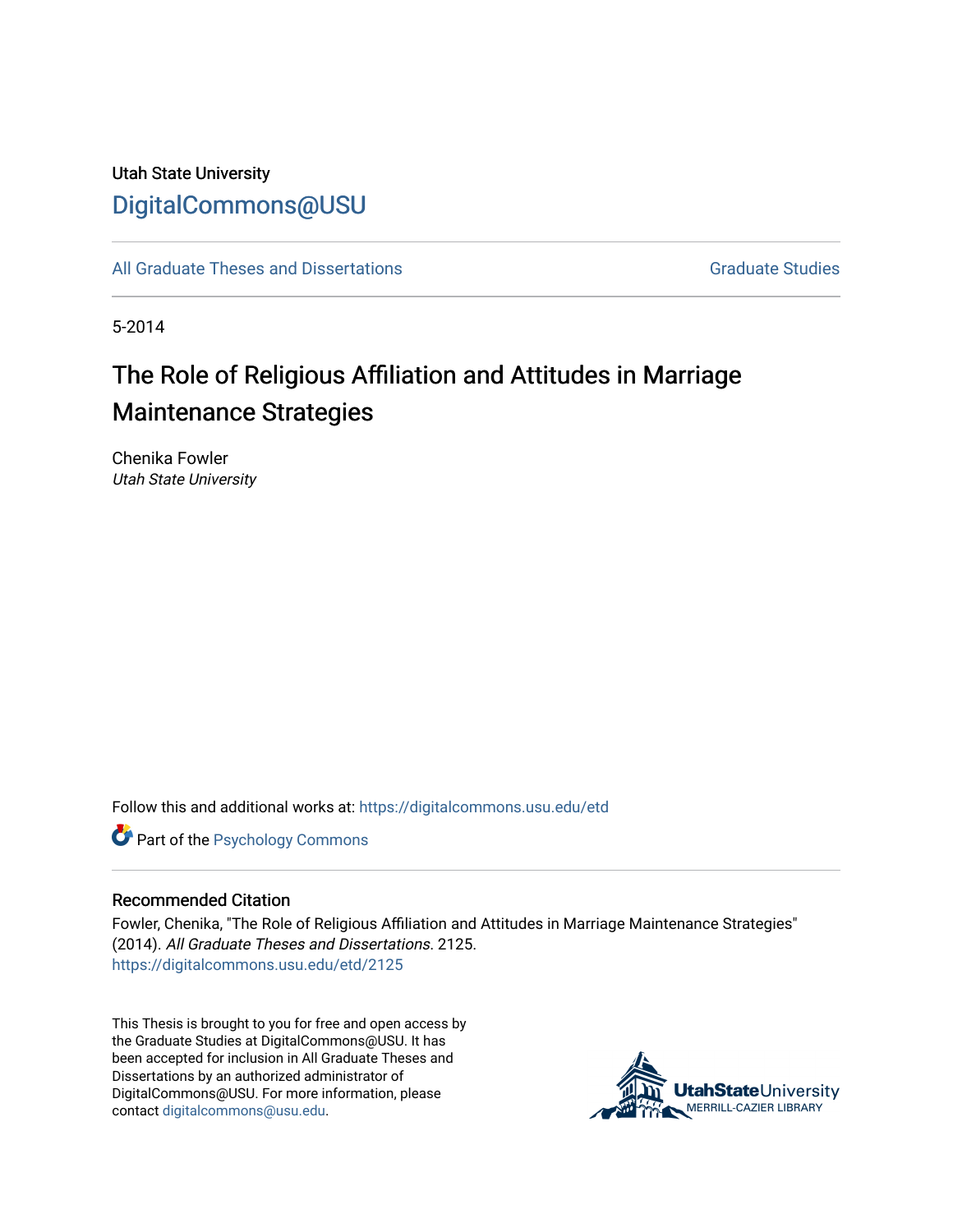Utah State University

DigitalCommons@USU

All Graduate Theses and Dissertations

Graduate Studies

5-2014

# The Role of Religious Affiliation and Attitudes in Marriage Maintenance Strategies

Chenika Fowler
*Utah State University*

Follow this and additional works at: https://digitalcommons.usu.edu/etd

Part of the Psychology Commons

## Recommended Citation

Fowler, Chenika, "The Role of Religious Affiliation and Attitudes in Marriage Maintenance Strategies" (2014). *All Graduate Theses and Dissertations*. 2125.
https://digitalcommons.usu.edu/etd/2125

This Thesis is brought to you for free and open access by the Graduate Studies at DigitalCommons@USU. It has been accepted for inclusion in All Graduate Theses and Dissertations by an authorized administrator of DigitalCommons@USU. For more information, please contact digitalcommons@usu.edu.

UtahStateUniversity
MERRILL-CAZIER LIBRARY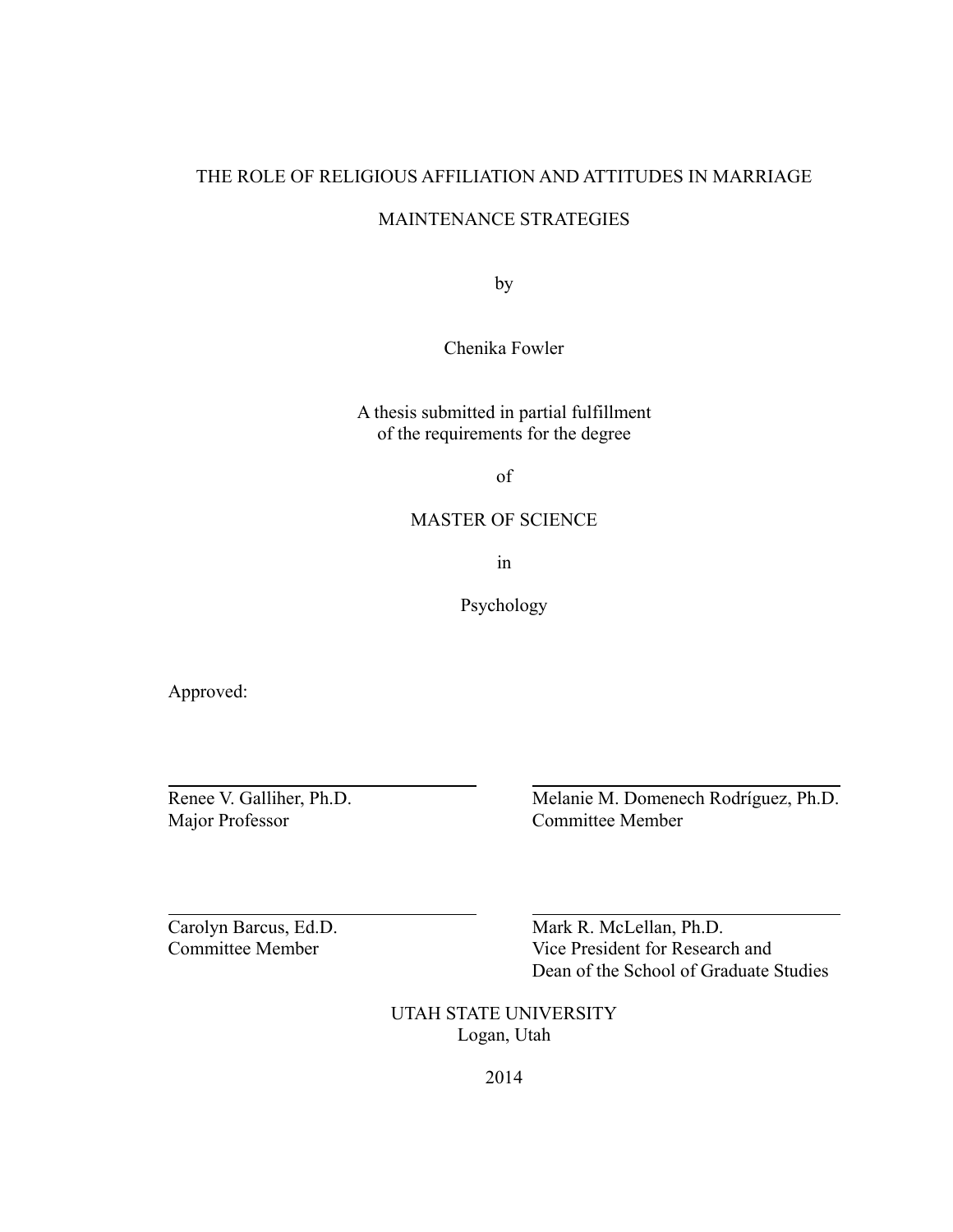# THE ROLE OF RELIGIOUS AFFILIATION AND ATTITUDES IN MARRIAGE MAINTENANCE STRATEGIES

by

Chenika Fowler

A thesis submitted in partial fulfillment
of the requirements for the degree

of

MASTER OF SCIENCE

in

Psychology

Approved:

| | |
|---|---|
| Renee V. Galliher, Ph.D.<br>Major Professor | Melanie M. Domenech Rodríguez, Ph.D.<br>Committee Member |
| Carolyn Barcus, Ed.D.<br>Committee Member | Mark R. McLellan, Ph.D.<br>Vice President for Research and<br>Dean of the School of Graduate Studies |

UTAH STATE UNIVERSITY
Logan, Utah

2014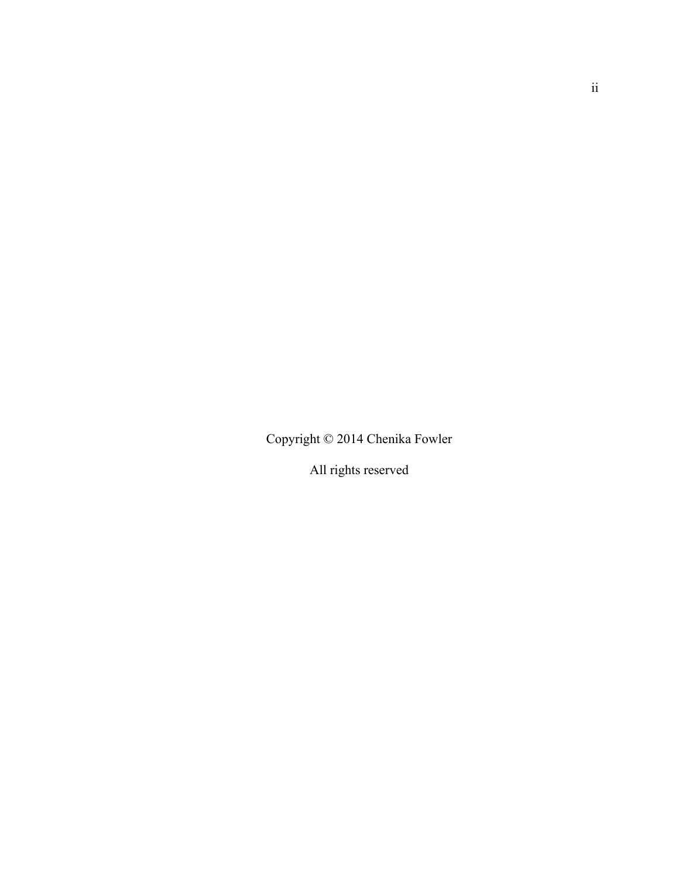Copyright © 2014 Chenika Fowler

All rights reserved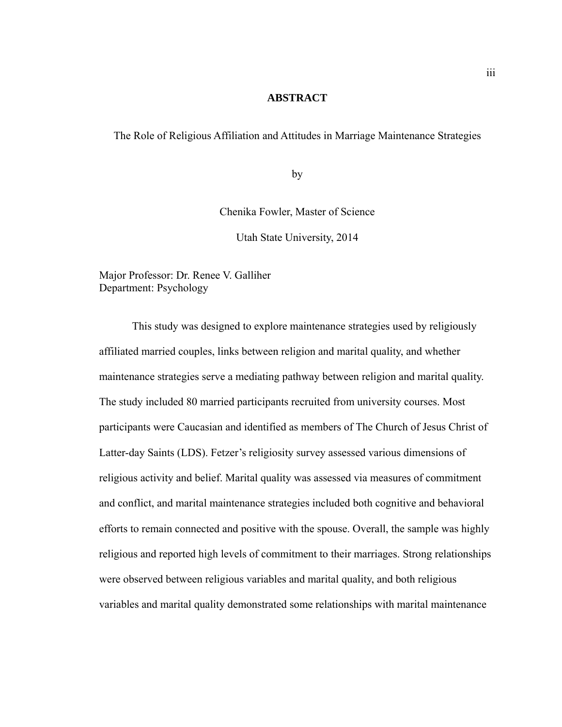## ABSTRACT

The Role of Religious Affiliation and Attitudes in Marriage Maintenance Strategies

by

Chenika Fowler, Master of Science

Utah State University, 2014

Major Professor: Dr. Renee V. Galliher
Department: Psychology

This study was designed to explore maintenance strategies used by religiously affiliated married couples, links between religion and marital quality, and whether maintenance strategies serve a mediating pathway between religion and marital quality. The study included 80 married participants recruited from university courses. Most participants were Caucasian and identified as members of The Church of Jesus Christ of Latter-day Saints (LDS). Fetzer's religiosity survey assessed various dimensions of religious activity and belief. Marital quality was assessed via measures of commitment and conflict, and marital maintenance strategies included both cognitive and behavioral efforts to remain connected and positive with the spouse. Overall, the sample was highly religious and reported high levels of commitment to their marriages. Strong relationships were observed between religious variables and marital quality, and both religious variables and marital quality demonstrated some relationships with marital maintenance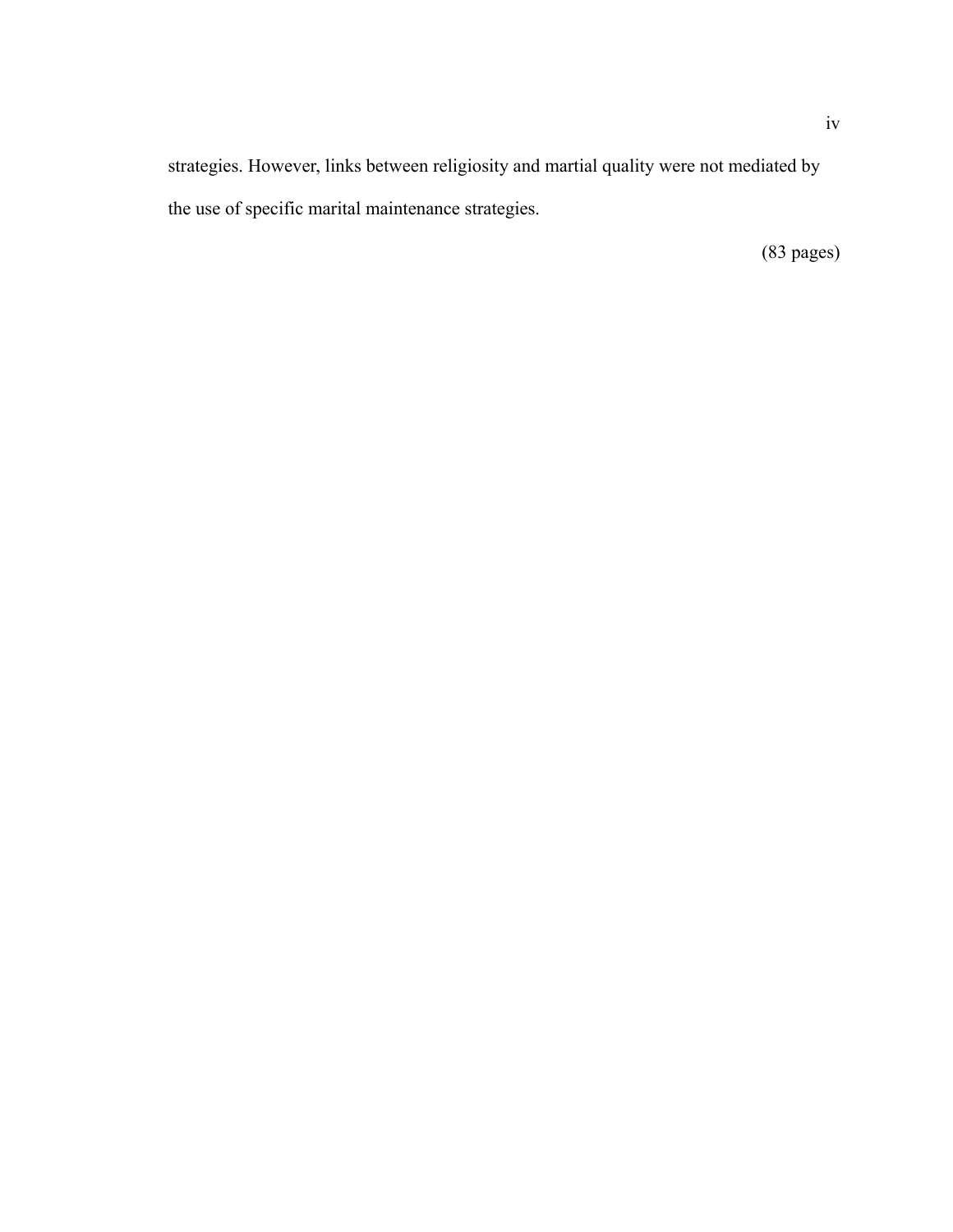strategies. However, links between religiosity and martial quality were not mediated by the use of specific marital maintenance strategies.

(83 pages)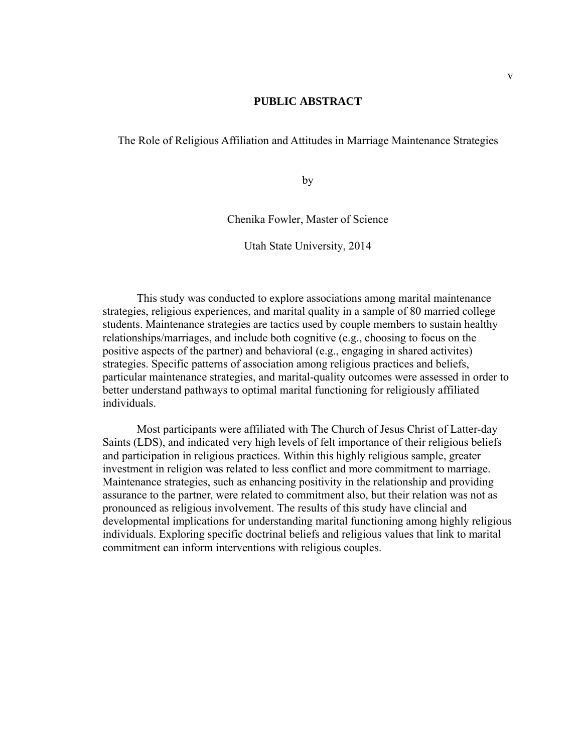# PUBLIC ABSTRACT

The Role of Religious Affiliation and Attitudes in Marriage Maintenance Strategies

by

Chenika Fowler, Master of Science

Utah State University, 2014

This study was conducted to explore associations among marital maintenance strategies, religious experiences, and marital quality in a sample of 80 married college students. Maintenance strategies are tactics used by couple members to sustain healthy relationships/marriages, and include both cognitive (e.g., choosing to focus on the positive aspects of the partner) and behavioral (e.g., engaging in shared activites) strategies. Specific patterns of association among religious practices and beliefs, particular maintenance strategies, and marital-quality outcomes were assessed in order to better understand pathways to optimal marital functioning for religiously affiliated individuals.

Most participants were affiliated with The Church of Jesus Christ of Latter-day Saints (LDS), and indicated very high levels of felt importance of their religious beliefs and participation in religious practices. Within this highly religious sample, greater investment in religion was related to less conflict and more commitment to marriage. Maintenance strategies, such as enhancing positivity in the relationship and providing assurance to the partner, were related to commitment also, but their relation was not as pronounced as religious involvement. The results of this study have clincial and developmental implications for understanding marital functioning among highly religious individuals. Exploring specific doctrinal beliefs and religious values that link to marital commitment can inform interventions with religious couples.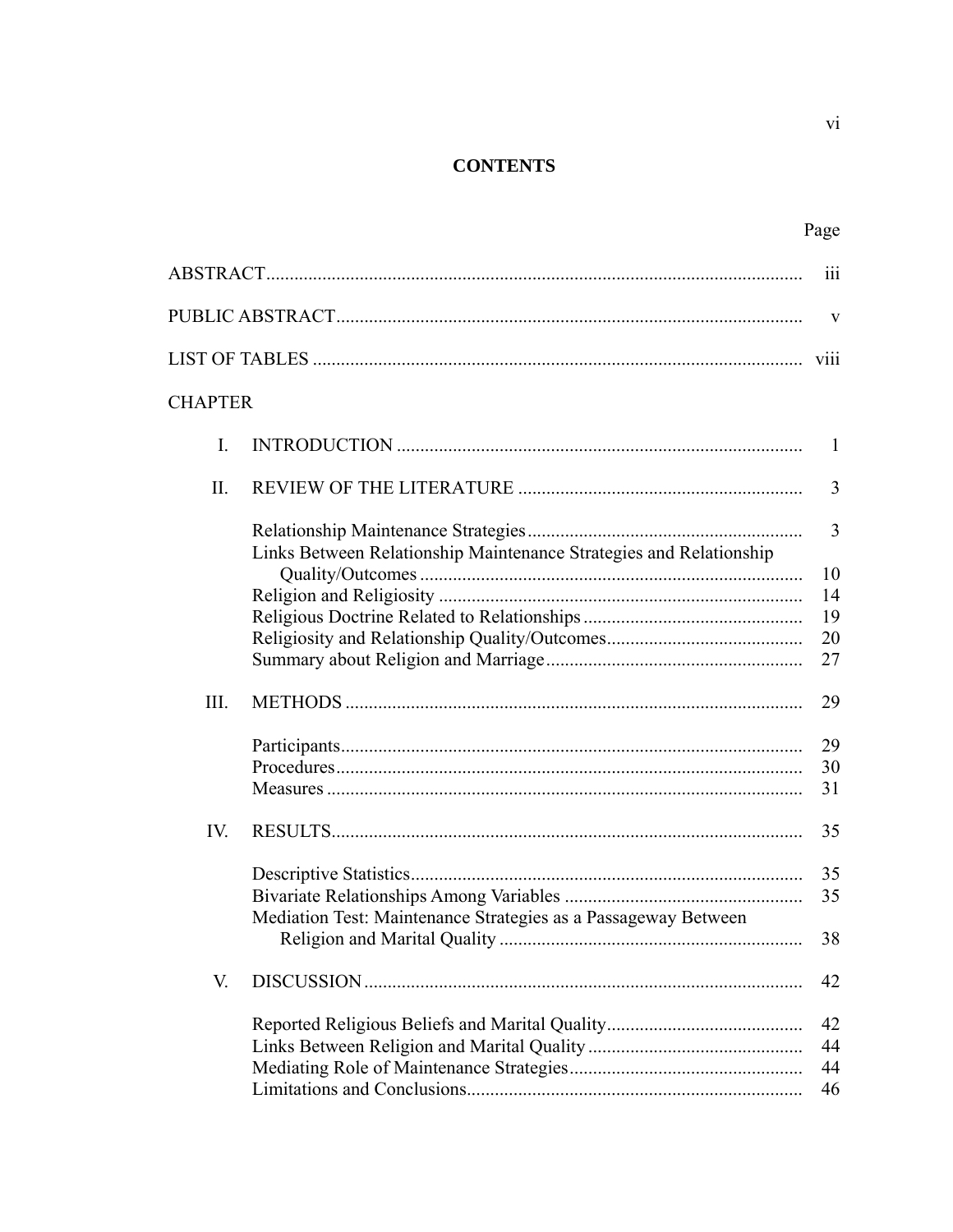# CONTENTS

| | Page |
|---|---|
| ABSTRACT | iii |
| PUBLIC ABSTRACT | v |
| LIST OF TABLES | viii |

CHAPTER

| | | |
|---|---|---|
| I. | INTRODUCTION | 1 |
| II. | REVIEW OF THE LITERATURE | 3 |
| | Relationship Maintenance Strategies | 3 |
| | Links Between Relationship Maintenance Strategies and Relationship Quality/Outcomes | 10 |
| | Religion and Religiosity | 14 |
| | Religious Doctrine Related to Relationships | 19 |
| | Religiosity and Relationship Quality/Outcomes | 20 |
| | Summary about Religion and Marriage | 27 |
| III. | METHODS | 29 |
| | Participants | 29 |
| | Procedures | 30 |
| | Measures | 31 |
| IV. | RESULTS | 35 |
| | Descriptive Statistics | 35 |
| | Bivariate Relationships Among Variables | 35 |
| | Mediation Test: Maintenance Strategies as a Passageway Between Religion and Marital Quality | 38 |
| V. | DISCUSSION | 42 |
| | Reported Religious Beliefs and Marital Quality | 42 |
| | Links Between Religion and Marital Quality | 44 |
| | Mediating Role of Maintenance Strategies | 44 |
| | Limitations and Conclusions | 46 |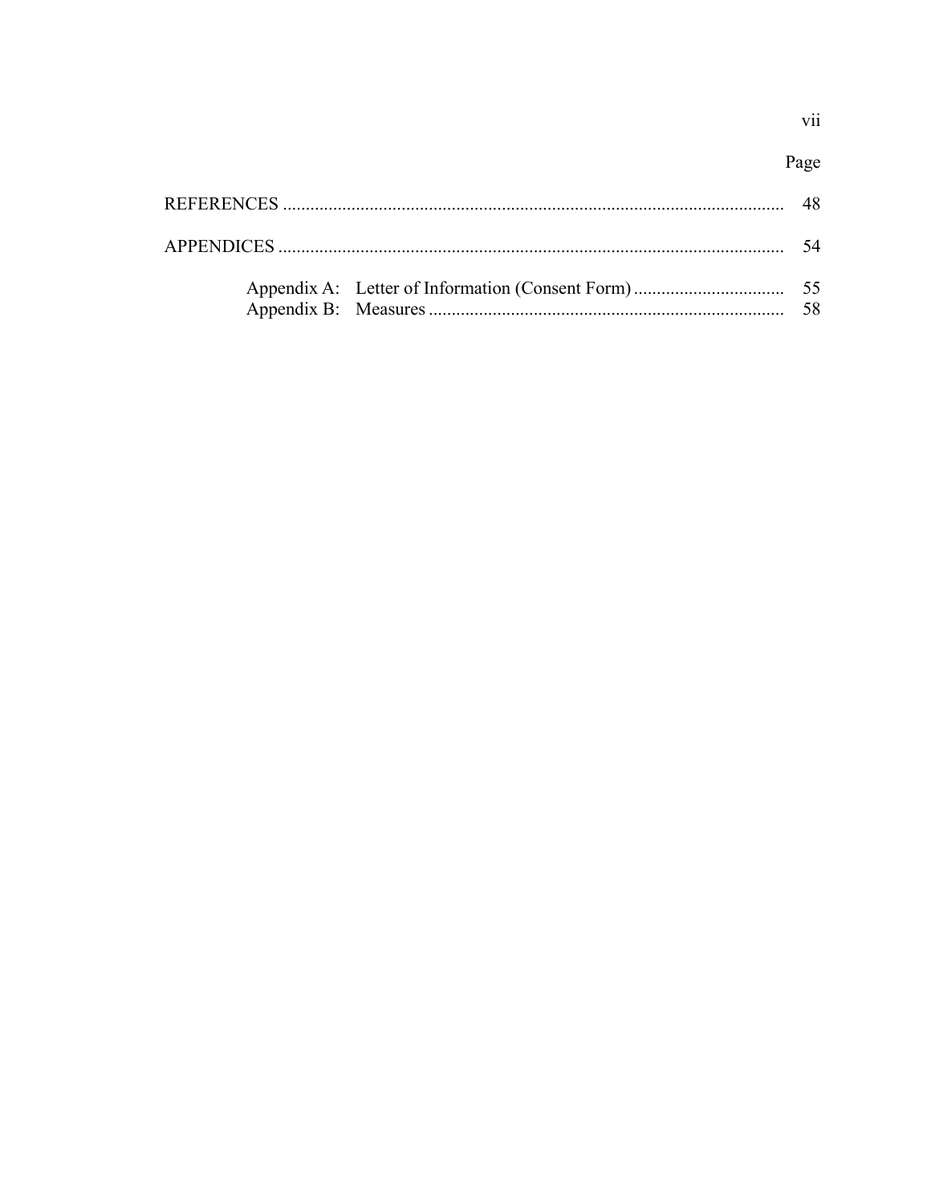| | Page |
|---|---|
| REFERENCES | 48 |
| APPENDICES | 54 |
| Appendix A: Letter of Information (Consent Form) | 55 |
| Appendix B: Measures | 58 |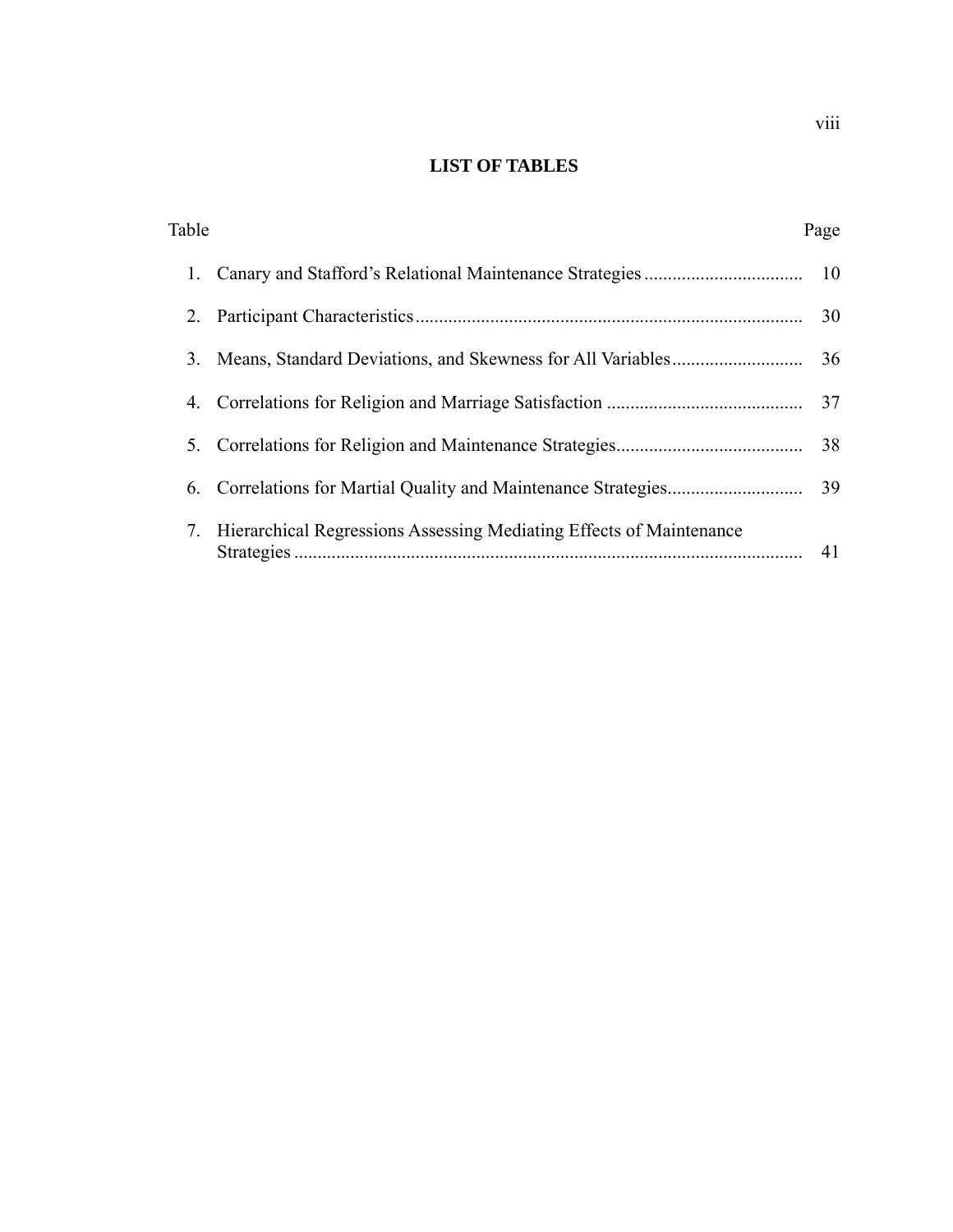# LIST OF TABLES

| Table | | Page |
|---|---|---|
| 1. | Canary and Stafford's Relational Maintenance Strategies | 10 |
| 2. | Participant Characteristics | 30 |
| 3. | Means, Standard Deviations, and Skewness for All Variables | 36 |
| 4. | Correlations for Religion and Marriage Satisfaction | 37 |
| 5. | Correlations for Religion and Maintenance Strategies | 38 |
| 6. | Correlations for Martial Quality and Maintenance Strategies | 39 |
| 7. | Hierarchical Regressions Assessing Mediating Effects of Maintenance Strategies | 41 |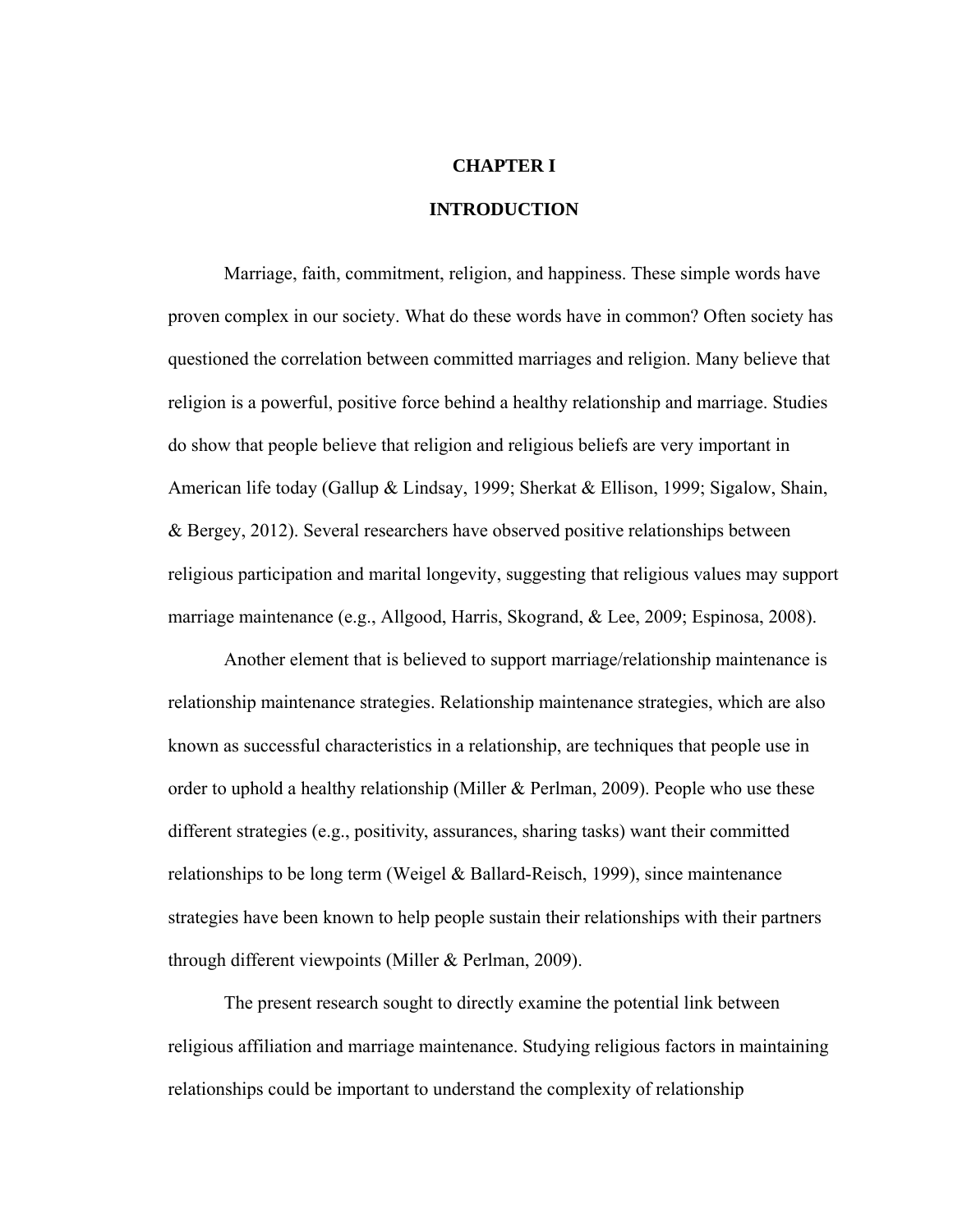# CHAPTER I

# INTRODUCTION

Marriage, faith, commitment, religion, and happiness. These simple words have proven complex in our society. What do these words have in common? Often society has questioned the correlation between committed marriages and religion. Many believe that religion is a powerful, positive force behind a healthy relationship and marriage. Studies do show that people believe that religion and religious beliefs are very important in American life today (Gallup & Lindsay, 1999; Sherkat & Ellison, 1999; Sigalow, Shain, & Bergey, 2012). Several researchers have observed positive relationships between religious participation and marital longevity, suggesting that religious values may support marriage maintenance (e.g., Allgood, Harris, Skogrand, & Lee, 2009; Espinosa, 2008).

Another element that is believed to support marriage/relationship maintenance is relationship maintenance strategies. Relationship maintenance strategies, which are also known as successful characteristics in a relationship, are techniques that people use in order to uphold a healthy relationship (Miller & Perlman, 2009). People who use these different strategies (e.g., positivity, assurances, sharing tasks) want their committed relationships to be long term (Weigel & Ballard-Reisch, 1999), since maintenance strategies have been known to help people sustain their relationships with their partners through different viewpoints (Miller & Perlman, 2009).

The present research sought to directly examine the potential link between religious affiliation and marriage maintenance. Studying religious factors in maintaining relationships could be important to understand the complexity of relationship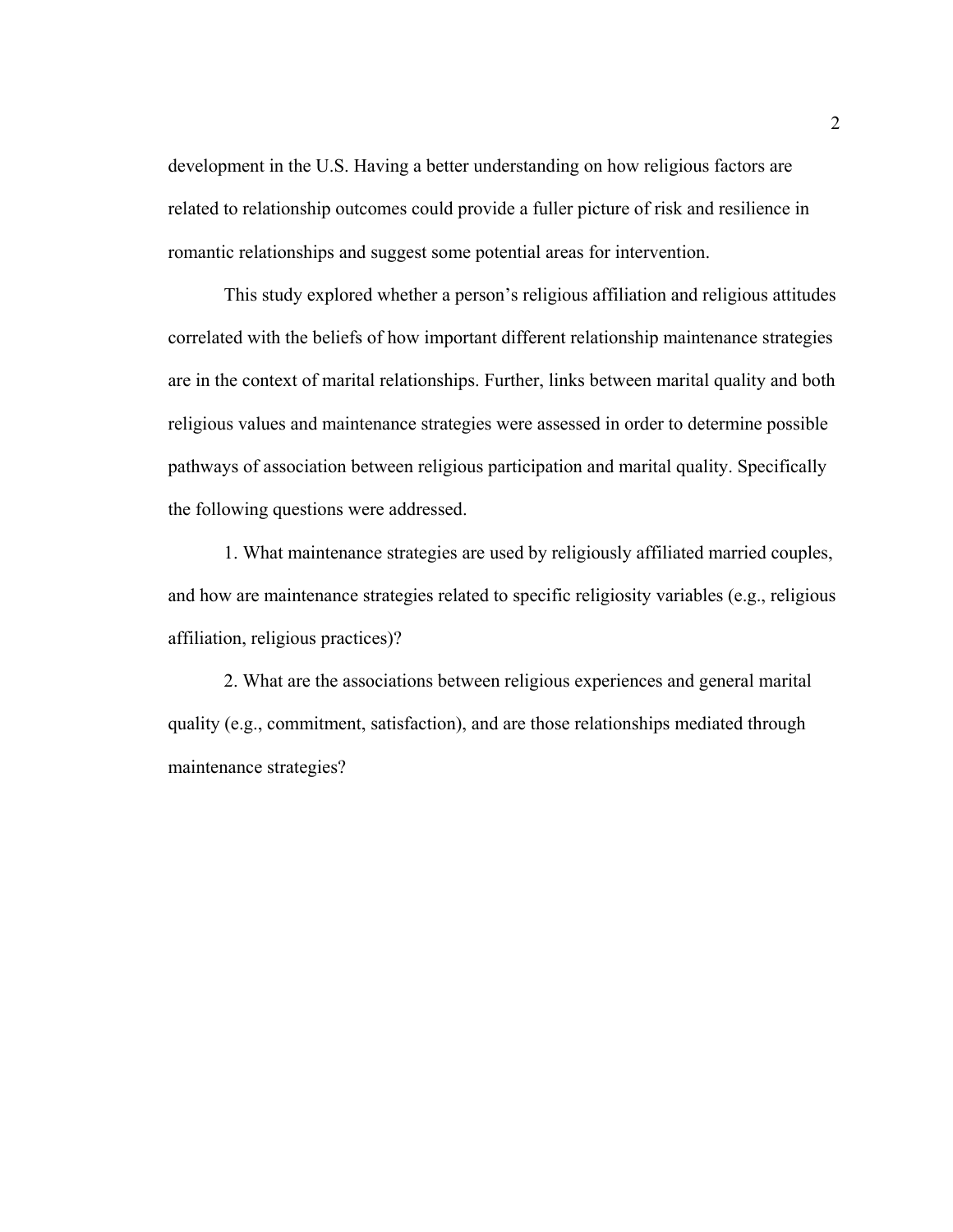development in the U.S. Having a better understanding on how religious factors are related to relationship outcomes could provide a fuller picture of risk and resilience in romantic relationships and suggest some potential areas for intervention.

This study explored whether a person's religious affiliation and religious attitudes correlated with the beliefs of how important different relationship maintenance strategies are in the context of marital relationships. Further, links between marital quality and both religious values and maintenance strategies were assessed in order to determine possible pathways of association between religious participation and marital quality. Specifically the following questions were addressed.

1. What maintenance strategies are used by religiously affiliated married couples, and how are maintenance strategies related to specific religiosity variables (e.g., religious affiliation, religious practices)?

2. What are the associations between religious experiences and general marital quality (e.g., commitment, satisfaction), and are those relationships mediated through maintenance strategies?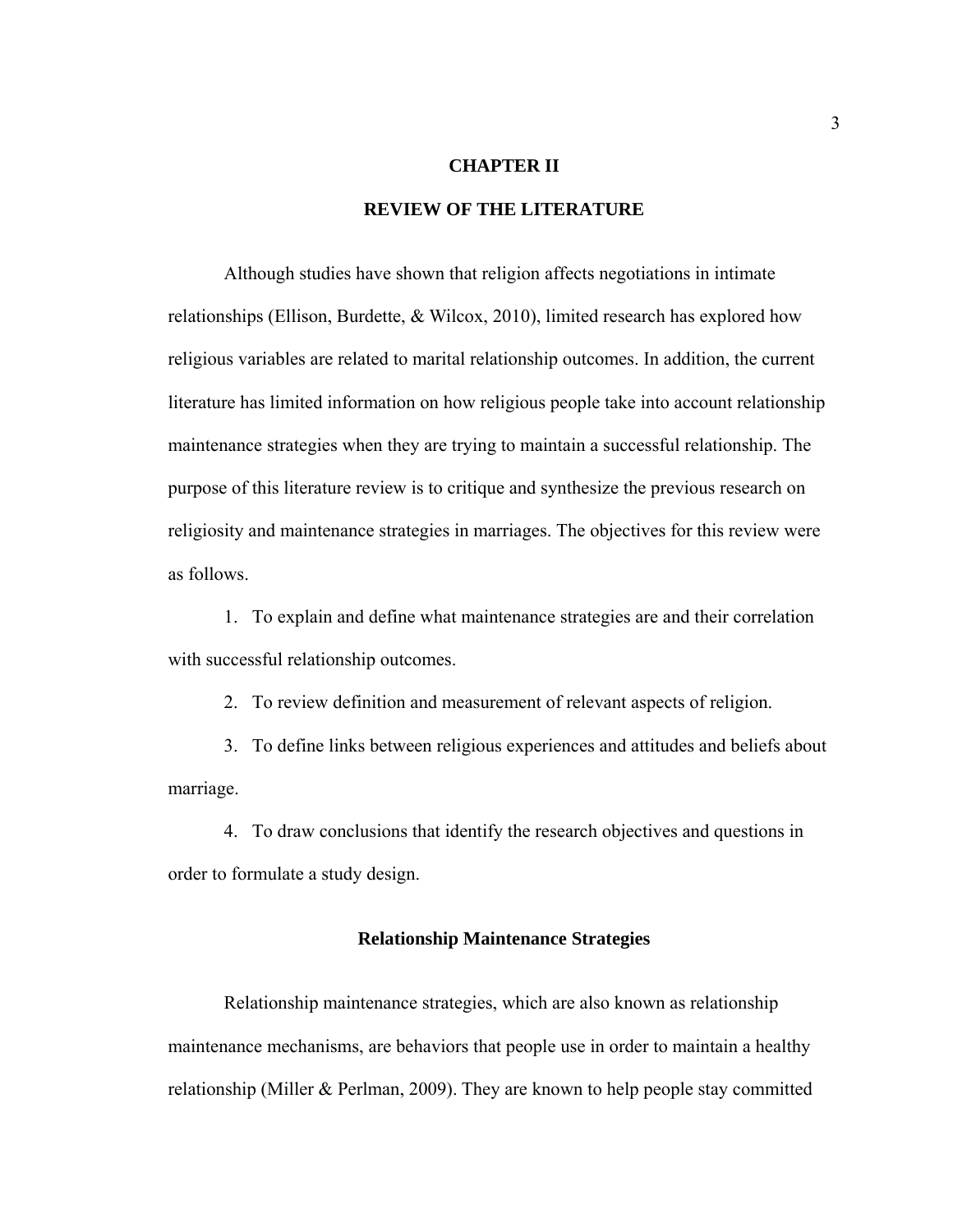# CHAPTER II

# REVIEW OF THE LITERATURE

Although studies have shown that religion affects negotiations in intimate relationships (Ellison, Burdette, & Wilcox, 2010), limited research has explored how religious variables are related to marital relationship outcomes. In addition, the current literature has limited information on how religious people take into account relationship maintenance strategies when they are trying to maintain a successful relationship. The purpose of this literature review is to critique and synthesize the previous research on religiosity and maintenance strategies in marriages. The objectives for this review were as follows.

1. To explain and define what maintenance strategies are and their correlation with successful relationship outcomes.
2. To review definition and measurement of relevant aspects of religion.
3. To define links between religious experiences and attitudes and beliefs about marriage.
4. To draw conclusions that identify the research objectives and questions in order to formulate a study design.

## Relationship Maintenance Strategies

Relationship maintenance strategies, which are also known as relationship maintenance mechanisms, are behaviors that people use in order to maintain a healthy relationship (Miller & Perlman, 2009). They are known to help people stay committed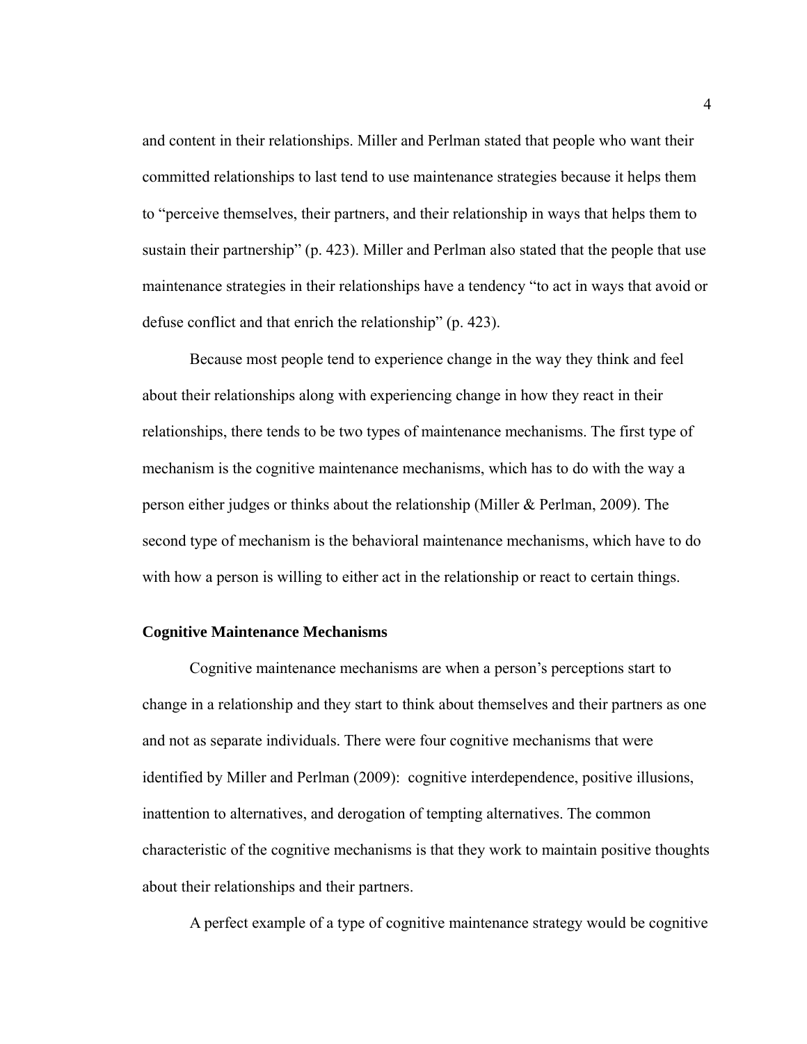and content in their relationships. Miller and Perlman stated that people who want their committed relationships to last tend to use maintenance strategies because it helps them to "perceive themselves, their partners, and their relationship in ways that helps them to sustain their partnership" (p. 423). Miller and Perlman also stated that the people that use maintenance strategies in their relationships have a tendency "to act in ways that avoid or defuse conflict and that enrich the relationship" (p. 423).

Because most people tend to experience change in the way they think and feel about their relationships along with experiencing change in how they react in their relationships, there tends to be two types of maintenance mechanisms. The first type of mechanism is the cognitive maintenance mechanisms, which has to do with the way a person either judges or thinks about the relationship (Miller & Perlman, 2009). The second type of mechanism is the behavioral maintenance mechanisms, which have to do with how a person is willing to either act in the relationship or react to certain things.

**Cognitive Maintenance Mechanisms**

Cognitive maintenance mechanisms are when a person's perceptions start to change in a relationship and they start to think about themselves and their partners as one and not as separate individuals. There were four cognitive mechanisms that were identified by Miller and Perlman (2009): cognitive interdependence, positive illusions, inattention to alternatives, and derogation of tempting alternatives. The common characteristic of the cognitive mechanisms is that they work to maintain positive thoughts about their relationships and their partners.

A perfect example of a type of cognitive maintenance strategy would be cognitive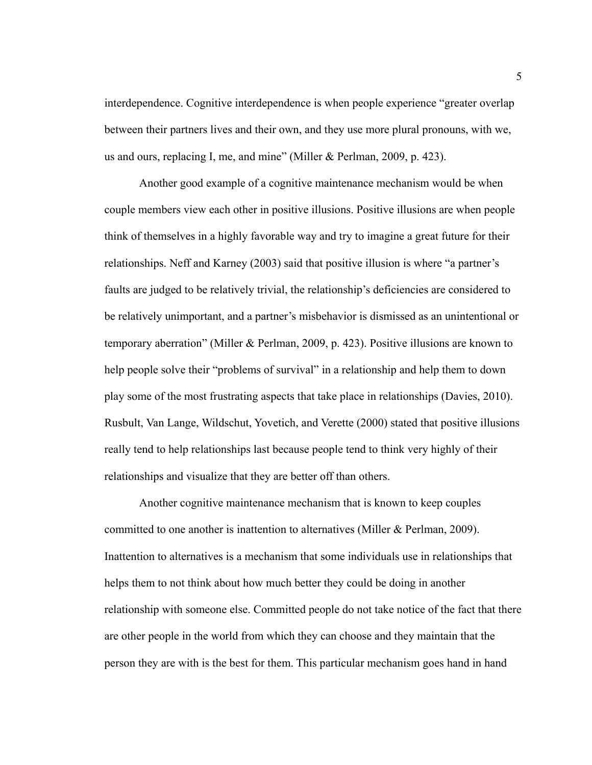interdependence. Cognitive interdependence is when people experience “greater overlap between their partners lives and their own, and they use more plural pronouns, with we, us and ours, replacing I, me, and mine” (Miller & Perlman, 2009, p. 423).

Another good example of a cognitive maintenance mechanism would be when couple members view each other in positive illusions. Positive illusions are when people think of themselves in a highly favorable way and try to imagine a great future for their relationships. Neff and Karney (2003) said that positive illusion is where “a partner’s faults are judged to be relatively trivial, the relationship’s deficiencies are considered to be relatively unimportant, and a partner’s misbehavior is dismissed as an unintentional or temporary aberration” (Miller & Perlman, 2009, p. 423). Positive illusions are known to help people solve their “problems of survival” in a relationship and help them to down play some of the most frustrating aspects that take place in relationships (Davies, 2010). Rusbult, Van Lange, Wildschut, Yovetich, and Verette (2000) stated that positive illusions really tend to help relationships last because people tend to think very highly of their relationships and visualize that they are better off than others.

Another cognitive maintenance mechanism that is known to keep couples committed to one another is inattention to alternatives (Miller & Perlman, 2009). Inattention to alternatives is a mechanism that some individuals use in relationships that helps them to not think about how much better they could be doing in another relationship with someone else. Committed people do not take notice of the fact that there are other people in the world from which they can choose and they maintain that the person they are with is the best for them. This particular mechanism goes hand in hand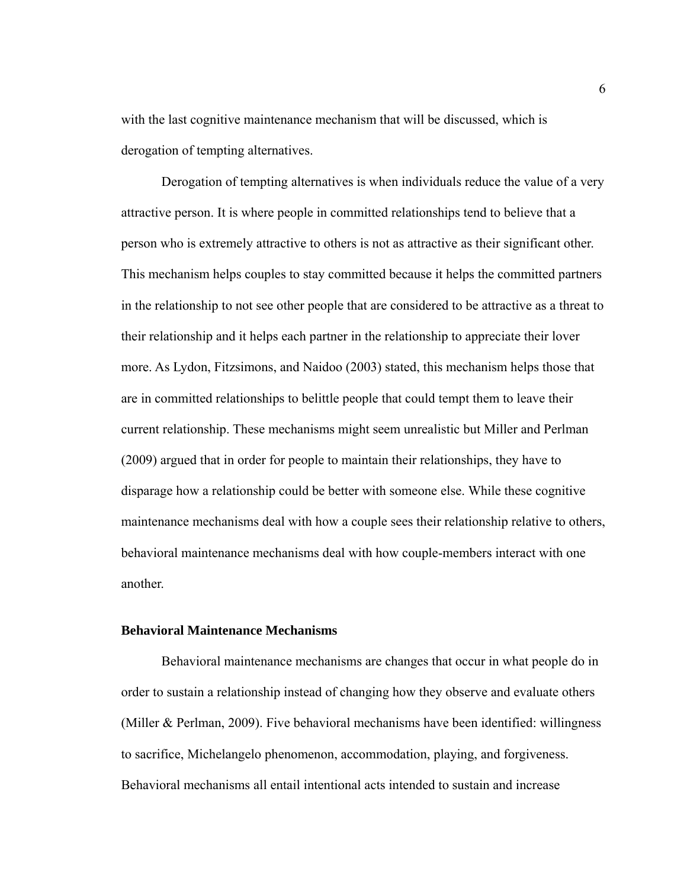with the last cognitive maintenance mechanism that will be discussed, which is derogation of tempting alternatives.

Derogation of tempting alternatives is when individuals reduce the value of a very attractive person. It is where people in committed relationships tend to believe that a person who is extremely attractive to others is not as attractive as their significant other. This mechanism helps couples to stay committed because it helps the committed partners in the relationship to not see other people that are considered to be attractive as a threat to their relationship and it helps each partner in the relationship to appreciate their lover more. As Lydon, Fitzsimons, and Naidoo (2003) stated, this mechanism helps those that are in committed relationships to belittle people that could tempt them to leave their current relationship. These mechanisms might seem unrealistic but Miller and Perlman (2009) argued that in order for people to maintain their relationships, they have to disparage how a relationship could be better with someone else. While these cognitive maintenance mechanisms deal with how a couple sees their relationship relative to others, behavioral maintenance mechanisms deal with how couple-members interact with one another.

### Behavioral Maintenance Mechanisms

Behavioral maintenance mechanisms are changes that occur in what people do in order to sustain a relationship instead of changing how they observe and evaluate others (Miller & Perlman, 2009). Five behavioral mechanisms have been identified: willingness to sacrifice, Michelangelo phenomenon, accommodation, playing, and forgiveness. Behavioral mechanisms all entail intentional acts intended to sustain and increase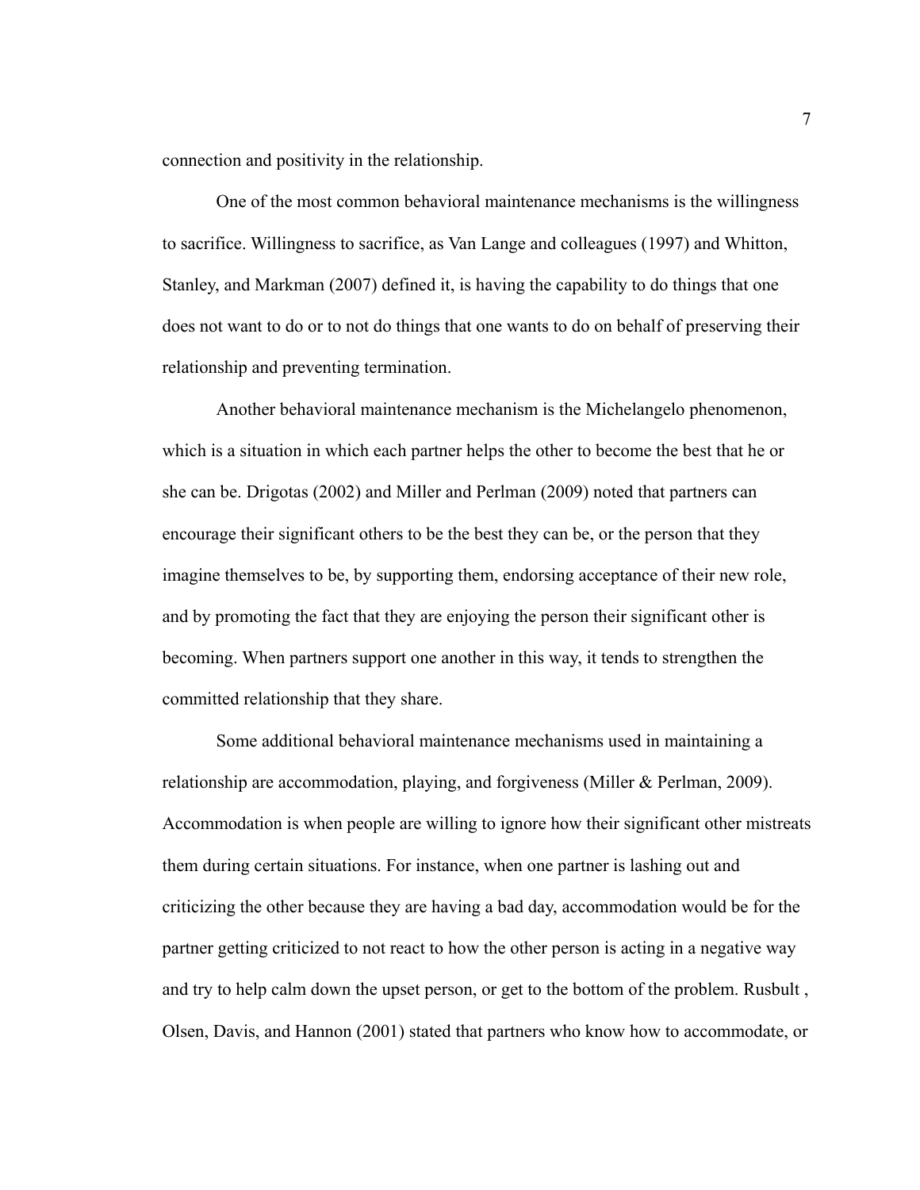connection and positivity in the relationship.

One of the most common behavioral maintenance mechanisms is the willingness to sacrifice. Willingness to sacrifice, as Van Lange and colleagues (1997) and Whitton, Stanley, and Markman (2007) defined it, is having the capability to do things that one does not want to do or to not do things that one wants to do on behalf of preserving their relationship and preventing termination.

Another behavioral maintenance mechanism is the Michelangelo phenomenon, which is a situation in which each partner helps the other to become the best that he or she can be. Drigotas (2002) and Miller and Perlman (2009) noted that partners can encourage their significant others to be the best they can be, or the person that they imagine themselves to be, by supporting them, endorsing acceptance of their new role, and by promoting the fact that they are enjoying the person their significant other is becoming. When partners support one another in this way, it tends to strengthen the committed relationship that they share.

Some additional behavioral maintenance mechanisms used in maintaining a relationship are accommodation, playing, and forgiveness (Miller & Perlman, 2009). Accommodation is when people are willing to ignore how their significant other mistreats them during certain situations. For instance, when one partner is lashing out and criticizing the other because they are having a bad day, accommodation would be for the partner getting criticized to not react to how the other person is acting in a negative way and try to help calm down the upset person, or get to the bottom of the problem. Rusbult , Olsen, Davis, and Hannon (2001) stated that partners who know how to accommodate, or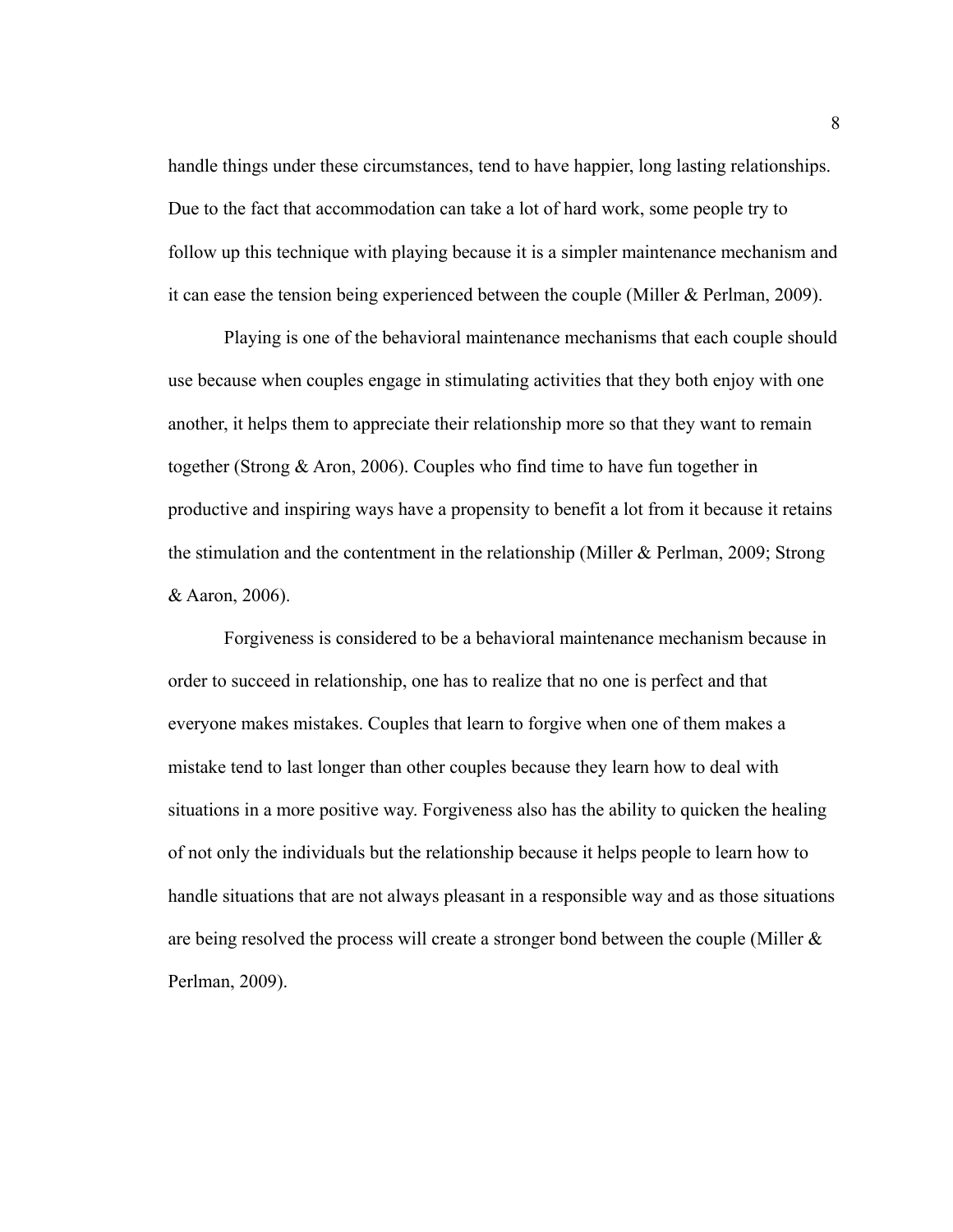handle things under these circumstances, tend to have happier, long lasting relationships. Due to the fact that accommodation can take a lot of hard work, some people try to follow up this technique with playing because it is a simpler maintenance mechanism and it can ease the tension being experienced between the couple (Miller & Perlman, 2009).

Playing is one of the behavioral maintenance mechanisms that each couple should use because when couples engage in stimulating activities that they both enjoy with one another, it helps them to appreciate their relationship more so that they want to remain together (Strong & Aron, 2006). Couples who find time to have fun together in productive and inspiring ways have a propensity to benefit a lot from it because it retains the stimulation and the contentment in the relationship (Miller & Perlman, 2009; Strong & Aaron, 2006).

Forgiveness is considered to be a behavioral maintenance mechanism because in order to succeed in relationship, one has to realize that no one is perfect and that everyone makes mistakes. Couples that learn to forgive when one of them makes a mistake tend to last longer than other couples because they learn how to deal with situations in a more positive way. Forgiveness also has the ability to quicken the healing of not only the individuals but the relationship because it helps people to learn how to handle situations that are not always pleasant in a responsible way and as those situations are being resolved the process will create a stronger bond between the couple (Miller & Perlman, 2009).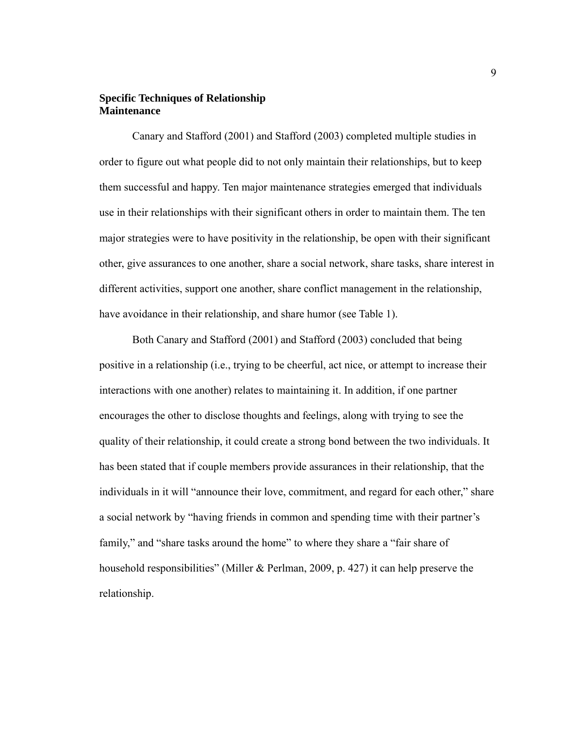**Specific Techniques of Relationship Maintenance**

Canary and Stafford (2001) and Stafford (2003) completed multiple studies in order to figure out what people did to not only maintain their relationships, but to keep them successful and happy. Ten major maintenance strategies emerged that individuals use in their relationships with their significant others in order to maintain them. The ten major strategies were to have positivity in the relationship, be open with their significant other, give assurances to one another, share a social network, share tasks, share interest in different activities, support one another, share conflict management in the relationship, have avoidance in their relationship, and share humor (see Table 1).

Both Canary and Stafford (2001) and Stafford (2003) concluded that being positive in a relationship (i.e., trying to be cheerful, act nice, or attempt to increase their interactions with one another) relates to maintaining it. In addition, if one partner encourages the other to disclose thoughts and feelings, along with trying to see the quality of their relationship, it could create a strong bond between the two individuals. It has been stated that if couple members provide assurances in their relationship, that the individuals in it will "announce their love, commitment, and regard for each other," share a social network by "having friends in common and spending time with their partner's family," and "share tasks around the home" to where they share a "fair share of household responsibilities" (Miller & Perlman, 2009, p. 427) it can help preserve the relationship.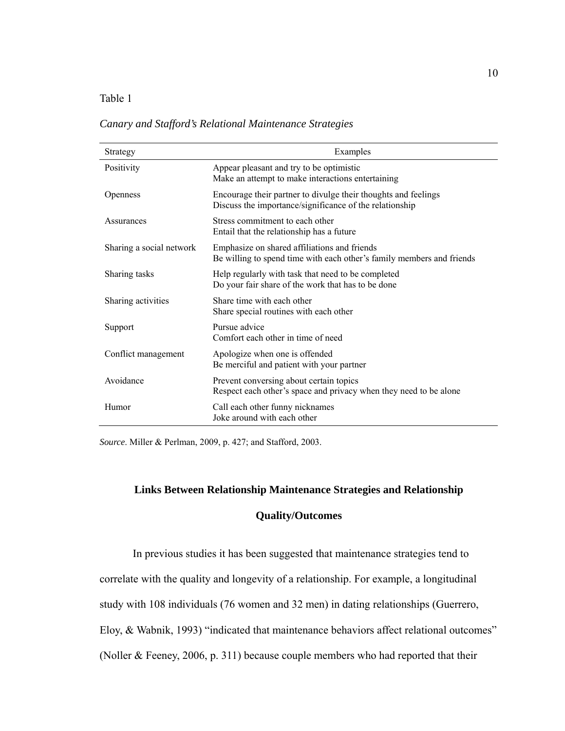Table 1

*Canary and Stafford's Relational Maintenance Strategies*

| Strategy | Examples |
| --- | --- |
| Positivity | Appear pleasant and try to be optimistic<br>Make an attempt to make interactions entertaining |
| Openness | Encourage their partner to divulge their thoughts and feelings<br>Discuss the importance/significance of the relationship |
| Assurances | Stress commitment to each other<br>Entail that the relationship has a future |
| Sharing a social network | Emphasize on shared affiliations and friends<br>Be willing to spend time with each other's family members and friends |
| Sharing tasks | Help regularly with task that need to be completed<br>Do your fair share of the work that has to be done |
| Sharing activities | Share time with each other<br>Share special routines with each other |
| Support | Pursue advice<br>Comfort each other in time of need |
| Conflict management | Apologize when one is offended<br>Be merciful and patient with your partner |
| Avoidance | Prevent conversing about certain topics<br>Respect each other's space and privacy when they need to be alone |
| Humor | Call each other funny nicknames<br>Joke around with each other |

*Source*. Miller & Perlman, 2009, p. 427; and Stafford, 2003.

## Links Between Relationship Maintenance Strategies and Relationship Quality/Outcomes

In previous studies it has been suggested that maintenance strategies tend to correlate with the quality and longevity of a relationship. For example, a longitudinal study with 108 individuals (76 women and 32 men) in dating relationships (Guerrero, Eloy, & Wabnik, 1993) "indicated that maintenance behaviors affect relational outcomes" (Noller & Feeney, 2006, p. 311) because couple members who had reported that their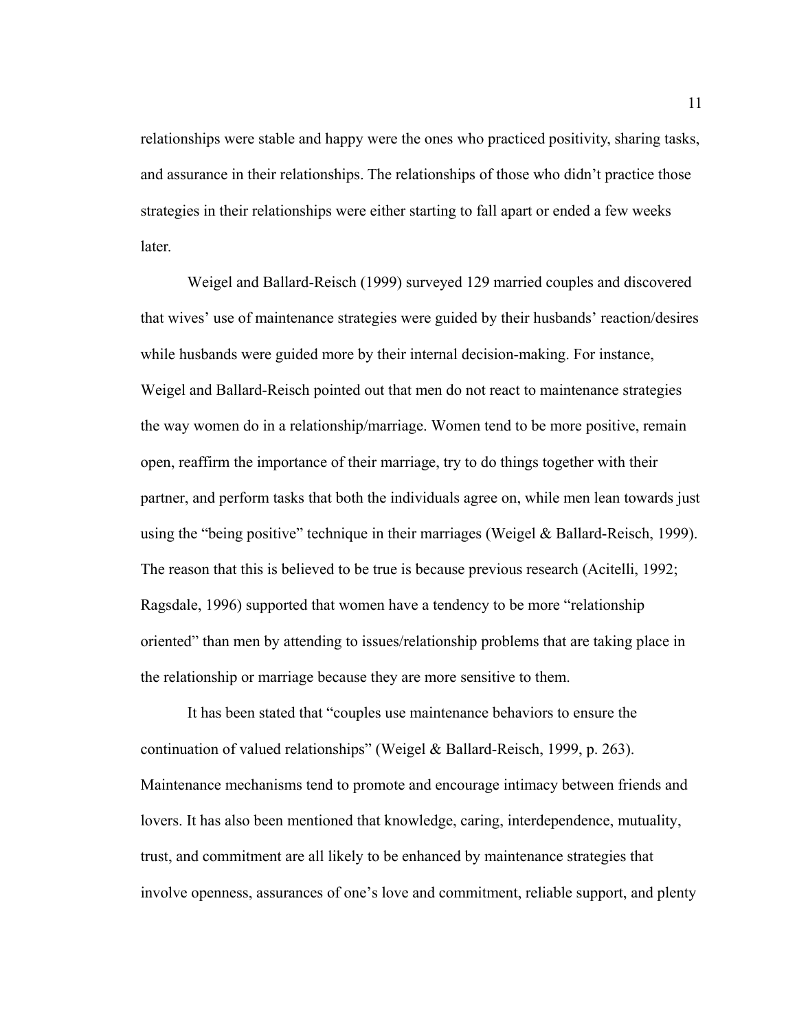relationships were stable and happy were the ones who practiced positivity, sharing tasks, and assurance in their relationships. The relationships of those who didn't practice those strategies in their relationships were either starting to fall apart or ended a few weeks later.

Weigel and Ballard-Reisch (1999) surveyed 129 married couples and discovered that wives' use of maintenance strategies were guided by their husbands' reaction/desires while husbands were guided more by their internal decision-making. For instance, Weigel and Ballard-Reisch pointed out that men do not react to maintenance strategies the way women do in a relationship/marriage. Women tend to be more positive, remain open, reaffirm the importance of their marriage, try to do things together with their partner, and perform tasks that both the individuals agree on, while men lean towards just using the "being positive" technique in their marriages (Weigel & Ballard-Reisch, 1999). The reason that this is believed to be true is because previous research (Acitelli, 1992; Ragsdale, 1996) supported that women have a tendency to be more "relationship oriented" than men by attending to issues/relationship problems that are taking place in the relationship or marriage because they are more sensitive to them.

It has been stated that "couples use maintenance behaviors to ensure the continuation of valued relationships" (Weigel & Ballard-Reisch, 1999, p. 263). Maintenance mechanisms tend to promote and encourage intimacy between friends and lovers. It has also been mentioned that knowledge, caring, interdependence, mutuality, trust, and commitment are all likely to be enhanced by maintenance strategies that involve openness, assurances of one's love and commitment, reliable support, and plenty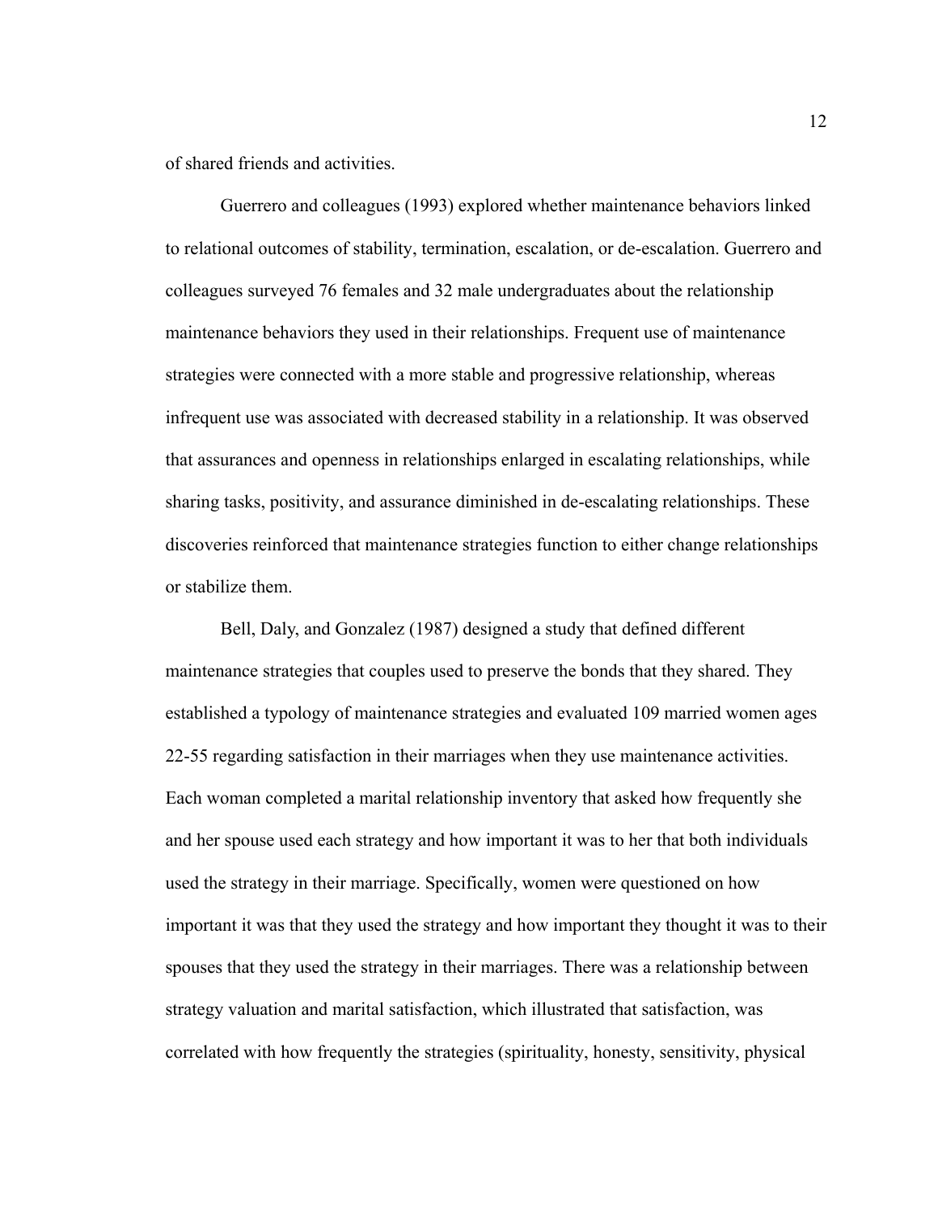of shared friends and activities.

Guerrero and colleagues (1993) explored whether maintenance behaviors linked to relational outcomes of stability, termination, escalation, or de-escalation. Guerrero and colleagues surveyed 76 females and 32 male undergraduates about the relationship maintenance behaviors they used in their relationships. Frequent use of maintenance strategies were connected with a more stable and progressive relationship, whereas infrequent use was associated with decreased stability in a relationship. It was observed that assurances and openness in relationships enlarged in escalating relationships, while sharing tasks, positivity, and assurance diminished in de-escalating relationships. These discoveries reinforced that maintenance strategies function to either change relationships or stabilize them.

Bell, Daly, and Gonzalez (1987) designed a study that defined different maintenance strategies that couples used to preserve the bonds that they shared. They established a typology of maintenance strategies and evaluated 109 married women ages 22-55 regarding satisfaction in their marriages when they use maintenance activities. Each woman completed a marital relationship inventory that asked how frequently she and her spouse used each strategy and how important it was to her that both individuals used the strategy in their marriage. Specifically, women were questioned on how important it was that they used the strategy and how important they thought it was to their spouses that they used the strategy in their marriages. There was a relationship between strategy valuation and marital satisfaction, which illustrated that satisfaction, was correlated with how frequently the strategies (spirituality, honesty, sensitivity, physical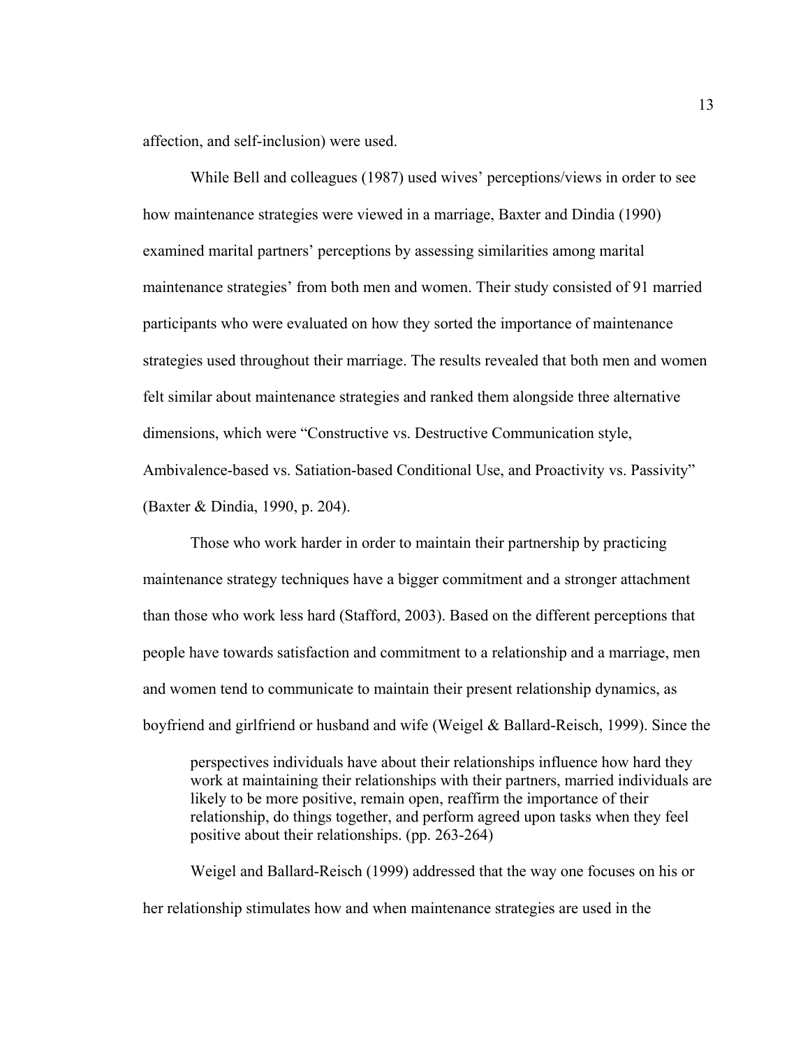affection, and self-inclusion) were used.

While Bell and colleagues (1987) used wives' perceptions/views in order to see how maintenance strategies were viewed in a marriage, Baxter and Dindia (1990) examined marital partners' perceptions by assessing similarities among marital maintenance strategies' from both men and women. Their study consisted of 91 married participants who were evaluated on how they sorted the importance of maintenance strategies used throughout their marriage. The results revealed that both men and women felt similar about maintenance strategies and ranked them alongside three alternative dimensions, which were "Constructive vs. Destructive Communication style, Ambivalence-based vs. Satiation-based Conditional Use, and Proactivity vs. Passivity" (Baxter & Dindia, 1990, p. 204).

Those who work harder in order to maintain their partnership by practicing maintenance strategy techniques have a bigger commitment and a stronger attachment than those who work less hard (Stafford, 2003). Based on the different perceptions that people have towards satisfaction and commitment to a relationship and a marriage, men and women tend to communicate to maintain their present relationship dynamics, as boyfriend and girlfriend or husband and wife (Weigel & Ballard-Reisch, 1999). Since the

> perspectives individuals have about their relationships influence how hard they work at maintaining their relationships with their partners, married individuals are likely to be more positive, remain open, reaffirm the importance of their relationship, do things together, and perform agreed upon tasks when they feel positive about their relationships. (pp. 263-264)

Weigel and Ballard-Reisch (1999) addressed that the way one focuses on his or her relationship stimulates how and when maintenance strategies are used in the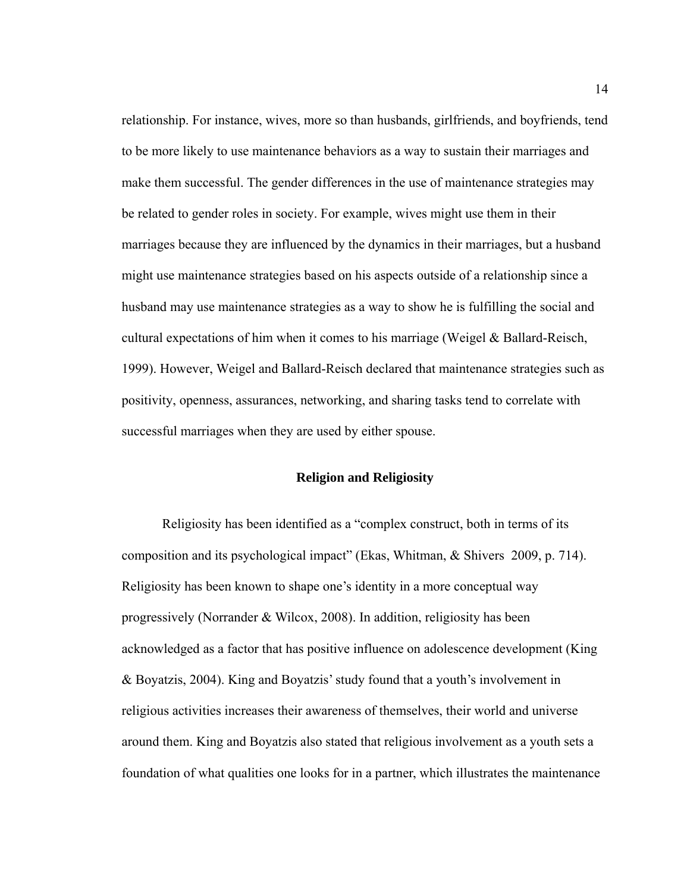relationship. For instance, wives, more so than husbands, girlfriends, and boyfriends, tend to be more likely to use maintenance behaviors as a way to sustain their marriages and make them successful. The gender differences in the use of maintenance strategies may be related to gender roles in society. For example, wives might use them in their marriages because they are influenced by the dynamics in their marriages, but a husband might use maintenance strategies based on his aspects outside of a relationship since a husband may use maintenance strategies as a way to show he is fulfilling the social and cultural expectations of him when it comes to his marriage (Weigel & Ballard-Reisch, 1999). However, Weigel and Ballard-Reisch declared that maintenance strategies such as positivity, openness, assurances, networking, and sharing tasks tend to correlate with successful marriages when they are used by either spouse.

## Religion and Religiosity

Religiosity has been identified as a "complex construct, both in terms of its composition and its psychological impact" (Ekas, Whitman, & Shivers 2009, p. 714). Religiosity has been known to shape one's identity in a more conceptual way progressively (Norrander & Wilcox, 2008). In addition, religiosity has been acknowledged as a factor that has positive influence on adolescence development (King & Boyatzis, 2004). King and Boyatzis' study found that a youth's involvement in religious activities increases their awareness of themselves, their world and universe around them. King and Boyatzis also stated that religious involvement as a youth sets a foundation of what qualities one looks for in a partner, which illustrates the maintenance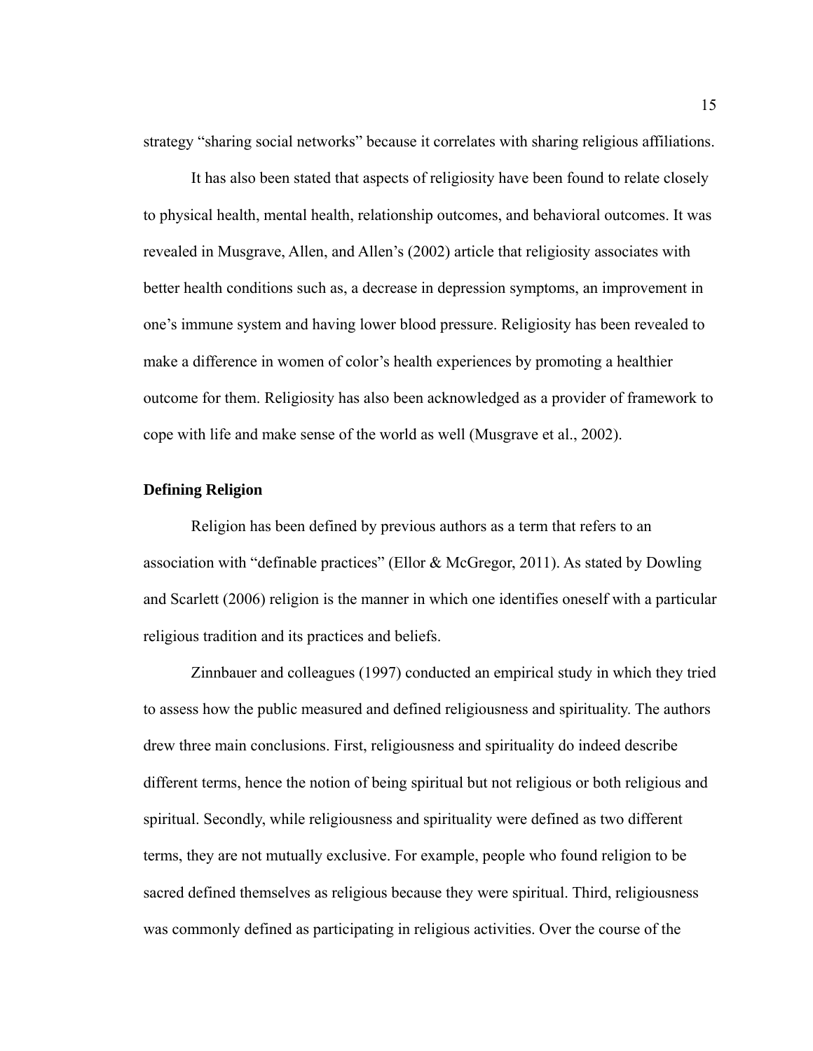strategy “sharing social networks” because it correlates with sharing religious affiliations.

It has also been stated that aspects of religiosity have been found to relate closely to physical health, mental health, relationship outcomes, and behavioral outcomes. It was revealed in Musgrave, Allen, and Allen’s (2002) article that religiosity associates with better health conditions such as, a decrease in depression symptoms, an improvement in one’s immune system and having lower blood pressure. Religiosity has been revealed to make a difference in women of color’s health experiences by promoting a healthier outcome for them. Religiosity has also been acknowledged as a provider of framework to cope with life and make sense of the world as well (Musgrave et al., 2002).

**Defining Religion**

Religion has been defined by previous authors as a term that refers to an association with “definable practices” (Ellor & McGregor, 2011). As stated by Dowling and Scarlett (2006) religion is the manner in which one identifies oneself with a particular religious tradition and its practices and beliefs.

Zinnbauer and colleagues (1997) conducted an empirical study in which they tried to assess how the public measured and defined religiousness and spirituality. The authors drew three main conclusions. First, religiousness and spirituality do indeed describe different terms, hence the notion of being spiritual but not religious or both religious and spiritual. Secondly, while religiousness and spirituality were defined as two different terms, they are not mutually exclusive. For example, people who found religion to be sacred defined themselves as religious because they were spiritual. Third, religiousness was commonly defined as participating in religious activities. Over the course of the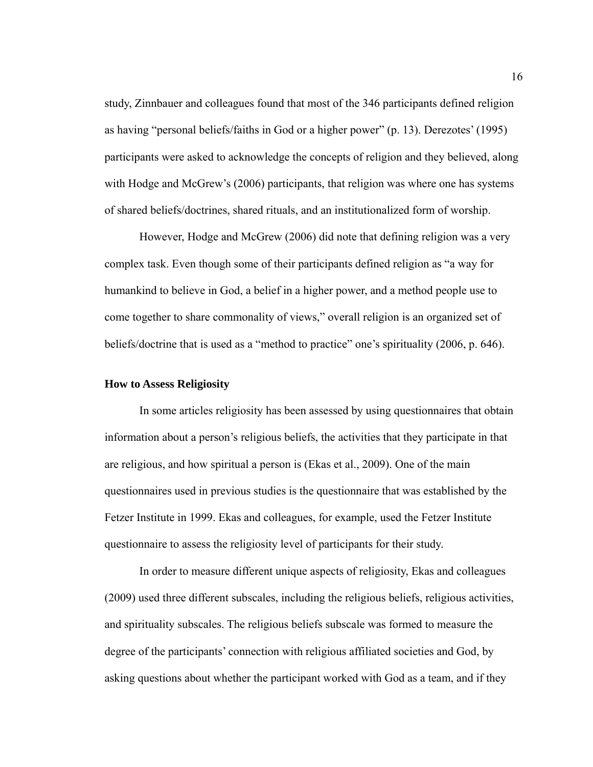study, Zinnbauer and colleagues found that most of the 346 participants defined religion as having “personal beliefs/faiths in God or a higher power” (p. 13). Derezotes’ (1995) participants were asked to acknowledge the concepts of religion and they believed, along with Hodge and McGrew’s (2006) participants, that religion was where one has systems of shared beliefs/doctrines, shared rituals, and an institutionalized form of worship.

However, Hodge and McGrew (2006) did note that defining religion was a very complex task. Even though some of their participants defined religion as “a way for humankind to believe in God, a belief in a higher power, and a method people use to come together to share commonality of views,” overall religion is an organized set of beliefs/doctrine that is used as a “method to practice” one’s spirituality (2006, p. 646).

### How to Assess Religiosity

In some articles religiosity has been assessed by using questionnaires that obtain information about a person’s religious beliefs, the activities that they participate in that are religious, and how spiritual a person is (Ekas et al., 2009). One of the main questionnaires used in previous studies is the questionnaire that was established by the Fetzer Institute in 1999. Ekas and colleagues, for example, used the Fetzer Institute questionnaire to assess the religiosity level of participants for their study.

In order to measure different unique aspects of religiosity, Ekas and colleagues (2009) used three different subscales, including the religious beliefs, religious activities, and spirituality subscales. The religious beliefs subscale was formed to measure the degree of the participants’ connection with religious affiliated societies and God, by asking questions about whether the participant worked with God as a team, and if they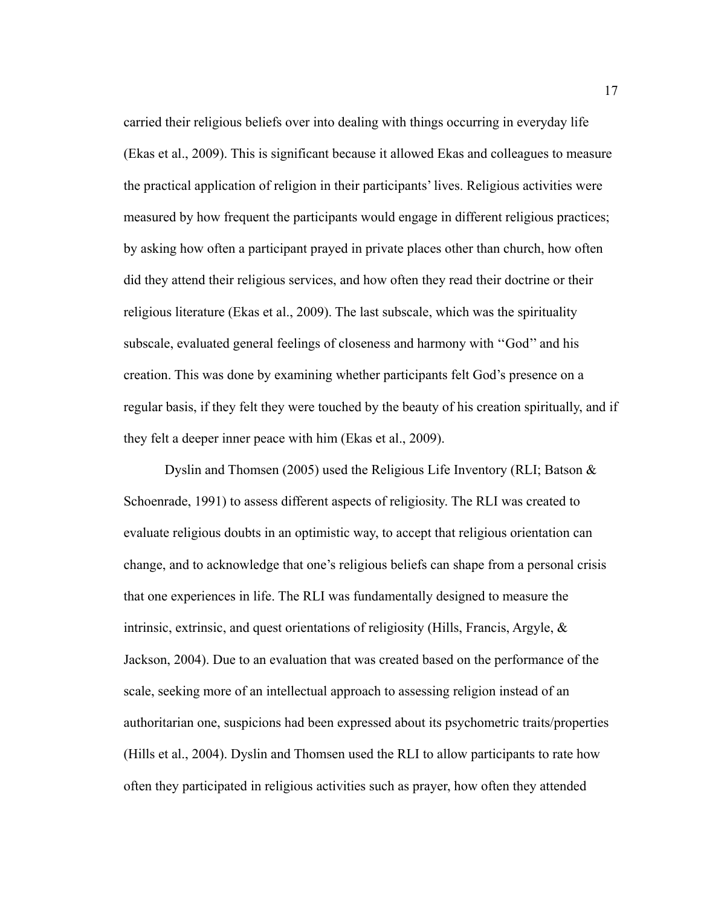carried their religious beliefs over into dealing with things occurring in everyday life (Ekas et al., 2009). This is significant because it allowed Ekas and colleagues to measure the practical application of religion in their participants' lives. Religious activities were measured by how frequent the participants would engage in different religious practices; by asking how often a participant prayed in private places other than church, how often did they attend their religious services, and how often they read their doctrine or their religious literature (Ekas et al., 2009). The last subscale, which was the spirituality subscale, evaluated general feelings of closeness and harmony with ''God'' and his creation. This was done by examining whether participants felt God's presence on a regular basis, if they felt they were touched by the beauty of his creation spiritually, and if they felt a deeper inner peace with him (Ekas et al., 2009).

Dyslin and Thomsen (2005) used the Religious Life Inventory (RLI; Batson & Schoenrade, 1991) to assess different aspects of religiosity. The RLI was created to evaluate religious doubts in an optimistic way, to accept that religious orientation can change, and to acknowledge that one's religious beliefs can shape from a personal crisis that one experiences in life. The RLI was fundamentally designed to measure the intrinsic, extrinsic, and quest orientations of religiosity (Hills, Francis, Argyle, & Jackson, 2004). Due to an evaluation that was created based on the performance of the scale, seeking more of an intellectual approach to assessing religion instead of an authoritarian one, suspicions had been expressed about its psychometric traits/properties (Hills et al., 2004). Dyslin and Thomsen used the RLI to allow participants to rate how often they participated in religious activities such as prayer, how often they attended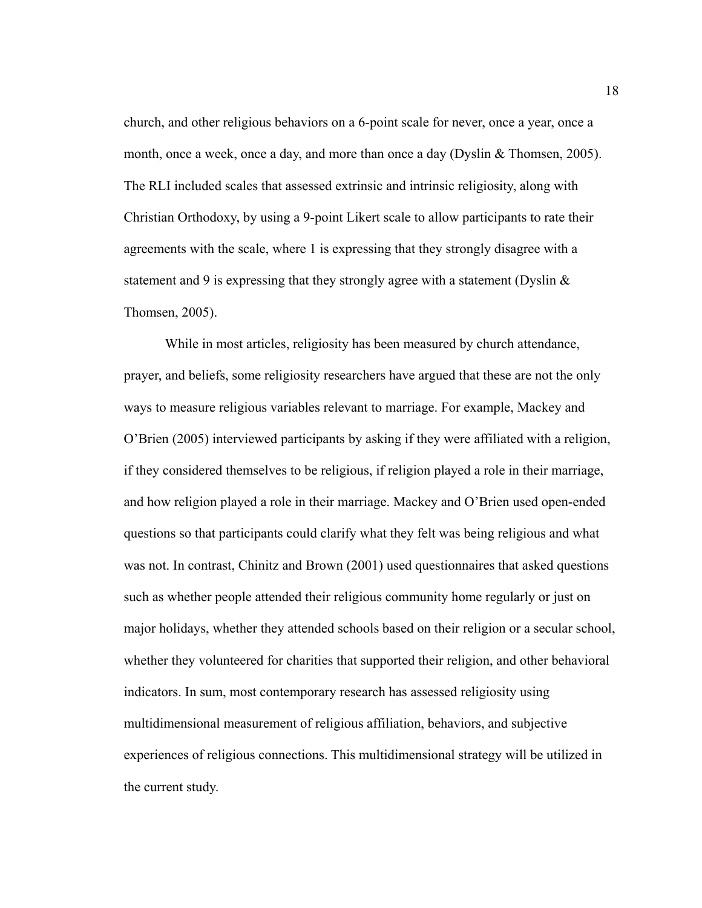church, and other religious behaviors on a 6-point scale for never, once a year, once a month, once a week, once a day, and more than once a day (Dyslin & Thomsen, 2005). The RLI included scales that assessed extrinsic and intrinsic religiosity, along with Christian Orthodoxy, by using a 9-point Likert scale to allow participants to rate their agreements with the scale, where 1 is expressing that they strongly disagree with a statement and 9 is expressing that they strongly agree with a statement (Dyslin & Thomsen, 2005).

While in most articles, religiosity has been measured by church attendance, prayer, and beliefs, some religiosity researchers have argued that these are not the only ways to measure religious variables relevant to marriage. For example, Mackey and O'Brien (2005) interviewed participants by asking if they were affiliated with a religion, if they considered themselves to be religious, if religion played a role in their marriage, and how religion played a role in their marriage. Mackey and O'Brien used open-ended questions so that participants could clarify what they felt was being religious and what was not. In contrast, Chinitz and Brown (2001) used questionnaires that asked questions such as whether people attended their religious community home regularly or just on major holidays, whether they attended schools based on their religion or a secular school, whether they volunteered for charities that supported their religion, and other behavioral indicators. In sum, most contemporary research has assessed religiosity using multidimensional measurement of religious affiliation, behaviors, and subjective experiences of religious connections. This multidimensional strategy will be utilized in the current study.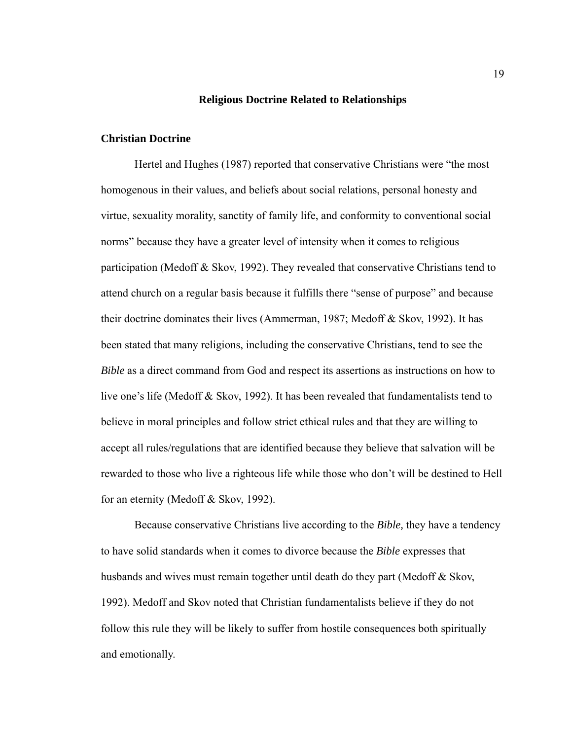## Religious Doctrine Related to Relationships

### Christian Doctrine

Hertel and Hughes (1987) reported that conservative Christians were “the most homogenous in their values, and beliefs about social relations, personal honesty and virtue, sexuality morality, sanctity of family life, and conformity to conventional social norms” because they have a greater level of intensity when it comes to religious participation (Medoff & Skov, 1992). They revealed that conservative Christians tend to attend church on a regular basis because it fulfills there “sense of purpose” and because their doctrine dominates their lives (Ammerman, 1987; Medoff & Skov, 1992). It has been stated that many religions, including the conservative Christians, tend to see the *Bible* as a direct command from God and respect its assertions as instructions on how to live one’s life (Medoff & Skov, 1992). It has been revealed that fundamentalists tend to believe in moral principles and follow strict ethical rules and that they are willing to accept all rules/regulations that are identified because they believe that salvation will be rewarded to those who live a righteous life while those who don’t will be destined to Hell for an eternity (Medoff & Skov, 1992).

Because conservative Christians live according to the *Bible,* they have a tendency to have solid standards when it comes to divorce because the *Bible* expresses that husbands and wives must remain together until death do they part (Medoff & Skov, 1992). Medoff and Skov noted that Christian fundamentalists believe if they do not follow this rule they will be likely to suffer from hostile consequences both spiritually and emotionally.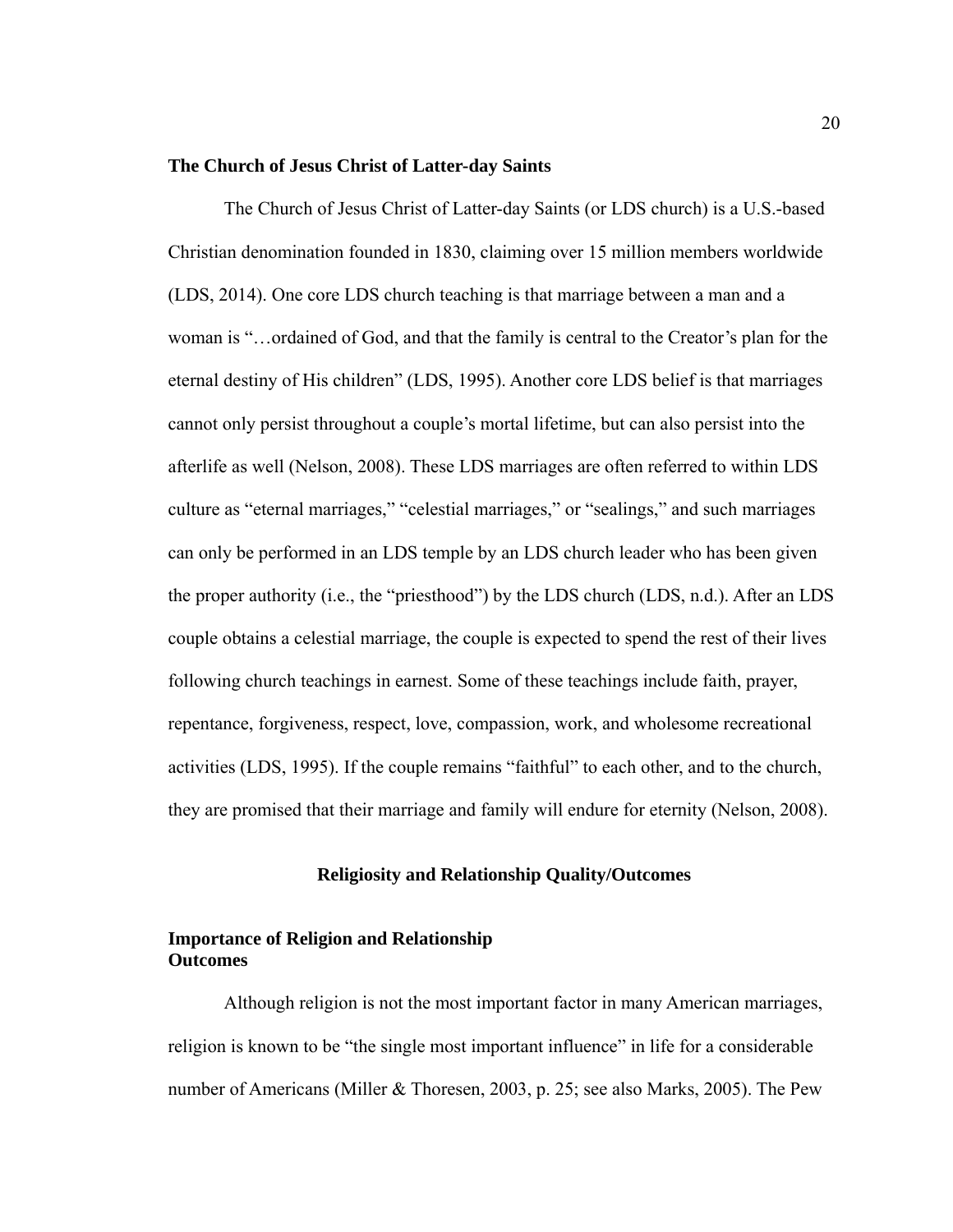### The Church of Jesus Christ of Latter-day Saints

The Church of Jesus Christ of Latter-day Saints (or LDS church) is a U.S.-based Christian denomination founded in 1830, claiming over 15 million members worldwide (LDS, 2014). One core LDS church teaching is that marriage between a man and a woman is "…ordained of God, and that the family is central to the Creator's plan for the eternal destiny of His children" (LDS, 1995). Another core LDS belief is that marriages cannot only persist throughout a couple's mortal lifetime, but can also persist into the afterlife as well (Nelson, 2008). These LDS marriages are often referred to within LDS culture as "eternal marriages," "celestial marriages," or "sealings," and such marriages can only be performed in an LDS temple by an LDS church leader who has been given the proper authority (i.e., the "priesthood") by the LDS church (LDS, n.d.). After an LDS couple obtains a celestial marriage, the couple is expected to spend the rest of their lives following church teachings in earnest. Some of these teachings include faith, prayer, repentance, forgiveness, respect, love, compassion, work, and wholesome recreational activities (LDS, 1995). If the couple remains "faithful" to each other, and to the church, they are promised that their marriage and family will endure for eternity (Nelson, 2008).

## Religiosity and Relationship Quality/Outcomes

### Importance of Religion and Relationship Outcomes

Although religion is not the most important factor in many American marriages, religion is known to be "the single most important influence" in life for a considerable number of Americans (Miller & Thoresen, 2003, p. 25; see also Marks, 2005). The Pew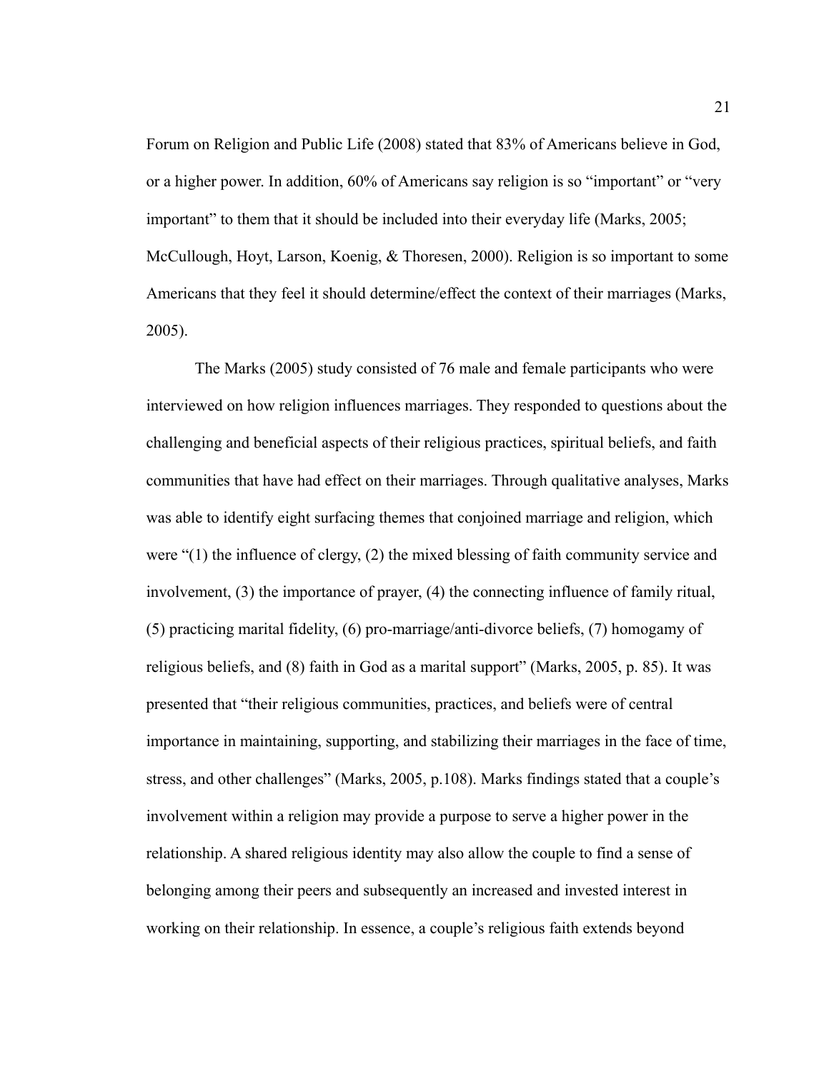Forum on Religion and Public Life (2008) stated that 83% of Americans believe in God, or a higher power. In addition, 60% of Americans say religion is so "important" or "very important" to them that it should be included into their everyday life (Marks, 2005; McCullough, Hoyt, Larson, Koenig, & Thoresen, 2000). Religion is so important to some Americans that they feel it should determine/effect the context of their marriages (Marks, 2005).

The Marks (2005) study consisted of 76 male and female participants who were interviewed on how religion influences marriages. They responded to questions about the challenging and beneficial aspects of their religious practices, spiritual beliefs, and faith communities that have had effect on their marriages. Through qualitative analyses, Marks was able to identify eight surfacing themes that conjoined marriage and religion, which were "(1) the influence of clergy, (2) the mixed blessing of faith community service and involvement, (3) the importance of prayer, (4) the connecting influence of family ritual, (5) practicing marital fidelity, (6) pro-marriage/anti-divorce beliefs, (7) homogamy of religious beliefs, and (8) faith in God as a marital support" (Marks, 2005, p. 85). It was presented that "their religious communities, practices, and beliefs were of central importance in maintaining, supporting, and stabilizing their marriages in the face of time, stress, and other challenges" (Marks, 2005, p.108). Marks findings stated that a couple's involvement within a religion may provide a purpose to serve a higher power in the relationship. A shared religious identity may also allow the couple to find a sense of belonging among their peers and subsequently an increased and invested interest in working on their relationship. In essence, a couple's religious faith extends beyond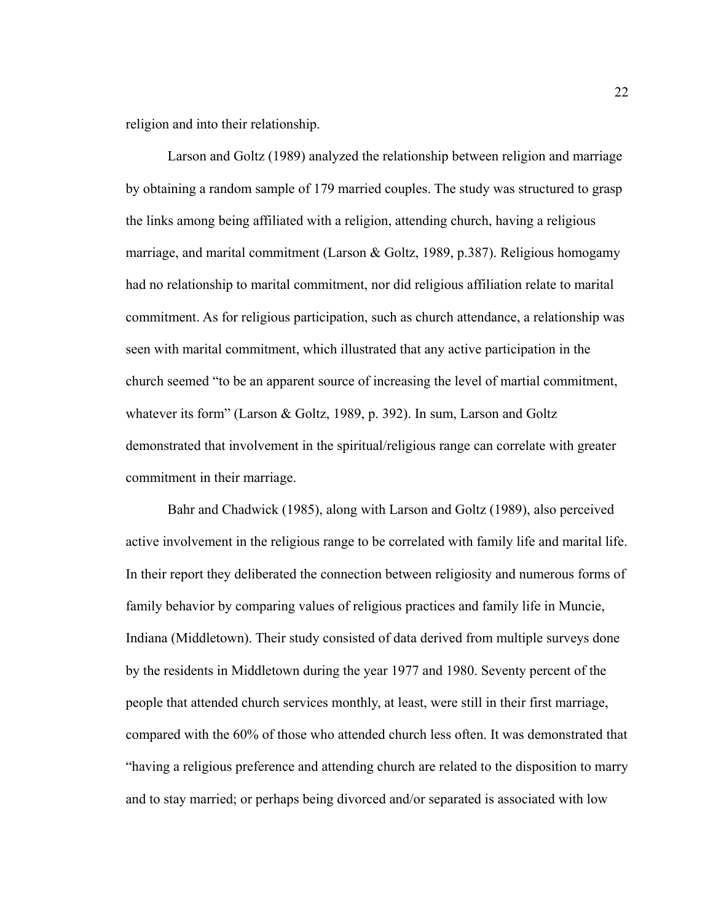religion and into their relationship.

Larson and Goltz (1989) analyzed the relationship between religion and marriage by obtaining a random sample of 179 married couples. The study was structured to grasp the links among being affiliated with a religion, attending church, having a religious marriage, and marital commitment (Larson & Goltz, 1989, p.387). Religious homogamy had no relationship to marital commitment, nor did religious affiliation relate to marital commitment. As for religious participation, such as church attendance, a relationship was seen with marital commitment, which illustrated that any active participation in the church seemed "to be an apparent source of increasing the level of martial commitment, whatever its form" (Larson & Goltz, 1989, p. 392). In sum, Larson and Goltz demonstrated that involvement in the spiritual/religious range can correlate with greater commitment in their marriage.

Bahr and Chadwick (1985), along with Larson and Goltz (1989), also perceived active involvement in the religious range to be correlated with family life and marital life. In their report they deliberated the connection between religiosity and numerous forms of family behavior by comparing values of religious practices and family life in Muncie, Indiana (Middletown). Their study consisted of data derived from multiple surveys done by the residents in Middletown during the year 1977 and 1980. Seventy percent of the people that attended church services monthly, at least, were still in their first marriage, compared with the 60% of those who attended church less often. It was demonstrated that "having a religious preference and attending church are related to the disposition to marry and to stay married; or perhaps being divorced and/or separated is associated with low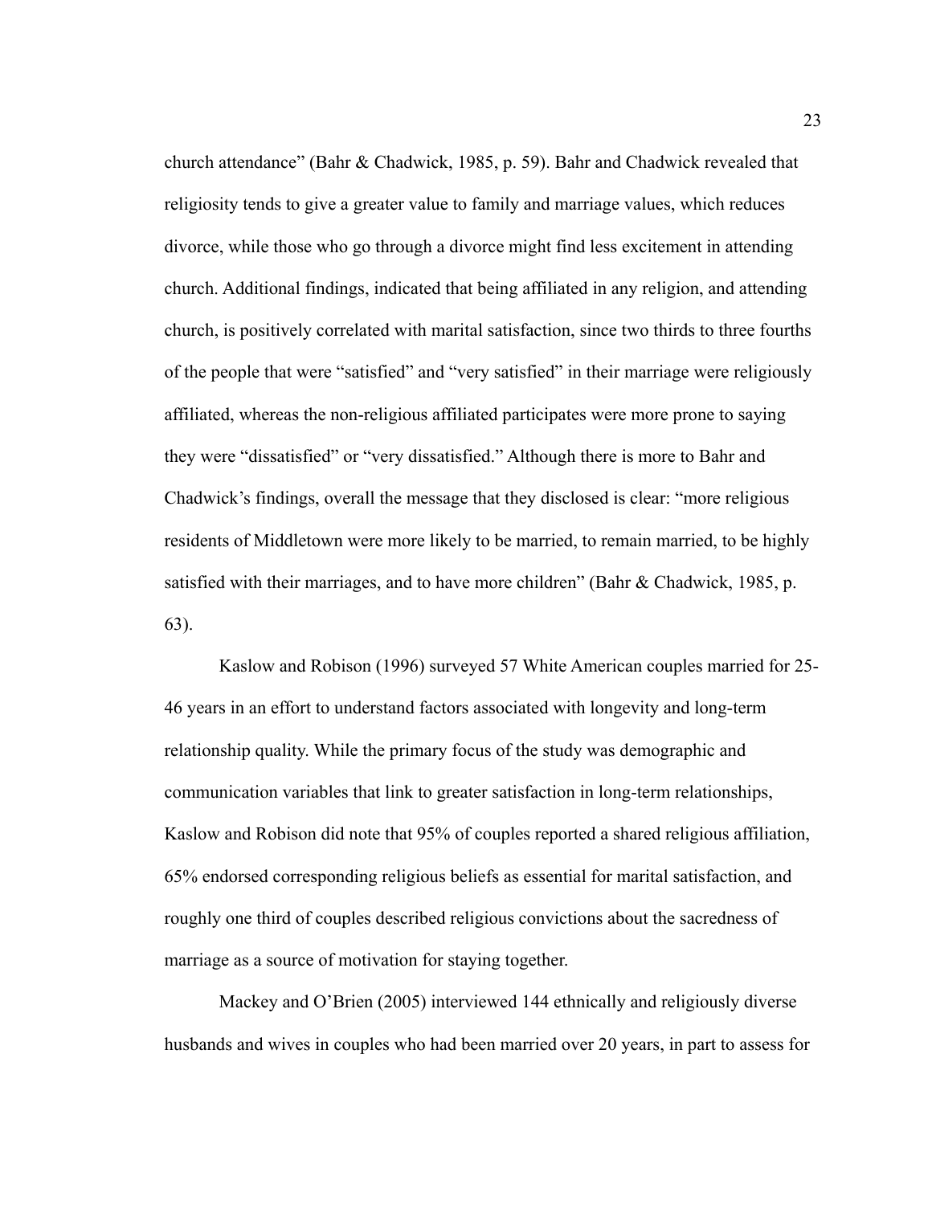church attendance" (Bahr & Chadwick, 1985, p. 59). Bahr and Chadwick revealed that religiosity tends to give a greater value to family and marriage values, which reduces divorce, while those who go through a divorce might find less excitement in attending church. Additional findings, indicated that being affiliated in any religion, and attending church, is positively correlated with marital satisfaction, since two thirds to three fourths of the people that were "satisfied" and "very satisfied" in their marriage were religiously affiliated, whereas the non-religious affiliated participates were more prone to saying they were "dissatisfied" or "very dissatisfied." Although there is more to Bahr and Chadwick's findings, overall the message that they disclosed is clear: "more religious residents of Middletown were more likely to be married, to remain married, to be highly satisfied with their marriages, and to have more children" (Bahr & Chadwick, 1985, p. 63).

Kaslow and Robison (1996) surveyed 57 White American couples married for 25-46 years in an effort to understand factors associated with longevity and long-term relationship quality. While the primary focus of the study was demographic and communication variables that link to greater satisfaction in long-term relationships, Kaslow and Robison did note that 95% of couples reported a shared religious affiliation, 65% endorsed corresponding religious beliefs as essential for marital satisfaction, and roughly one third of couples described religious convictions about the sacredness of marriage as a source of motivation for staying together.

Mackey and O'Brien (2005) interviewed 144 ethnically and religiously diverse husbands and wives in couples who had been married over 20 years, in part to assess for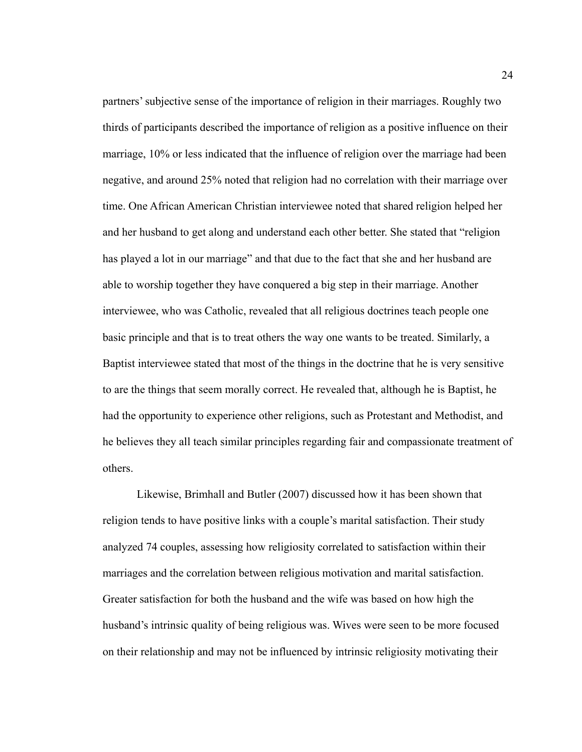partners' subjective sense of the importance of religion in their marriages. Roughly two thirds of participants described the importance of religion as a positive influence on their marriage, 10% or less indicated that the influence of religion over the marriage had been negative, and around 25% noted that religion had no correlation with their marriage over time. One African American Christian interviewee noted that shared religion helped her and her husband to get along and understand each other better. She stated that "religion has played a lot in our marriage" and that due to the fact that she and her husband are able to worship together they have conquered a big step in their marriage. Another interviewee, who was Catholic, revealed that all religious doctrines teach people one basic principle and that is to treat others the way one wants to be treated. Similarly, a Baptist interviewee stated that most of the things in the doctrine that he is very sensitive to are the things that seem morally correct. He revealed that, although he is Baptist, he had the opportunity to experience other religions, such as Protestant and Methodist, and he believes they all teach similar principles regarding fair and compassionate treatment of others.

Likewise, Brimhall and Butler (2007) discussed how it has been shown that religion tends to have positive links with a couple's marital satisfaction. Their study analyzed 74 couples, assessing how religiosity correlated to satisfaction within their marriages and the correlation between religious motivation and marital satisfaction. Greater satisfaction for both the husband and the wife was based on how high the husband's intrinsic quality of being religious was. Wives were seen to be more focused on their relationship and may not be influenced by intrinsic religiosity motivating their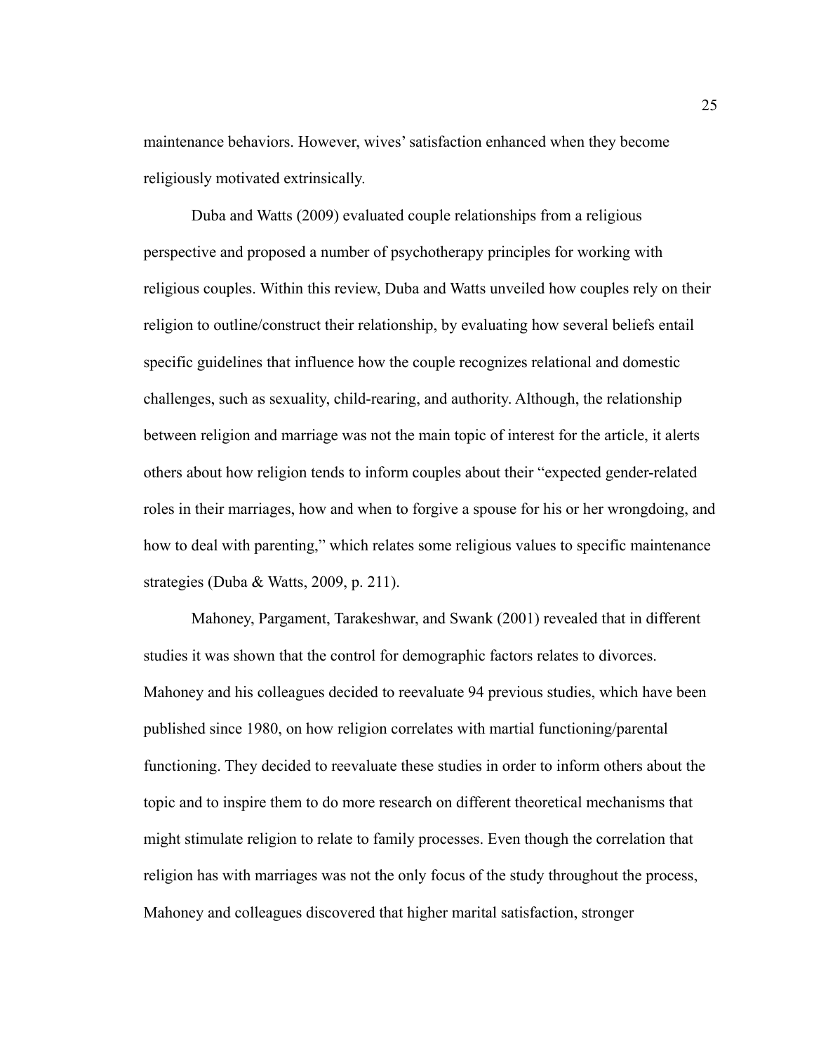maintenance behaviors. However, wives' satisfaction enhanced when they become religiously motivated extrinsically.

Duba and Watts (2009) evaluated couple relationships from a religious perspective and proposed a number of psychotherapy principles for working with religious couples. Within this review, Duba and Watts unveiled how couples rely on their religion to outline/construct their relationship, by evaluating how several beliefs entail specific guidelines that influence how the couple recognizes relational and domestic challenges, such as sexuality, child-rearing, and authority. Although, the relationship between religion and marriage was not the main topic of interest for the article, it alerts others about how religion tends to inform couples about their "expected gender-related roles in their marriages, how and when to forgive a spouse for his or her wrongdoing, and how to deal with parenting," which relates some religious values to specific maintenance strategies (Duba & Watts, 2009, p. 211).

Mahoney, Pargament, Tarakeshwar, and Swank (2001) revealed that in different studies it was shown that the control for demographic factors relates to divorces. Mahoney and his colleagues decided to reevaluate 94 previous studies, which have been published since 1980, on how religion correlates with martial functioning/parental functioning. They decided to reevaluate these studies in order to inform others about the topic and to inspire them to do more research on different theoretical mechanisms that might stimulate religion to relate to family processes. Even though the correlation that religion has with marriages was not the only focus of the study throughout the process, Mahoney and colleagues discovered that higher marital satisfaction, stronger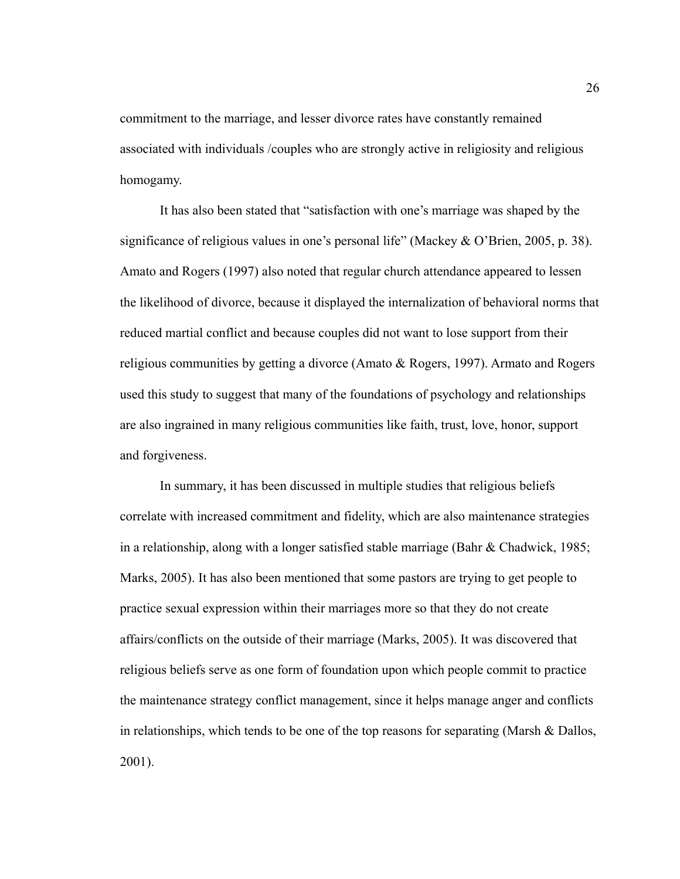commitment to the marriage, and lesser divorce rates have constantly remained associated with individuals /couples who are strongly active in religiosity and religious homogamy.

It has also been stated that "satisfaction with one's marriage was shaped by the significance of religious values in one's personal life" (Mackey & O'Brien, 2005, p. 38). Amato and Rogers (1997) also noted that regular church attendance appeared to lessen the likelihood of divorce, because it displayed the internalization of behavioral norms that reduced martial conflict and because couples did not want to lose support from their religious communities by getting a divorce (Amato & Rogers, 1997). Armato and Rogers used this study to suggest that many of the foundations of psychology and relationships are also ingrained in many religious communities like faith, trust, love, honor, support and forgiveness.

In summary, it has been discussed in multiple studies that religious beliefs correlate with increased commitment and fidelity, which are also maintenance strategies in a relationship, along with a longer satisfied stable marriage (Bahr & Chadwick, 1985; Marks, 2005). It has also been mentioned that some pastors are trying to get people to practice sexual expression within their marriages more so that they do not create affairs/conflicts on the outside of their marriage (Marks, 2005). It was discovered that religious beliefs serve as one form of foundation upon which people commit to practice the maintenance strategy conflict management, since it helps manage anger and conflicts in relationships, which tends to be one of the top reasons for separating (Marsh & Dallos, 2001).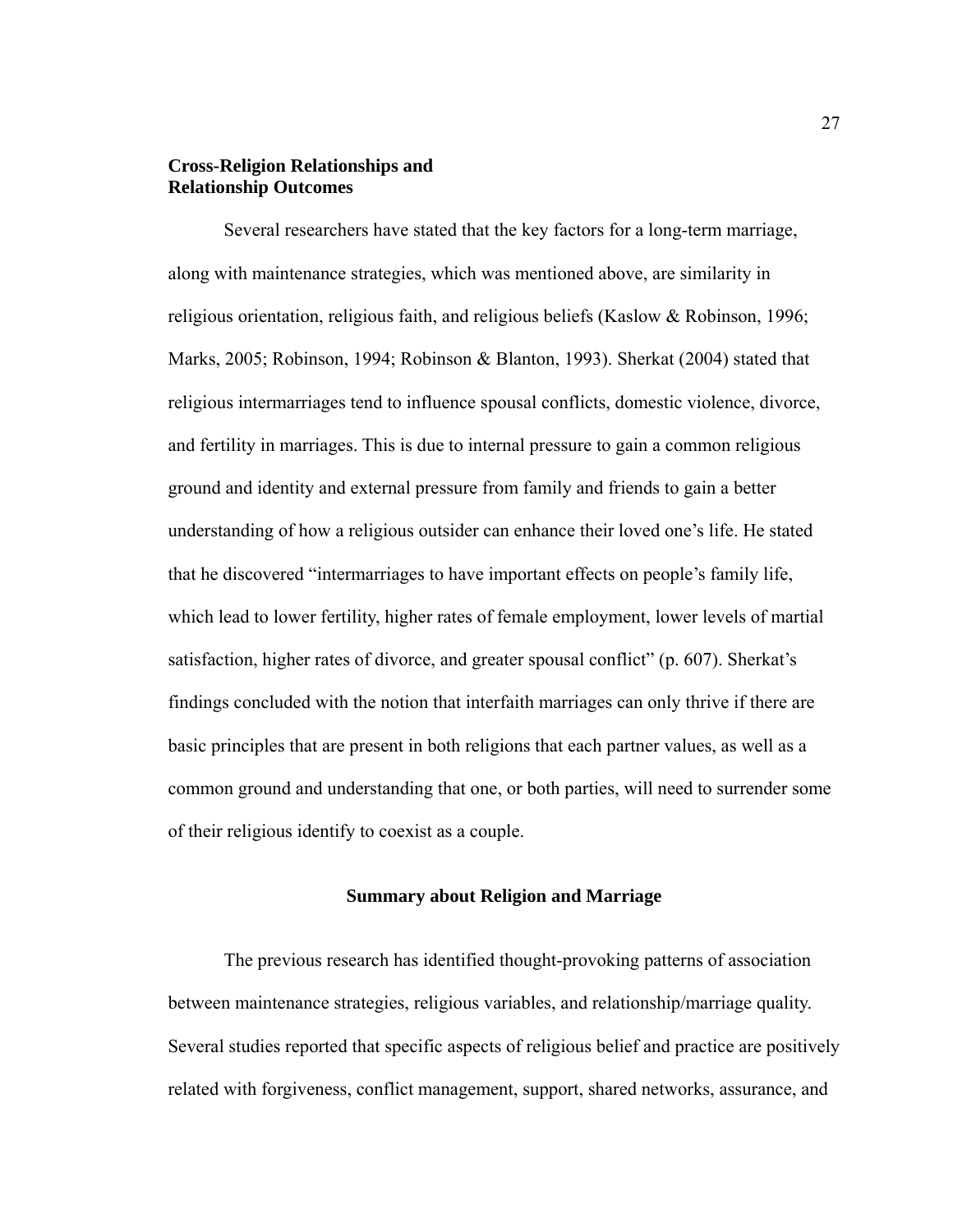### Cross-Religion Relationships and Relationship Outcomes

Several researchers have stated that the key factors for a long-term marriage, along with maintenance strategies, which was mentioned above, are similarity in religious orientation, religious faith, and religious beliefs (Kaslow & Robinson, 1996; Marks, 2005; Robinson, 1994; Robinson & Blanton, 1993). Sherkat (2004) stated that religious intermarriages tend to influence spousal conflicts, domestic violence, divorce, and fertility in marriages. This is due to internal pressure to gain a common religious ground and identity and external pressure from family and friends to gain a better understanding of how a religious outsider can enhance their loved one's life. He stated that he discovered "intermarriages to have important effects on people's family life, which lead to lower fertility, higher rates of female employment, lower levels of martial satisfaction, higher rates of divorce, and greater spousal conflict" (p. 607). Sherkat's findings concluded with the notion that interfaith marriages can only thrive if there are basic principles that are present in both religions that each partner values, as well as a common ground and understanding that one, or both parties, will need to surrender some of their religious identify to coexist as a couple.

## Summary about Religion and Marriage

The previous research has identified thought-provoking patterns of association between maintenance strategies, religious variables, and relationship/marriage quality. Several studies reported that specific aspects of religious belief and practice are positively related with forgiveness, conflict management, support, shared networks, assurance, and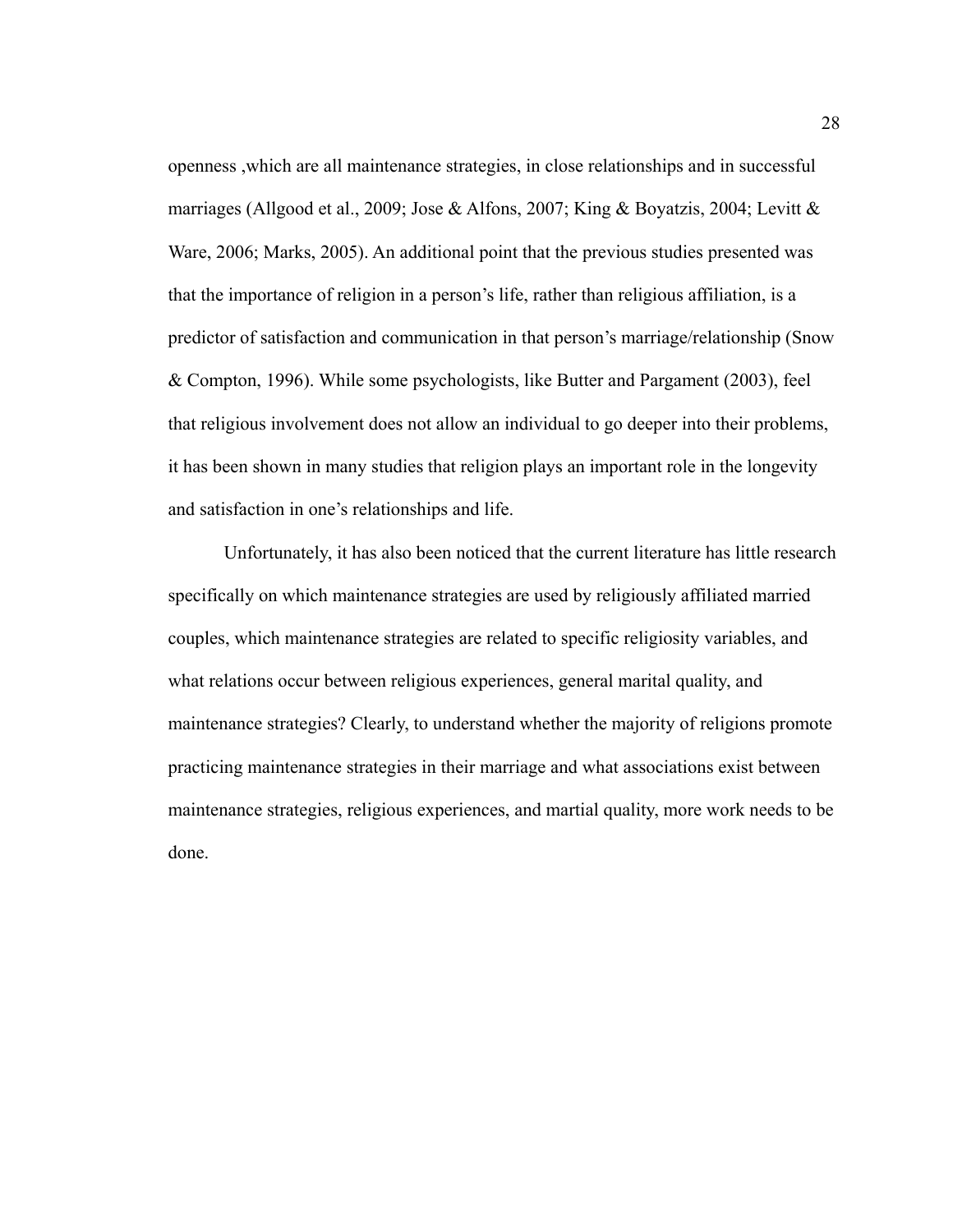openness ,which are all maintenance strategies, in close relationships and in successful marriages (Allgood et al., 2009; Jose & Alfons, 2007; King & Boyatzis, 2004; Levitt & Ware, 2006; Marks, 2005). An additional point that the previous studies presented was that the importance of religion in a person's life, rather than religious affiliation, is a predictor of satisfaction and communication in that person's marriage/relationship (Snow & Compton, 1996). While some psychologists, like Butter and Pargament (2003), feel that religious involvement does not allow an individual to go deeper into their problems, it has been shown in many studies that religion plays an important role in the longevity and satisfaction in one's relationships and life.

Unfortunately, it has also been noticed that the current literature has little research specifically on which maintenance strategies are used by religiously affiliated married couples, which maintenance strategies are related to specific religiosity variables, and what relations occur between religious experiences, general marital quality, and maintenance strategies? Clearly, to understand whether the majority of religions promote practicing maintenance strategies in their marriage and what associations exist between maintenance strategies, religious experiences, and martial quality, more work needs to be done.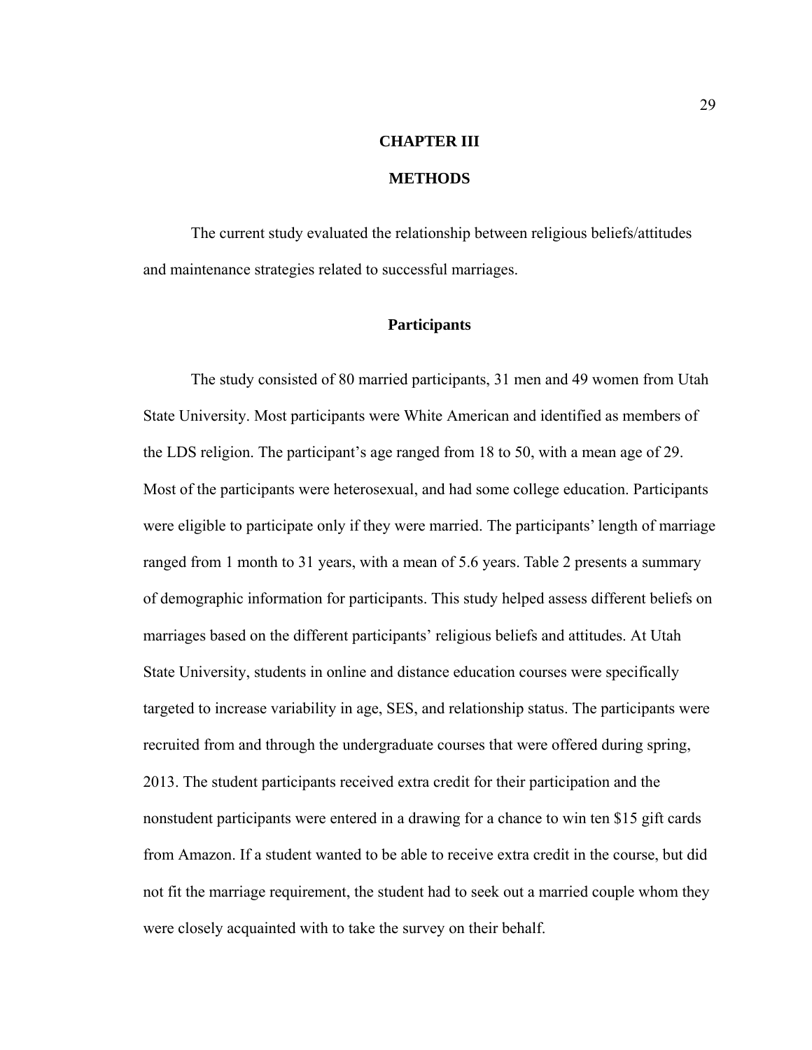# CHAPTER III

# METHODS

The current study evaluated the relationship between religious beliefs/attitudes and maintenance strategies related to successful marriages.

## Participants

The study consisted of 80 married participants, 31 men and 49 women from Utah State University. Most participants were White American and identified as members of the LDS religion. The participant's age ranged from 18 to 50, with a mean age of 29. Most of the participants were heterosexual, and had some college education. Participants were eligible to participate only if they were married. The participants' length of marriage ranged from 1 month to 31 years, with a mean of 5.6 years. Table 2 presents a summary of demographic information for participants. This study helped assess different beliefs on marriages based on the different participants' religious beliefs and attitudes. At Utah State University, students in online and distance education courses were specifically targeted to increase variability in age, SES, and relationship status. The participants were recruited from and through the undergraduate courses that were offered during spring, 2013. The student participants received extra credit for their participation and the nonstudent participants were entered in a drawing for a chance to win ten $15 gift cards from Amazon. If a student wanted to be able to receive extra credit in the course, but did not fit the marriage requirement, the student had to seek out a married couple whom they were closely acquainted with to take the survey on their behalf.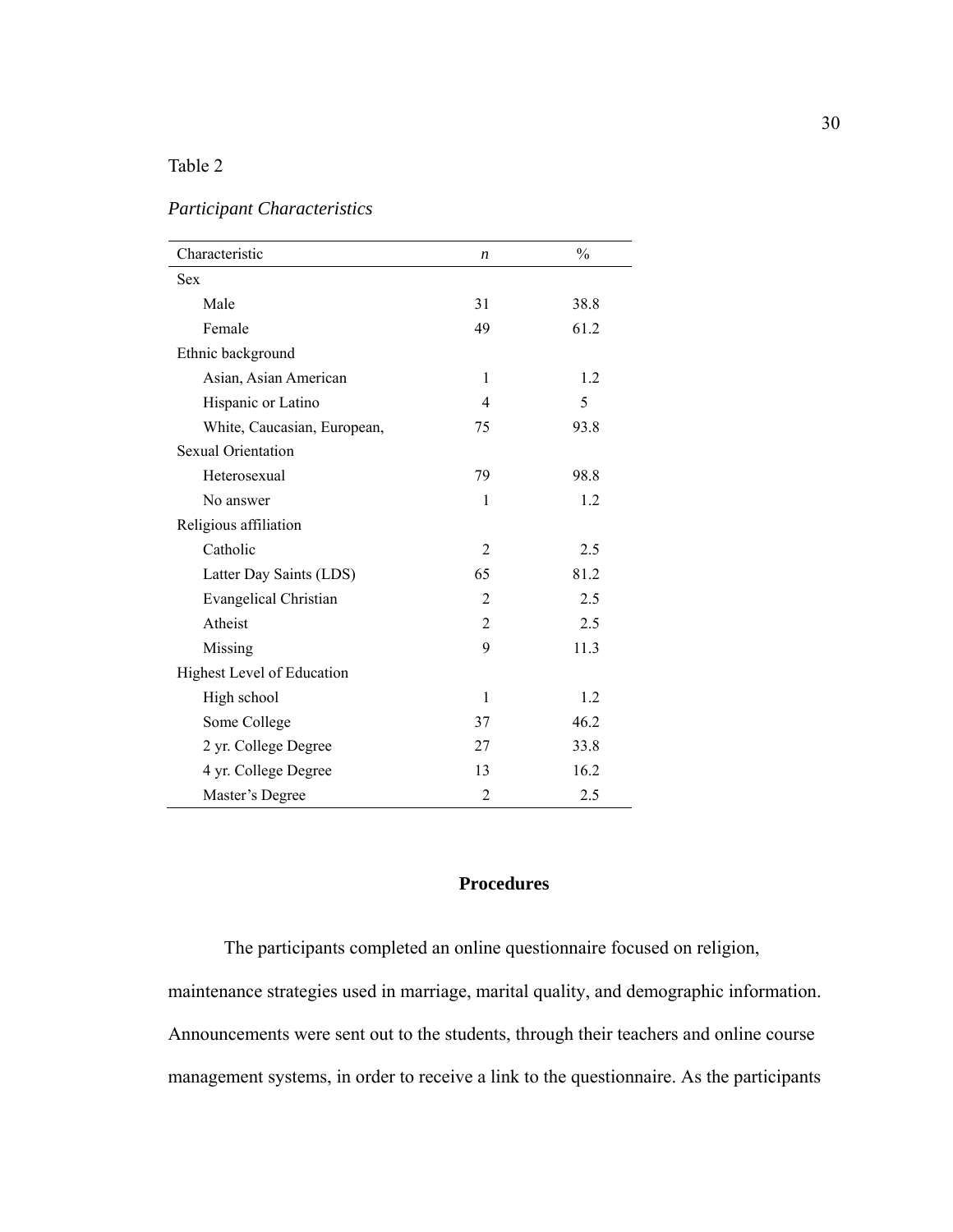Table 2

*Participant Characteristics*

| Characteristic | *n* | % |
|---|---|---|
| Sex | | |
| Male | 31 | 38.8 |
| Female | 49 | 61.2 |
| Ethnic background | | |
| Asian, Asian American | 1 | 1.2 |
| Hispanic or Latino | 4 | 5 |
| White, Caucasian, European, | 75 | 93.8 |
| Sexual Orientation | | |
| Heterosexual | 79 | 98.8 |
| No answer | 1 | 1.2 |
| Religious affiliation | | |
| Catholic | 2 | 2.5 |
| Latter Day Saints (LDS) | 65 | 81.2 |
| Evangelical Christian | 2 | 2.5 |
| Atheist | 2 | 2.5 |
| Missing | 9 | 11.3 |
| Highest Level of Education | | |
| High school | 1 | 1.2 |
| Some College | 37 | 46.2 |
| 2 yr. College Degree | 27 | 33.8 |
| 4 yr. College Degree | 13 | 16.2 |
| Master's Degree | 2 | 2.5 |

## Procedures

The participants completed an online questionnaire focused on religion, maintenance strategies used in marriage, marital quality, and demographic information. Announcements were sent out to the students, through their teachers and online course management systems, in order to receive a link to the questionnaire. As the participants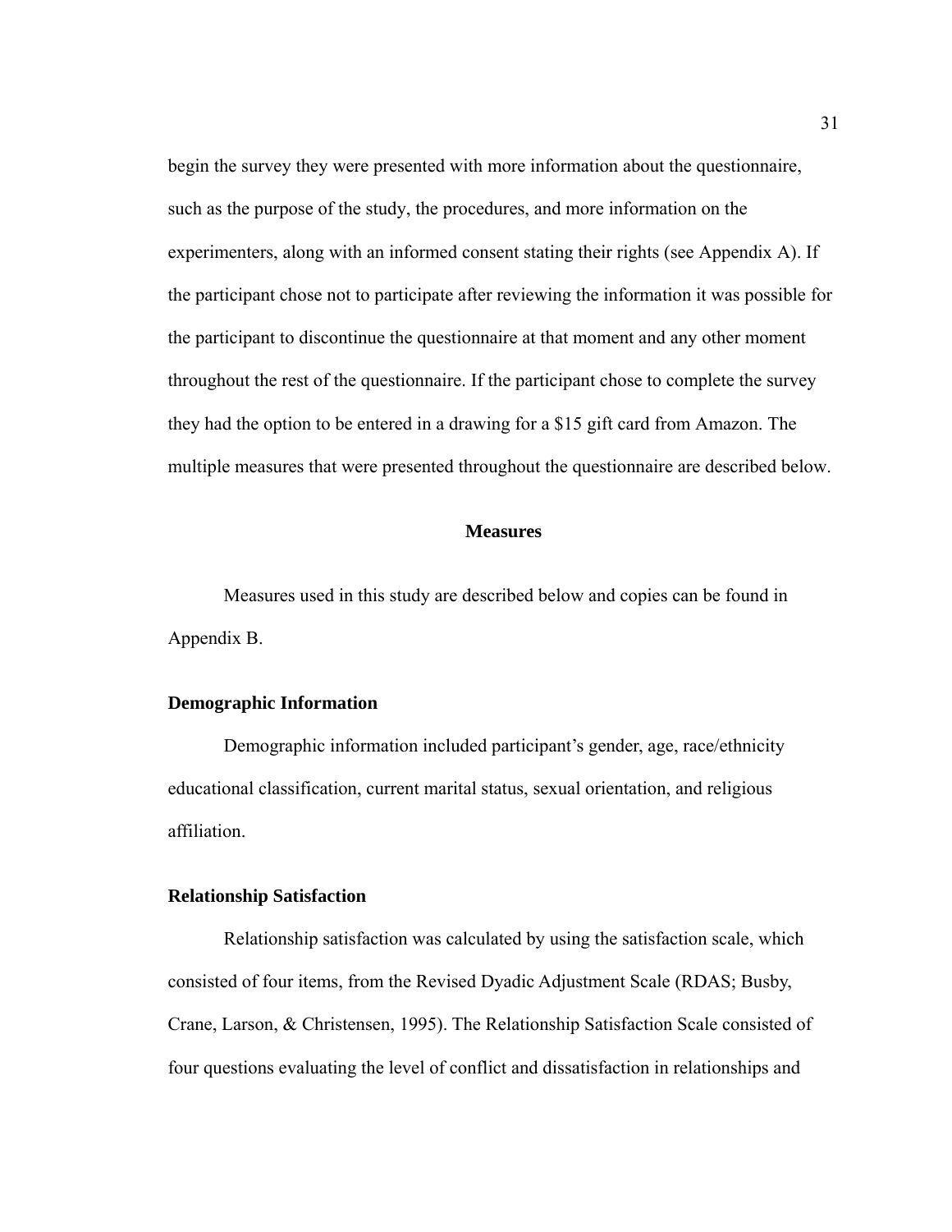begin the survey they were presented with more information about the questionnaire, such as the purpose of the study, the procedures, and more information on the experimenters, along with an informed consent stating their rights (see Appendix A). If the participant chose not to participate after reviewing the information it was possible for the participant to discontinue the questionnaire at that moment and any other moment throughout the rest of the questionnaire. If the participant chose to complete the survey they had the option to be entered in a drawing for a $15 gift card from Amazon. The multiple measures that were presented throughout the questionnaire are described below.

## Measures

Measures used in this study are described below and copies can be found in Appendix B.

### Demographic Information

Demographic information included participant's gender, age, race/ethnicity educational classification, current marital status, sexual orientation, and religious affiliation.

### Relationship Satisfaction

Relationship satisfaction was calculated by using the satisfaction scale, which consisted of four items, from the Revised Dyadic Adjustment Scale (RDAS; Busby, Crane, Larson, & Christensen, 1995). The Relationship Satisfaction Scale consisted of four questions evaluating the level of conflict and dissatisfaction in relationships and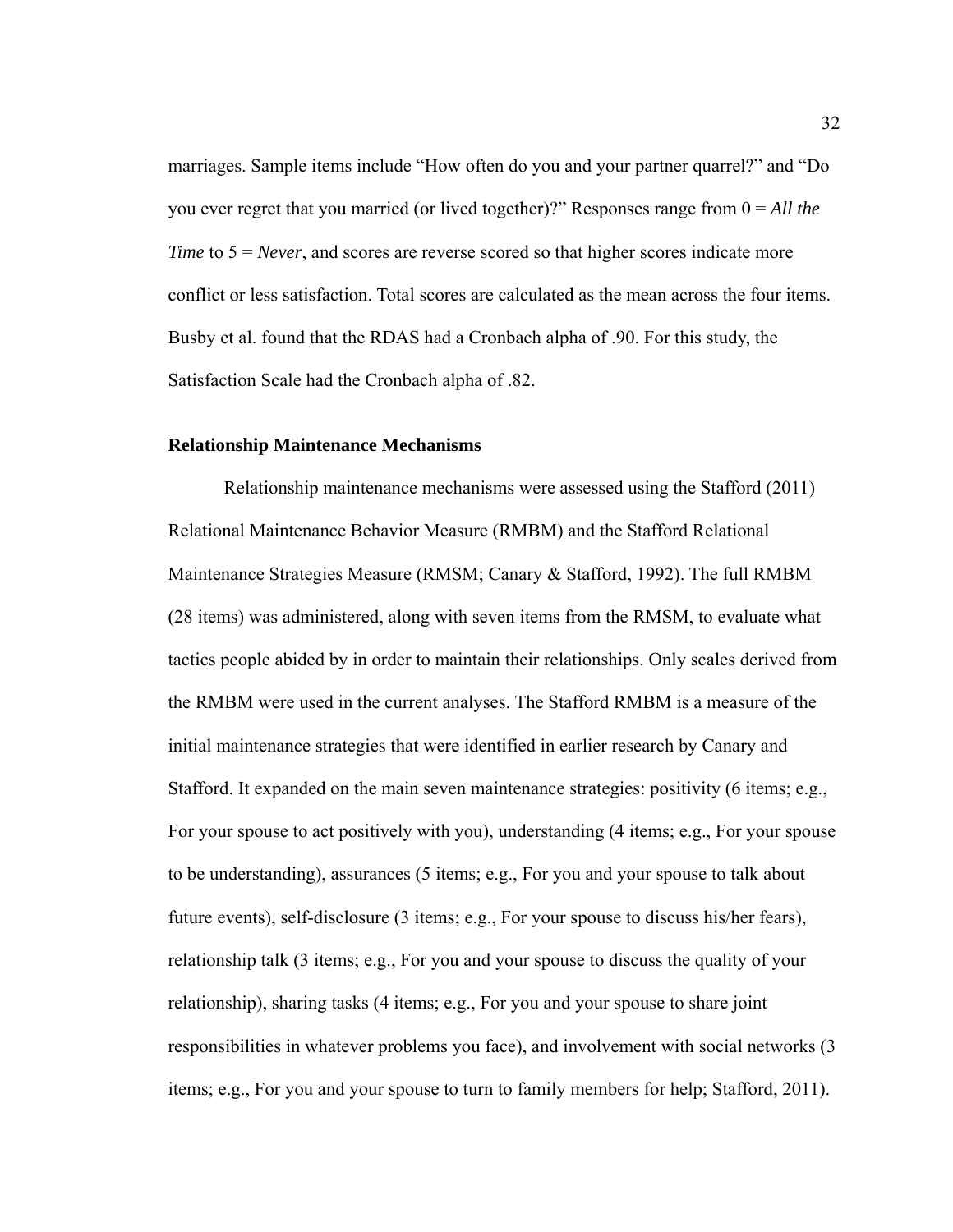marriages. Sample items include “How often do you and your partner quarrel?” and “Do you ever regret that you married (or lived together)?” Responses range from 0 = *All the Time* to 5 = *Never*, and scores are reverse scored so that higher scores indicate more conflict or less satisfaction. Total scores are calculated as the mean across the four items. Busby et al. found that the RDAS had a Cronbach alpha of .90. For this study, the Satisfaction Scale had the Cronbach alpha of .82.

### Relationship Maintenance Mechanisms

Relationship maintenance mechanisms were assessed using the Stafford (2011) Relational Maintenance Behavior Measure (RMBM) and the Stafford Relational Maintenance Strategies Measure (RMSM; Canary & Stafford, 1992). The full RMBM (28 items) was administered, along with seven items from the RMSM, to evaluate what tactics people abided by in order to maintain their relationships. Only scales derived from the RMBM were used in the current analyses. The Stafford RMBM is a measure of the initial maintenance strategies that were identified in earlier research by Canary and Stafford. It expanded on the main seven maintenance strategies: positivity (6 items; e.g., For your spouse to act positively with you), understanding (4 items; e.g., For your spouse to be understanding), assurances (5 items; e.g., For you and your spouse to talk about future events), self-disclosure (3 items; e.g., For your spouse to discuss his/her fears), relationship talk (3 items; e.g., For you and your spouse to discuss the quality of your relationship), sharing tasks (4 items; e.g., For you and your spouse to share joint responsibilities in whatever problems you face), and involvement with social networks (3 items; e.g., For you and your spouse to turn to family members for help; Stafford, 2011).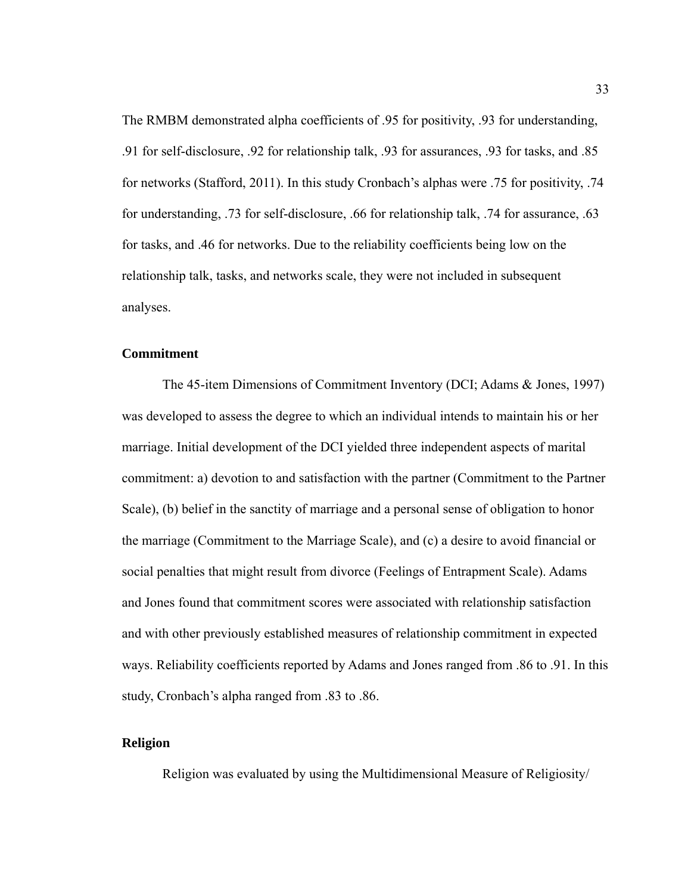The RMBM demonstrated alpha coefficients of .95 for positivity, .93 for understanding, .91 for self-disclosure, .92 for relationship talk, .93 for assurances, .93 for tasks, and .85 for networks (Stafford, 2011). In this study Cronbach's alphas were .75 for positivity, .74 for understanding, .73 for self-disclosure, .66 for relationship talk, .74 for assurance, .63 for tasks, and .46 for networks. Due to the reliability coefficients being low on the relationship talk, tasks, and networks scale, they were not included in subsequent analyses.

### Commitment

The 45-item Dimensions of Commitment Inventory (DCI; Adams & Jones, 1997) was developed to assess the degree to which an individual intends to maintain his or her marriage. Initial development of the DCI yielded three independent aspects of marital commitment: a) devotion to and satisfaction with the partner (Commitment to the Partner Scale), (b) belief in the sanctity of marriage and a personal sense of obligation to honor the marriage (Commitment to the Marriage Scale), and (c) a desire to avoid financial or social penalties that might result from divorce (Feelings of Entrapment Scale). Adams and Jones found that commitment scores were associated with relationship satisfaction and with other previously established measures of relationship commitment in expected ways. Reliability coefficients reported by Adams and Jones ranged from .86 to .91. In this study, Cronbach's alpha ranged from .83 to .86.

### Religion

Religion was evaluated by using the Multidimensional Measure of Religiosity/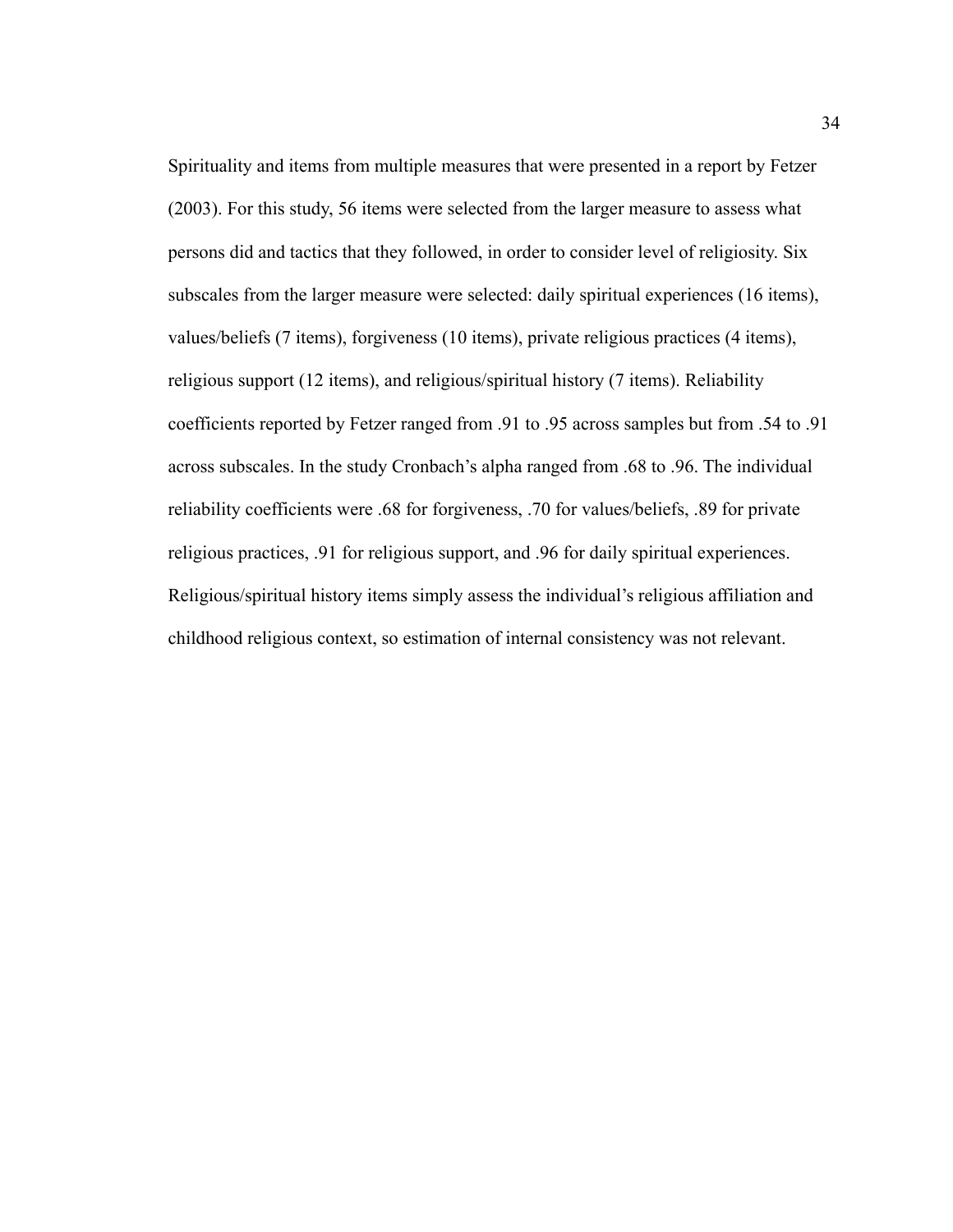Spirituality and items from multiple measures that were presented in a report by Fetzer (2003). For this study, 56 items were selected from the larger measure to assess what persons did and tactics that they followed, in order to consider level of religiosity. Six subscales from the larger measure were selected: daily spiritual experiences (16 items), values/beliefs (7 items), forgiveness (10 items), private religious practices (4 items), religious support (12 items), and religious/spiritual history (7 items). Reliability coefficients reported by Fetzer ranged from .91 to .95 across samples but from .54 to .91 across subscales. In the study Cronbach's alpha ranged from .68 to .96. The individual reliability coefficients were .68 for forgiveness, .70 for values/beliefs, .89 for private religious practices, .91 for religious support, and .96 for daily spiritual experiences. Religious/spiritual history items simply assess the individual's religious affiliation and childhood religious context, so estimation of internal consistency was not relevant.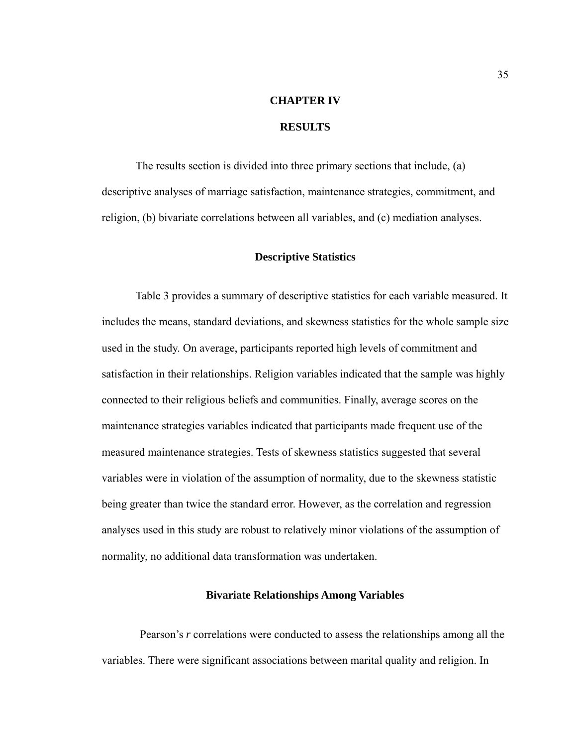# CHAPTER IV

# RESULTS

The results section is divided into three primary sections that include, (a) descriptive analyses of marriage satisfaction, maintenance strategies, commitment, and religion, (b) bivariate correlations between all variables, and (c) mediation analyses.

## Descriptive Statistics

Table 3 provides a summary of descriptive statistics for each variable measured. It includes the means, standard deviations, and skewness statistics for the whole sample size used in the study. On average, participants reported high levels of commitment and satisfaction in their relationships. Religion variables indicated that the sample was highly connected to their religious beliefs and communities. Finally, average scores on the maintenance strategies variables indicated that participants made frequent use of the measured maintenance strategies. Tests of skewness statistics suggested that several variables were in violation of the assumption of normality, due to the skewness statistic being greater than twice the standard error. However, as the correlation and regression analyses used in this study are robust to relatively minor violations of the assumption of normality, no additional data transformation was undertaken.

## Bivariate Relationships Among Variables

Pearson's *r* correlations were conducted to assess the relationships among all the variables. There were significant associations between marital quality and religion. In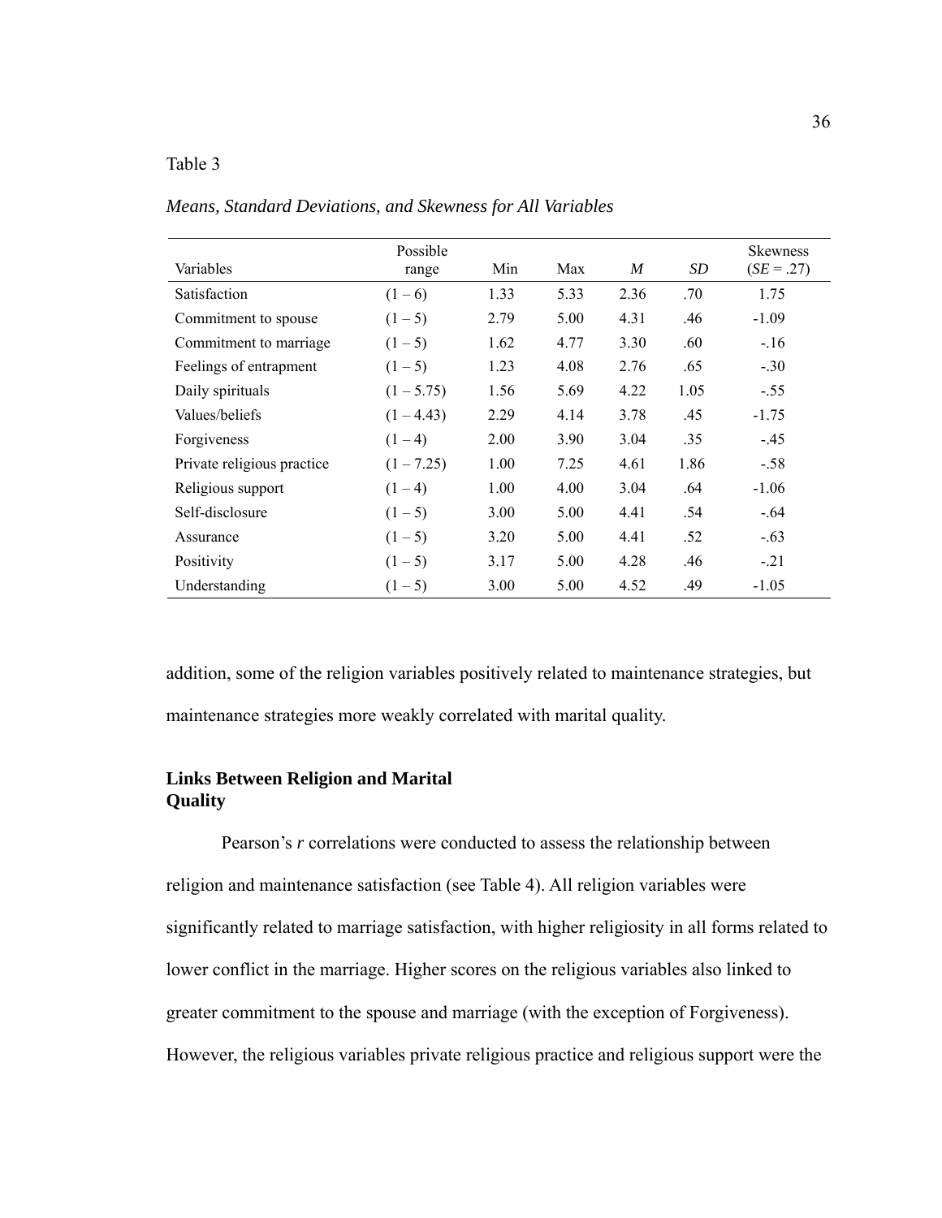Table 3

*Means, Standard Deviations, and Skewness for All Variables*

| Variables | Possible range | Min | Max | *M* | *SD* | Skewness (*SE* = .27) |
|---|---|---|---|---|---|---|
| Satisfaction | (1 – 6) | 1.33 | 5.33 | 2.36 | .70 | 1.75 |
| Commitment to spouse | (1 – 5) | 2.79 | 5.00 | 4.31 | .46 | -1.09 |
| Commitment to marriage | (1 – 5) | 1.62 | 4.77 | 3.30 | .60 | -.16 |
| Feelings of entrapment | (1 – 5) | 1.23 | 4.08 | 2.76 | .65 | -.30 |
| Daily spirituals | (1 – 5.75) | 1.56 | 5.69 | 4.22 | 1.05 | -.55 |
| Values/beliefs | (1 – 4.43) | 2.29 | 4.14 | 3.78 | .45 | -1.75 |
| Forgiveness | (1 – 4) | 2.00 | 3.90 | 3.04 | .35 | -.45 |
| Private religious practice | (1 – 7.25) | 1.00 | 7.25 | 4.61 | 1.86 | -.58 |
| Religious support | (1 – 4) | 1.00 | 4.00 | 3.04 | .64 | -1.06 |
| Self-disclosure | (1 – 5) | 3.00 | 5.00 | 4.41 | .54 | -.64 |
| Assurance | (1 – 5) | 3.20 | 5.00 | 4.41 | .52 | -.63 |
| Positivity | (1 – 5) | 3.17 | 5.00 | 4.28 | .46 | -.21 |
| Understanding | (1 – 5) | 3.00 | 5.00 | 4.52 | .49 | -1.05 |

addition, some of the religion variables positively related to maintenance strategies, but maintenance strategies more weakly correlated with marital quality.

## Links Between Religion and Marital Quality

Pearson's *r* correlations were conducted to assess the relationship between religion and maintenance satisfaction (see Table 4). All religion variables were significantly related to marriage satisfaction, with higher religiosity in all forms related to lower conflict in the marriage. Higher scores on the religious variables also linked to greater commitment to the spouse and marriage (with the exception of Forgiveness). However, the religious variables private religious practice and religious support were the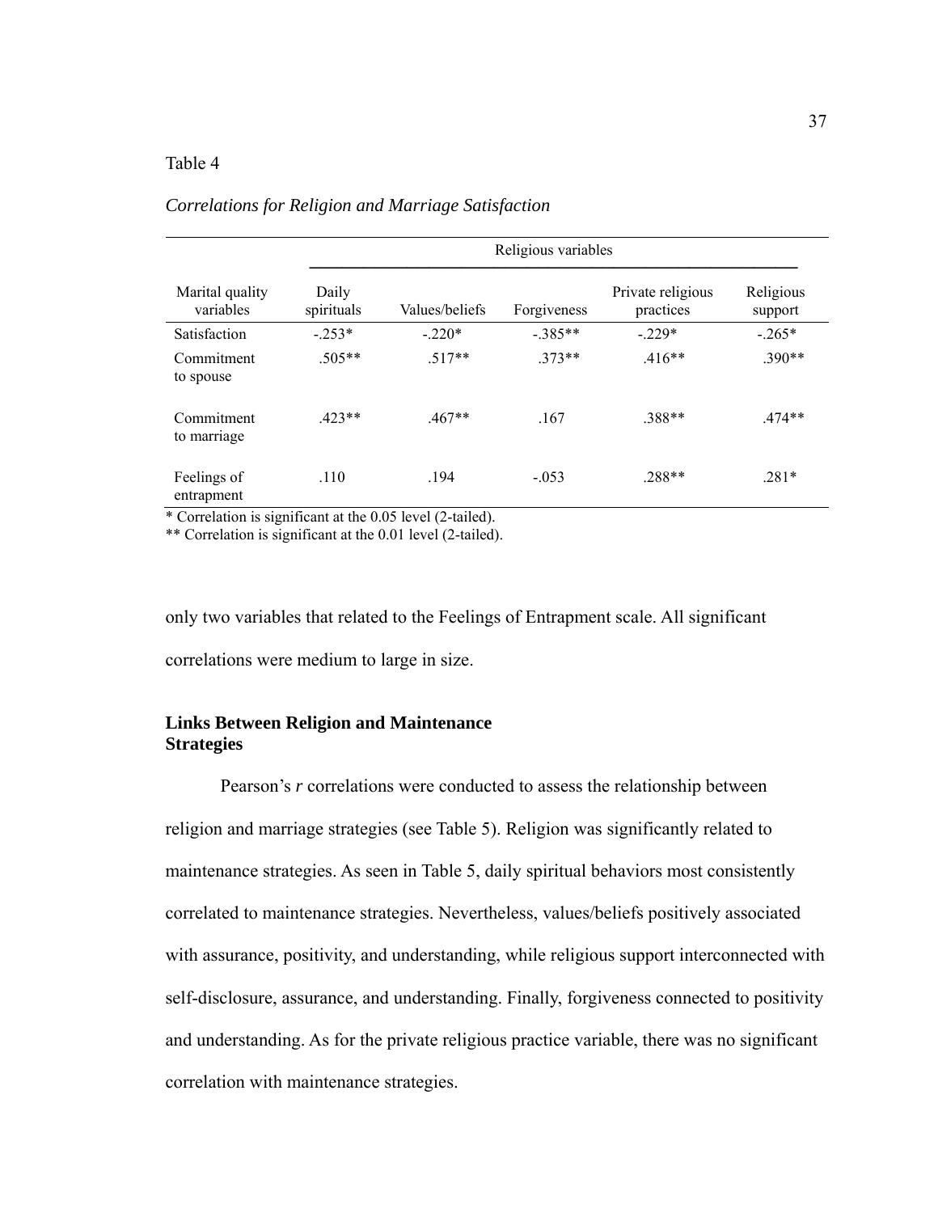Table 4

*Correlations for Religion and Marriage Satisfaction*

| | Religious variables | | | | |
|---|---|---|---|---|---|
| Marital quality variables | Daily spirituals | Values/beliefs | Forgiveness | Private religious practices | Religious support |
| Satisfaction | -.253* | -.220* | -.385** | -.229* | -.265* |
| Commitment to spouse | .505** | .517** | .373** | .416** | .390** |
| Commitment to marriage | .423** | .467** | .167 | .388** | .474** |
| Feelings of entrapment | .110 | .194 | -.053 | .288** | .281* |

* Correlation is significant at the 0.05 level (2-tailed).
** Correlation is significant at the 0.01 level (2-tailed).

only two variables that related to the Feelings of Entrapment scale. All significant correlations were medium to large in size.

### Links Between Religion and Maintenance Strategies

Pearson's *r* correlations were conducted to assess the relationship between religion and marriage strategies (see Table 5). Religion was significantly related to maintenance strategies. As seen in Table 5, daily spiritual behaviors most consistently correlated to maintenance strategies. Nevertheless, values/beliefs positively associated with assurance, positivity, and understanding, while religious support interconnected with self-disclosure, assurance, and understanding. Finally, forgiveness connected to positivity and understanding. As for the private religious practice variable, there was no significant correlation with maintenance strategies.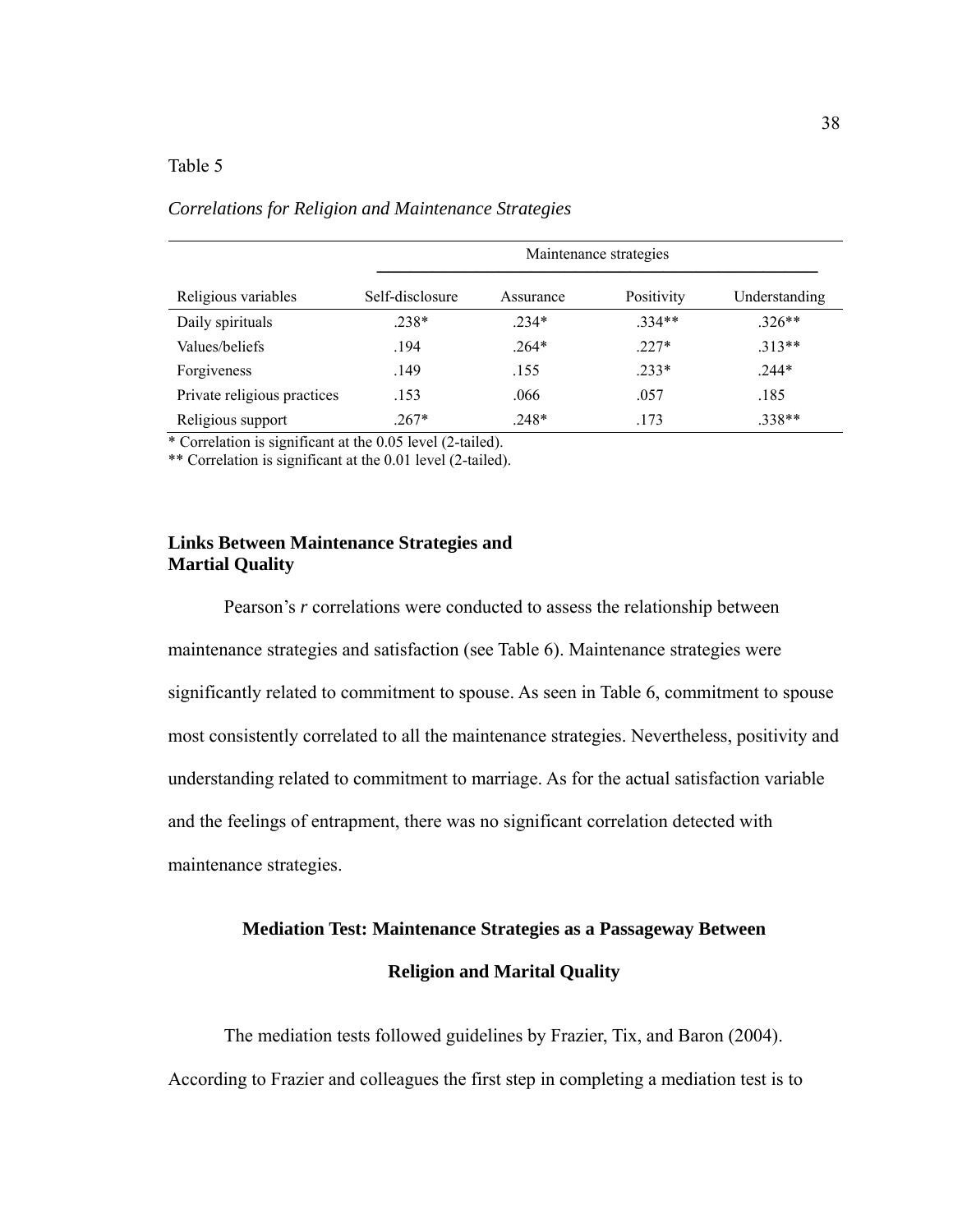Table 5

*Correlations for Religion and Maintenance Strategies*

| | Maintenance strategies | | | |
|---|---|---|---|---|
| Religious variables | Self-disclosure | Assurance | Positivity | Understanding |
| Daily spirituals | .238* | .234* | .334** | .326** |
| Values/beliefs | .194 | .264* | .227* | .313** |
| Forgiveness | .149 | .155 | .233* | .244* |
| Private religious practices | .153 | .066 | .057 | .185 |
| Religious support | .267* | .248* | .173 | .338** |

* Correlation is significant at the 0.05 level (2-tailed).

** Correlation is significant at the 0.01 level (2-tailed).

**Links Between Maintenance Strategies and Martial Quality**

Pearson's *r* correlations were conducted to assess the relationship between maintenance strategies and satisfaction (see Table 6). Maintenance strategies were significantly related to commitment to spouse. As seen in Table 6, commitment to spouse most consistently correlated to all the maintenance strategies. Nevertheless, positivity and understanding related to commitment to marriage. As for the actual satisfaction variable and the feelings of entrapment, there was no significant correlation detected with maintenance strategies.

## Mediation Test: Maintenance Strategies as a Passageway Between Religion and Marital Quality

The mediation tests followed guidelines by Frazier, Tix, and Baron (2004). According to Frazier and colleagues the first step in completing a mediation test is to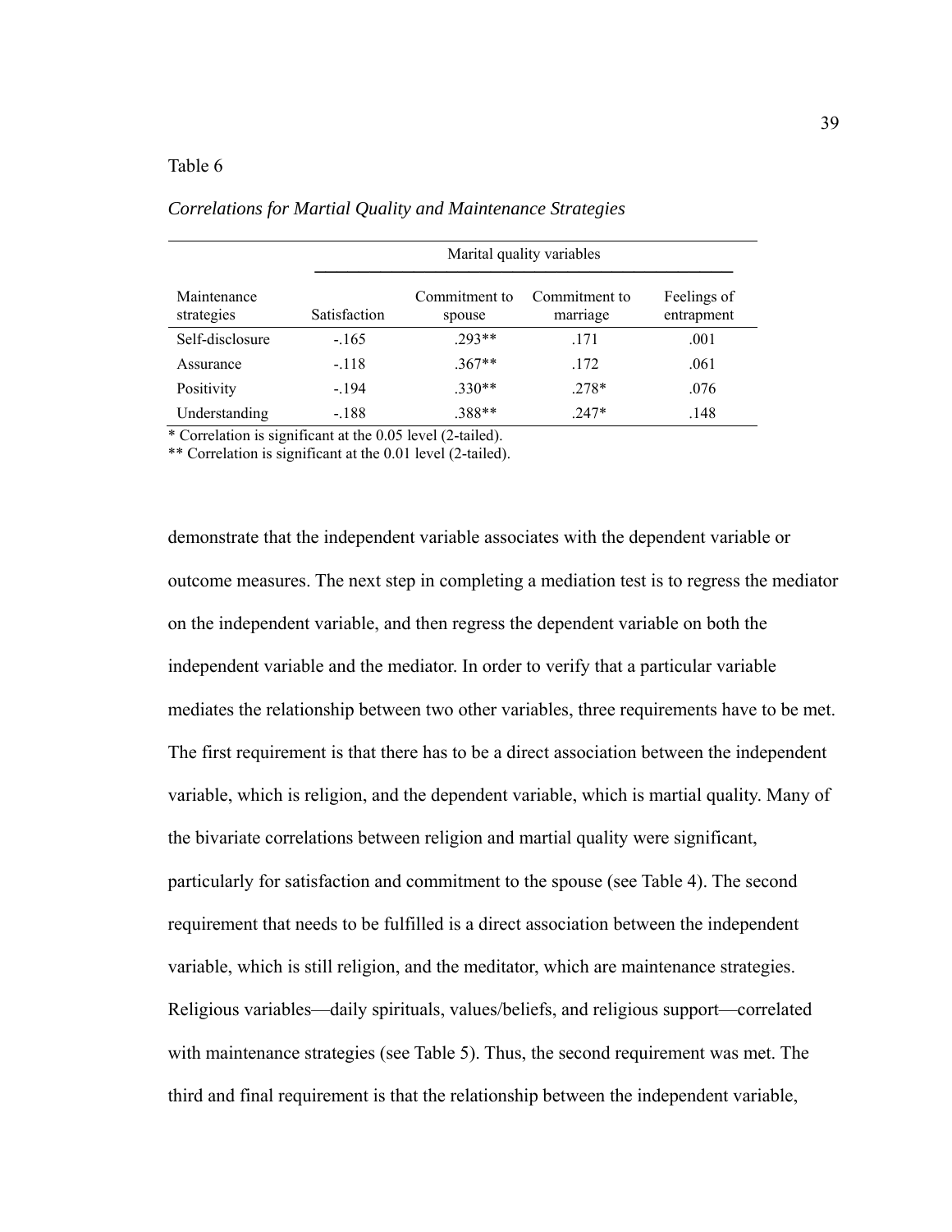Table 6

*Correlations for Martial Quality and Maintenance Strategies*

| | Marital quality variables | | | |
|---|---|---|---|---|
| Maintenance strategies | Satisfaction | Commitment to spouse | Commitment to marriage | Feelings of entrapment |
| Self-disclosure | -.165 | .293** | .171 | .001 |
| Assurance | -.118 | .367** | .172 | .061 |
| Positivity | -.194 | .330** | .278* | .076 |
| Understanding | -.188 | .388** | .247* | .148 |

* Correlation is significant at the 0.05 level (2-tailed).

** Correlation is significant at the 0.01 level (2-tailed).

demonstrate that the independent variable associates with the dependent variable or outcome measures. The next step in completing a mediation test is to regress the mediator on the independent variable, and then regress the dependent variable on both the independent variable and the mediator. In order to verify that a particular variable mediates the relationship between two other variables, three requirements have to be met. The first requirement is that there has to be a direct association between the independent variable, which is religion, and the dependent variable, which is martial quality. Many of the bivariate correlations between religion and martial quality were significant, particularly for satisfaction and commitment to the spouse (see Table 4). The second requirement that needs to be fulfilled is a direct association between the independent variable, which is still religion, and the meditator, which are maintenance strategies. Religious variables—daily spirituals, values/beliefs, and religious support—correlated with maintenance strategies (see Table 5). Thus, the second requirement was met. The third and final requirement is that the relationship between the independent variable,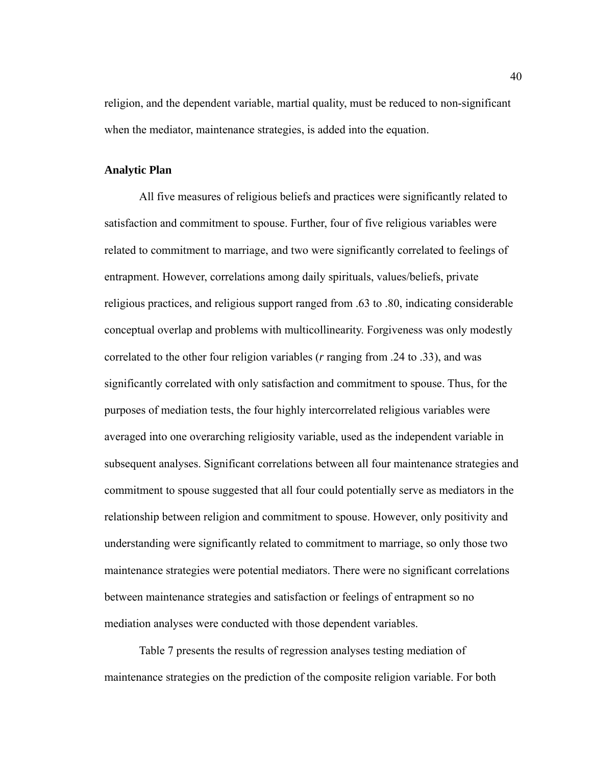religion, and the dependent variable, martial quality, must be reduced to non-significant when the mediator, maintenance strategies, is added into the equation.

### Analytic Plan

All five measures of religious beliefs and practices were significantly related to satisfaction and commitment to spouse. Further, four of five religious variables were related to commitment to marriage, and two were significantly correlated to feelings of entrapment. However, correlations among daily spirituals, values/beliefs, private religious practices, and religious support ranged from .63 to .80, indicating considerable conceptual overlap and problems with multicollinearity. Forgiveness was only modestly correlated to the other four religion variables ($r$ ranging from .24 to .33), and was significantly correlated with only satisfaction and commitment to spouse. Thus, for the purposes of mediation tests, the four highly intercorrelated religious variables were averaged into one overarching religiosity variable, used as the independent variable in subsequent analyses. Significant correlations between all four maintenance strategies and commitment to spouse suggested that all four could potentially serve as mediators in the relationship between religion and commitment to spouse. However, only positivity and understanding were significantly related to commitment to marriage, so only those two maintenance strategies were potential mediators. There were no significant correlations between maintenance strategies and satisfaction or feelings of entrapment so no mediation analyses were conducted with those dependent variables.

Table 7 presents the results of regression analyses testing mediation of maintenance strategies on the prediction of the composite religion variable. For both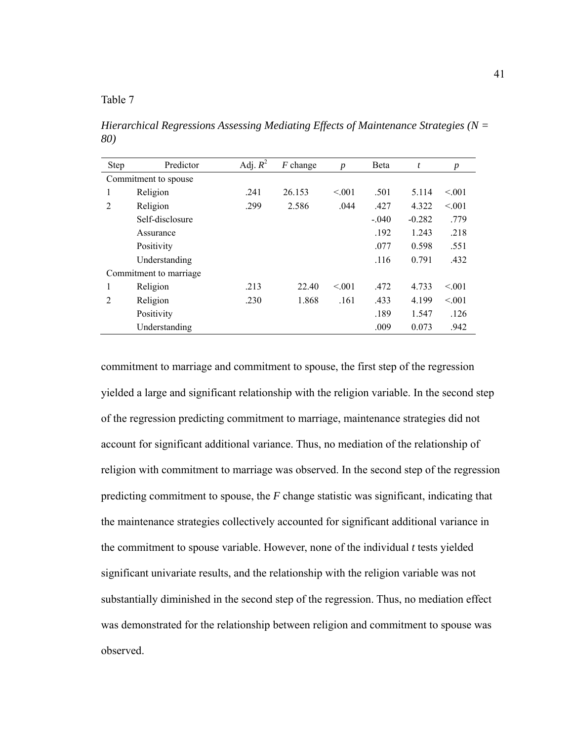Table 7

*Hierarchical Regressions Assessing Mediating Effects of Maintenance Strategies (N = 80)*

| Step | Predictor | Adj. $R^2$ | $F$ change | $p$ | Beta | $t$ | $p$ |
|---|---|---|---|---|---|---|---|
| Commitment to spouse | | | | | | | |
| 1 | Religion | .241 | 26.153 | <.001 | .501 | 5.114 | <.001 |
| 2 | Religion | .299 | 2.586 | .044 | .427 | 4.322 | <.001 |
| | Self-disclosure | | | | -.040 | -0.282 | .779 |
| | Assurance | | | | .192 | 1.243 | .218 |
| | Positivity | | | | .077 | 0.598 | .551 |
| | Understanding | | | | .116 | 0.791 | .432 |
| Commitment to marriage | | | | | | | |
| 1 | Religion | .213 | 22.40 | <.001 | .472 | 4.733 | <.001 |
| 2 | Religion | .230 | 1.868 | .161 | .433 | 4.199 | <.001 |
| | Positivity | | | | .189 | 1.547 | .126 |
| | Understanding | | | | .009 | 0.073 | .942 |

commitment to marriage and commitment to spouse, the first step of the regression yielded a large and significant relationship with the religion variable. In the second step of the regression predicting commitment to marriage, maintenance strategies did not account for significant additional variance. Thus, no mediation of the relationship of religion with commitment to marriage was observed. In the second step of the regression predicting commitment to spouse, the *F* change statistic was significant, indicating that the maintenance strategies collectively accounted for significant additional variance in the commitment to spouse variable. However, none of the individual *t* tests yielded significant univariate results, and the relationship with the religion variable was not substantially diminished in the second step of the regression. Thus, no mediation effect was demonstrated for the relationship between religion and commitment to spouse was observed.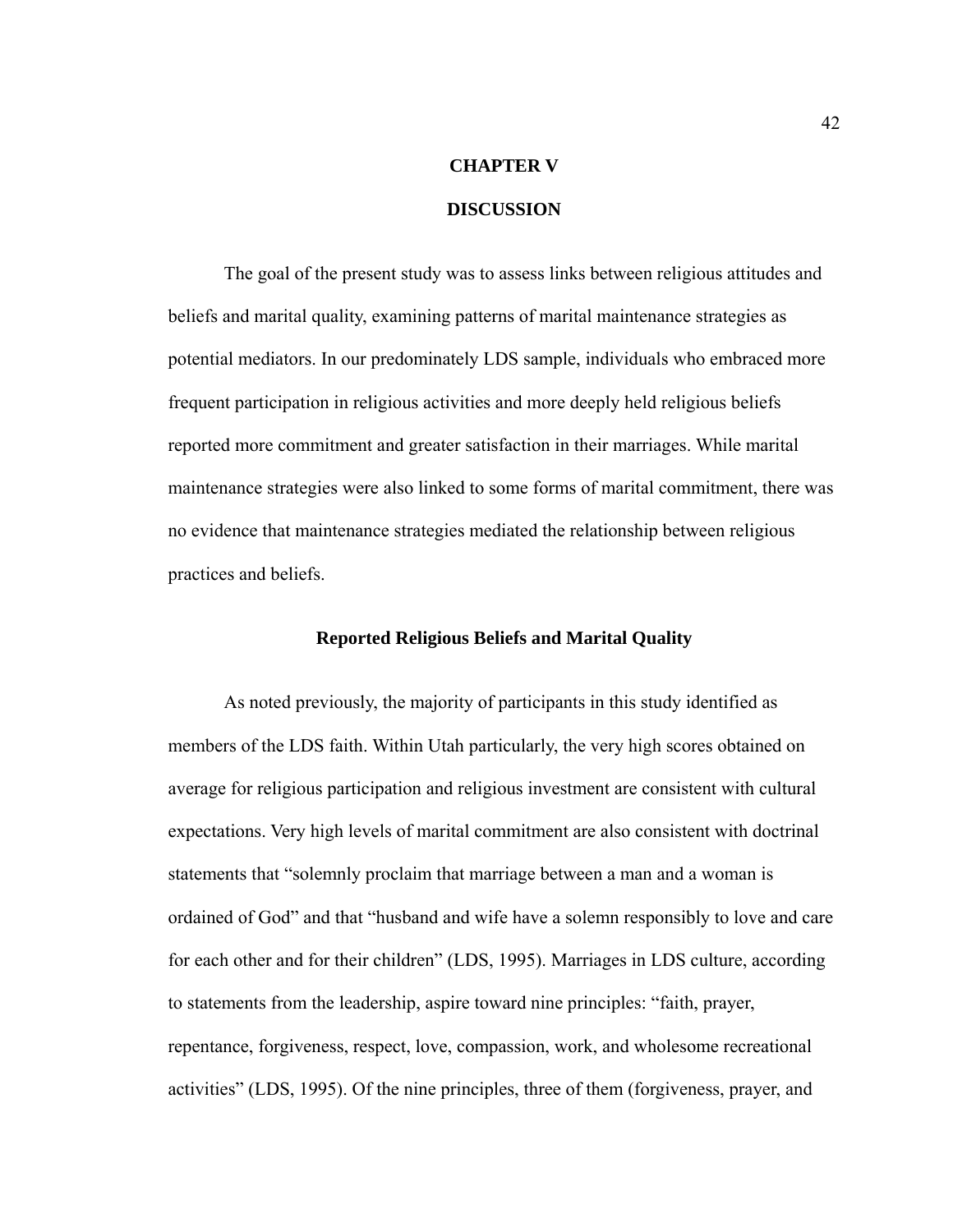# CHAPTER V

# DISCUSSION

The goal of the present study was to assess links between religious attitudes and beliefs and marital quality, examining patterns of marital maintenance strategies as potential mediators. In our predominately LDS sample, individuals who embraced more frequent participation in religious activities and more deeply held religious beliefs reported more commitment and greater satisfaction in their marriages. While marital maintenance strategies were also linked to some forms of marital commitment, there was no evidence that maintenance strategies mediated the relationship between religious practices and beliefs.

## Reported Religious Beliefs and Marital Quality

As noted previously, the majority of participants in this study identified as members of the LDS faith. Within Utah particularly, the very high scores obtained on average for religious participation and religious investment are consistent with cultural expectations. Very high levels of marital commitment are also consistent with doctrinal statements that "solemnly proclaim that marriage between a man and a woman is ordained of God" and that "husband and wife have a solemn responsibly to love and care for each other and for their children" (LDS, 1995). Marriages in LDS culture, according to statements from the leadership, aspire toward nine principles: "faith, prayer, repentance, forgiveness, respect, love, compassion, work, and wholesome recreational activities" (LDS, 1995). Of the nine principles, three of them (forgiveness, prayer, and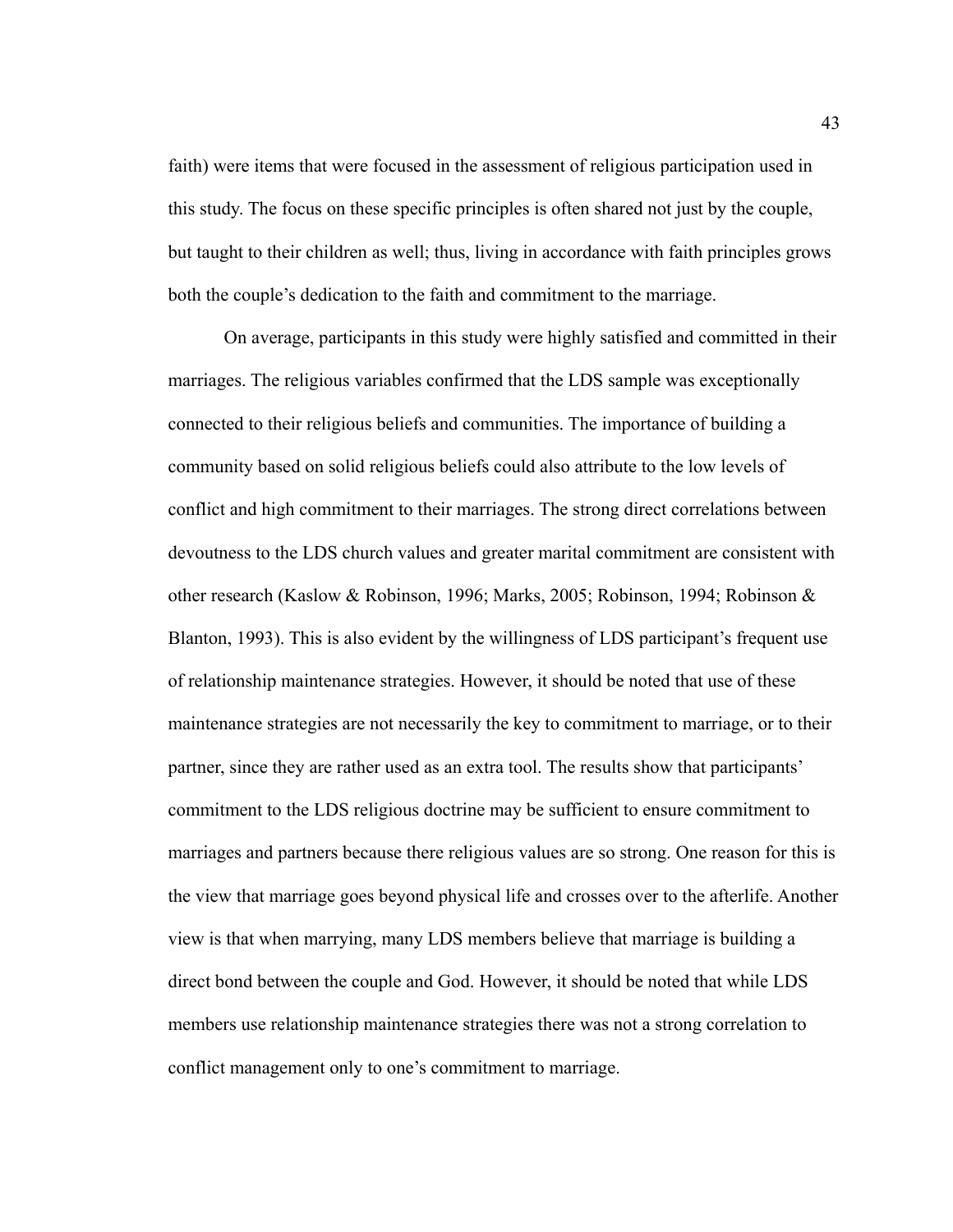faith) were items that were focused in the assessment of religious participation used in this study. The focus on these specific principles is often shared not just by the couple, but taught to their children as well; thus, living in accordance with faith principles grows both the couple's dedication to the faith and commitment to the marriage.

On average, participants in this study were highly satisfied and committed in their marriages. The religious variables confirmed that the LDS sample was exceptionally connected to their religious beliefs and communities. The importance of building a community based on solid religious beliefs could also attribute to the low levels of conflict and high commitment to their marriages. The strong direct correlations between devoutness to the LDS church values and greater marital commitment are consistent with other research (Kaslow & Robinson, 1996; Marks, 2005; Robinson, 1994; Robinson & Blanton, 1993). This is also evident by the willingness of LDS participant's frequent use of relationship maintenance strategies. However, it should be noted that use of these maintenance strategies are not necessarily the key to commitment to marriage, or to their partner, since they are rather used as an extra tool. The results show that participants' commitment to the LDS religious doctrine may be sufficient to ensure commitment to marriages and partners because there religious values are so strong. One reason for this is the view that marriage goes beyond physical life and crosses over to the afterlife. Another view is that when marrying, many LDS members believe that marriage is building a direct bond between the couple and God. However, it should be noted that while LDS members use relationship maintenance strategies there was not a strong correlation to conflict management only to one's commitment to marriage.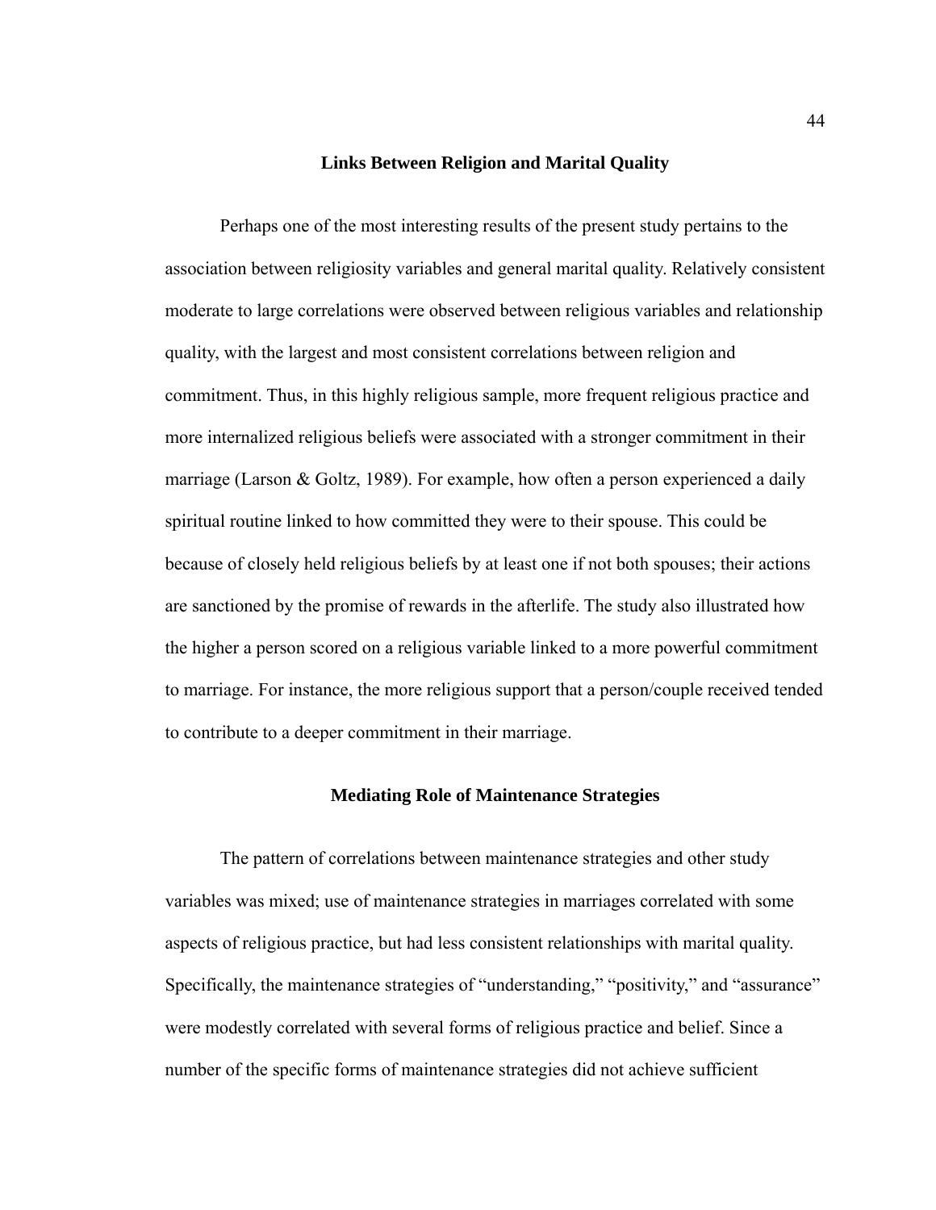## Links Between Religion and Marital Quality

Perhaps one of the most interesting results of the present study pertains to the association between religiosity variables and general marital quality. Relatively consistent moderate to large correlations were observed between religious variables and relationship quality, with the largest and most consistent correlations between religion and commitment. Thus, in this highly religious sample, more frequent religious practice and more internalized religious beliefs were associated with a stronger commitment in their marriage (Larson & Goltz, 1989). For example, how often a person experienced a daily spiritual routine linked to how committed they were to their spouse. This could be because of closely held religious beliefs by at least one if not both spouses; their actions are sanctioned by the promise of rewards in the afterlife. The study also illustrated how the higher a person scored on a religious variable linked to a more powerful commitment to marriage. For instance, the more religious support that a person/couple received tended to contribute to a deeper commitment in their marriage.

## Mediating Role of Maintenance Strategies

The pattern of correlations between maintenance strategies and other study variables was mixed; use of maintenance strategies in marriages correlated with some aspects of religious practice, but had less consistent relationships with marital quality. Specifically, the maintenance strategies of "understanding," "positivity," and "assurance" were modestly correlated with several forms of religious practice and belief. Since a number of the specific forms of maintenance strategies did not achieve sufficient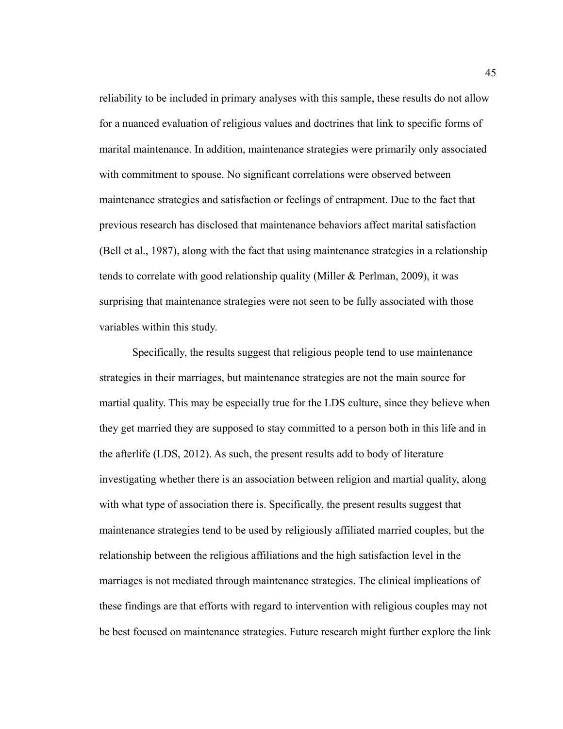reliability to be included in primary analyses with this sample, these results do not allow for a nuanced evaluation of religious values and doctrines that link to specific forms of marital maintenance. In addition, maintenance strategies were primarily only associated with commitment to spouse. No significant correlations were observed between maintenance strategies and satisfaction or feelings of entrapment. Due to the fact that previous research has disclosed that maintenance behaviors affect marital satisfaction (Bell et al., 1987), along with the fact that using maintenance strategies in a relationship tends to correlate with good relationship quality (Miller & Perlman, 2009), it was surprising that maintenance strategies were not seen to be fully associated with those variables within this study.

Specifically, the results suggest that religious people tend to use maintenance strategies in their marriages, but maintenance strategies are not the main source for martial quality. This may be especially true for the LDS culture, since they believe when they get married they are supposed to stay committed to a person both in this life and in the afterlife (LDS, 2012). As such, the present results add to body of literature investigating whether there is an association between religion and martial quality, along with what type of association there is. Specifically, the present results suggest that maintenance strategies tend to be used by religiously affiliated married couples, but the relationship between the religious affiliations and the high satisfaction level in the marriages is not mediated through maintenance strategies. The clinical implications of these findings are that efforts with regard to intervention with religious couples may not be best focused on maintenance strategies. Future research might further explore the link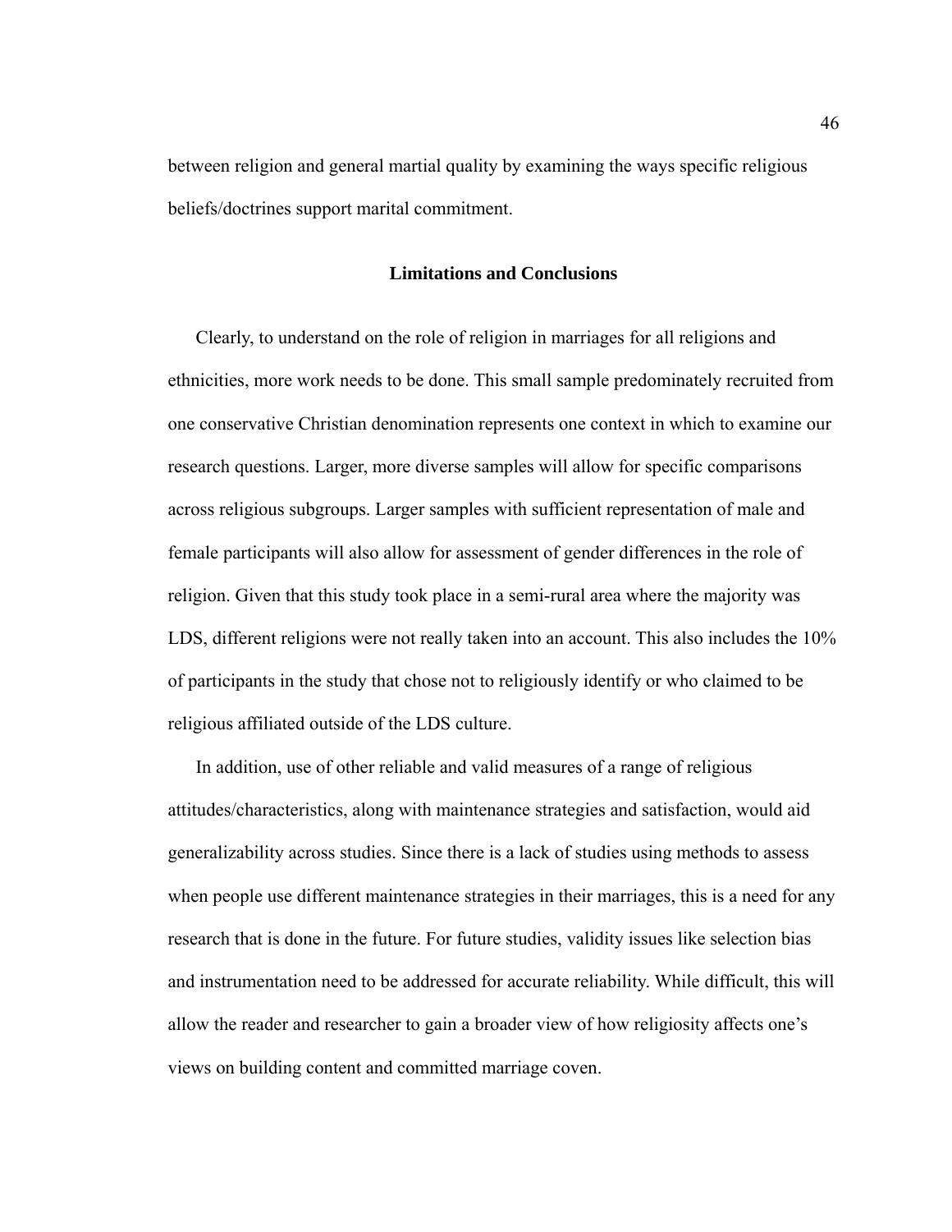between religion and general martial quality by examining the ways specific religious beliefs/doctrines support marital commitment.

## Limitations and Conclusions

Clearly, to understand on the role of religion in marriages for all religions and ethnicities, more work needs to be done. This small sample predominately recruited from one conservative Christian denomination represents one context in which to examine our research questions. Larger, more diverse samples will allow for specific comparisons across religious subgroups. Larger samples with sufficient representation of male and female participants will also allow for assessment of gender differences in the role of religion. Given that this study took place in a semi-rural area where the majority was LDS, different religions were not really taken into an account. This also includes the 10% of participants in the study that chose not to religiously identify or who claimed to be religious affiliated outside of the LDS culture.

In addition, use of other reliable and valid measures of a range of religious attitudes/characteristics, along with maintenance strategies and satisfaction, would aid generalizability across studies. Since there is a lack of studies using methods to assess when people use different maintenance strategies in their marriages, this is a need for any research that is done in the future. For future studies, validity issues like selection bias and instrumentation need to be addressed for accurate reliability. While difficult, this will allow the reader and researcher to gain a broader view of how religiosity affects one's views on building content and committed marriage coven.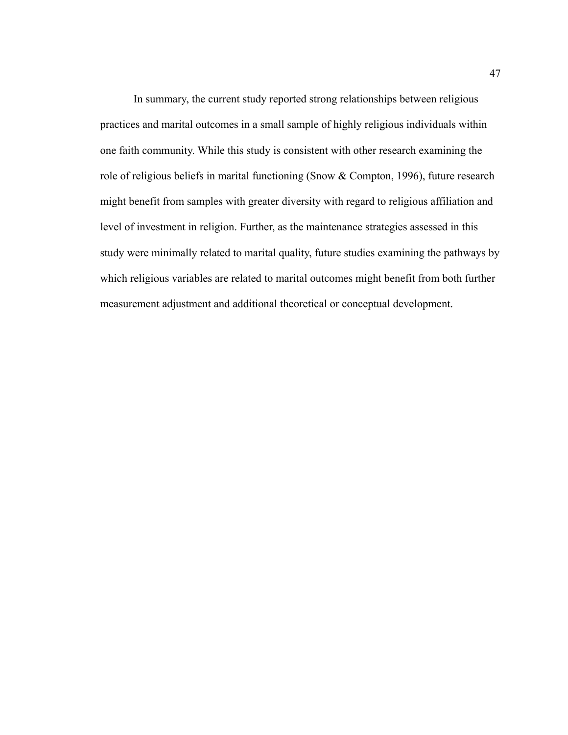In summary, the current study reported strong relationships between religious practices and marital outcomes in a small sample of highly religious individuals within one faith community. While this study is consistent with other research examining the role of religious beliefs in marital functioning (Snow & Compton, 1996), future research might benefit from samples with greater diversity with regard to religious affiliation and level of investment in religion. Further, as the maintenance strategies assessed in this study were minimally related to marital quality, future studies examining the pathways by which religious variables are related to marital outcomes might benefit from both further measurement adjustment and additional theoretical or conceptual development.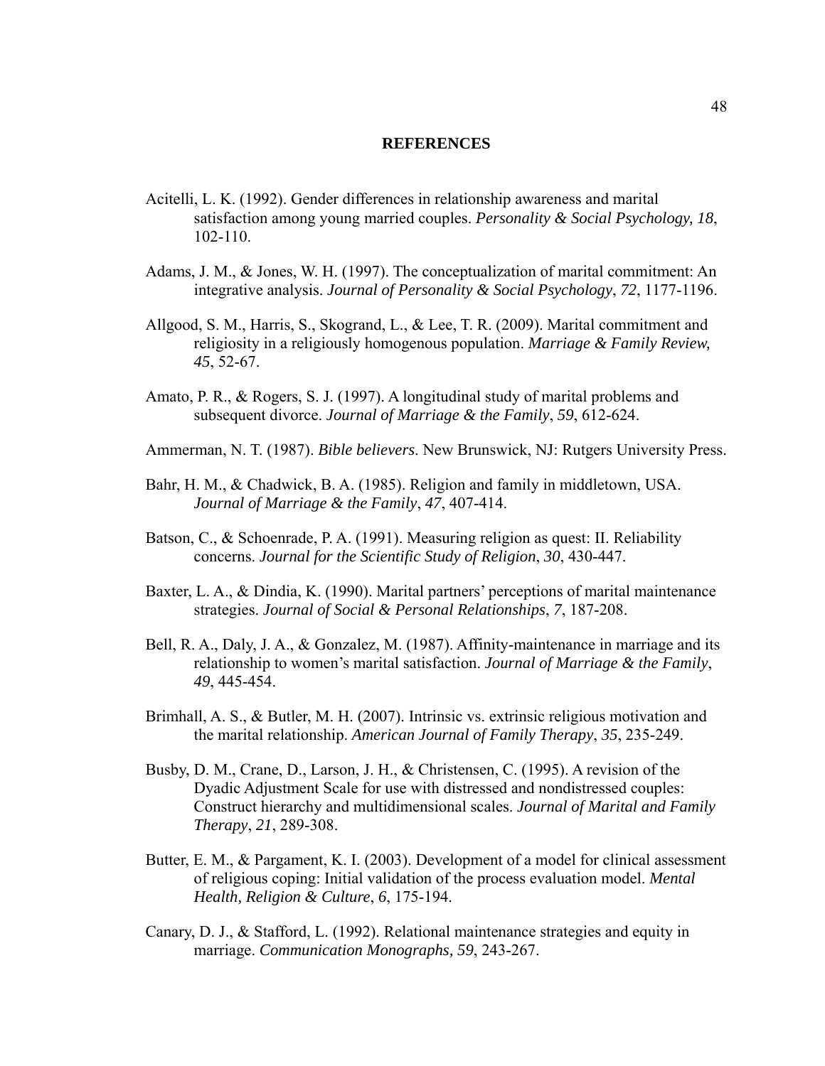# REFERENCES

Acitelli, L. K. (1992). Gender differences in relationship awareness and marital satisfaction among young married couples. *Personality & Social Psychology, 18*, 102-110.

Adams, J. M., & Jones, W. H. (1997). The conceptualization of marital commitment: An integrative analysis. *Journal of Personality & Social Psychology*, *72*, 1177-1196.

Allgood, S. M., Harris, S., Skogrand, L., & Lee, T. R. (2009). Marital commitment and religiosity in a religiously homogenous population. *Marriage & Family Review, 45*, 52-67.

Amato, P. R., & Rogers, S. J. (1997). A longitudinal study of marital problems and subsequent divorce. *Journal of Marriage & the Family*, *59*, 612-624.

Ammerman, N. T. (1987). *Bible believers*. New Brunswick, NJ: Rutgers University Press.

Bahr, H. M., & Chadwick, B. A. (1985). Religion and family in middletown, USA. *Journal of Marriage & the Family*, *47*, 407-414.

Batson, C., & Schoenrade, P. A. (1991). Measuring religion as quest: II. Reliability concerns. *Journal for the Scientific Study of Religion*, *30*, 430-447.

Baxter, L. A., & Dindia, K. (1990). Marital partners' perceptions of marital maintenance strategies. *Journal of Social & Personal Relationships*, *7*, 187-208.

Bell, R. A., Daly, J. A., & Gonzalez, M. (1987). Affinity-maintenance in marriage and its relationship to women's marital satisfaction. *Journal of Marriage & the Family*, *49*, 445-454.

Brimhall, A. S., & Butler, M. H. (2007). Intrinsic vs. extrinsic religious motivation and the marital relationship. *American Journal of Family Therapy*, *35*, 235-249.

Busby, D. M., Crane, D., Larson, J. H., & Christensen, C. (1995). A revision of the Dyadic Adjustment Scale for use with distressed and nondistressed couples: Construct hierarchy and multidimensional scales. *Journal of Marital and Family Therapy*, *21*, 289-308.

Butter, E. M., & Pargament, K. I. (2003). Development of a model for clinical assessment of religious coping: Initial validation of the process evaluation model. *Mental Health, Religion & Culture*, *6*, 175-194.

Canary, D. J., & Stafford, L. (1992). Relational maintenance strategies and equity in marriage. *Communication Monographs, 59*, 243-267.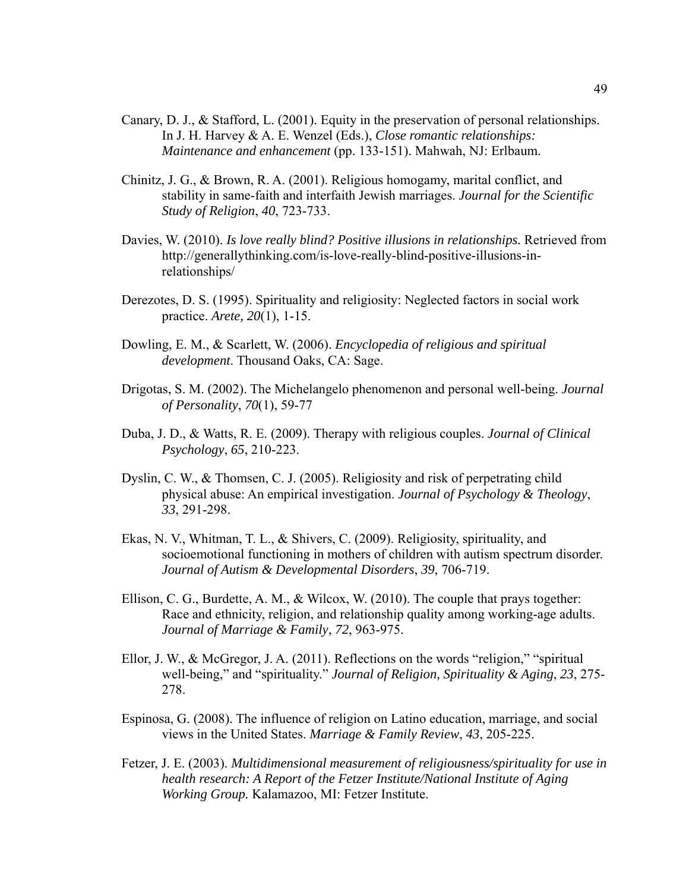Canary, D. J., & Stafford, L. (2001). Equity in the preservation of personal relationships. In J. H. Harvey & A. E. Wenzel (Eds.), *Close romantic relationships: Maintenance and enhancement* (pp. 133-151). Mahwah, NJ: Erlbaum.

Chinitz, J. G., & Brown, R. A. (2001). Religious homogamy, marital conflict, and stability in same-faith and interfaith Jewish marriages. *Journal for the Scientific Study of Religion*, *40*, 723-733.

Davies, W. (2010). *Is love really blind? Positive illusions in relationships.* Retrieved from http://generallythinking.com/is-love-really-blind-positive-illusions-in-relationships/

Derezotes, D. S. (1995). Spirituality and religiosity: Neglected factors in social work practice. *Arete, 20*(1), 1-15.

Dowling, E. M., & Scarlett, W. (2006). *Encyclopedia of religious and spiritual development*. Thousand Oaks, CA: Sage.

Drigotas, S. M. (2002). The Michelangelo phenomenon and personal well-being. *Journal of Personality*, *70*(1), 59-77

Duba, J. D., & Watts, R. E. (2009). Therapy with religious couples. *Journal of Clinical Psychology*, *65*, 210-223.

Dyslin, C. W., & Thomsen, C. J. (2005). Religiosity and risk of perpetrating child physical abuse: An empirical investigation. *Journal of Psychology & Theology*, *33*, 291-298.

Ekas, N. V., Whitman, T. L., & Shivers, C. (2009). Religiosity, spirituality, and socioemotional functioning in mothers of children with autism spectrum disorder. *Journal of Autism & Developmental Disorders*, *39*, 706-719.

Ellison, C. G., Burdette, A. M., & Wilcox, W. (2010). The couple that prays together: Race and ethnicity, religion, and relationship quality among working-age adults. *Journal of Marriage & Family*, *72*, 963-975.

Ellor, J. W., & McGregor, J. A. (2011). Reflections on the words "religion," "spiritual well-being," and "spirituality." *Journal of Religion, Spirituality & Aging*, *23*, 275-278.

Espinosa, G. (2008). The influence of religion on Latino education, marriage, and social views in the United States. *Marriage & Family Review*, *43*, 205-225.

Fetzer, J. E. (2003). *Multidimensional measurement of religiousness/spirituality for use in health research: A Report of the Fetzer Institute/National Institute of Aging Working Group.* Kalamazoo, MI: Fetzer Institute.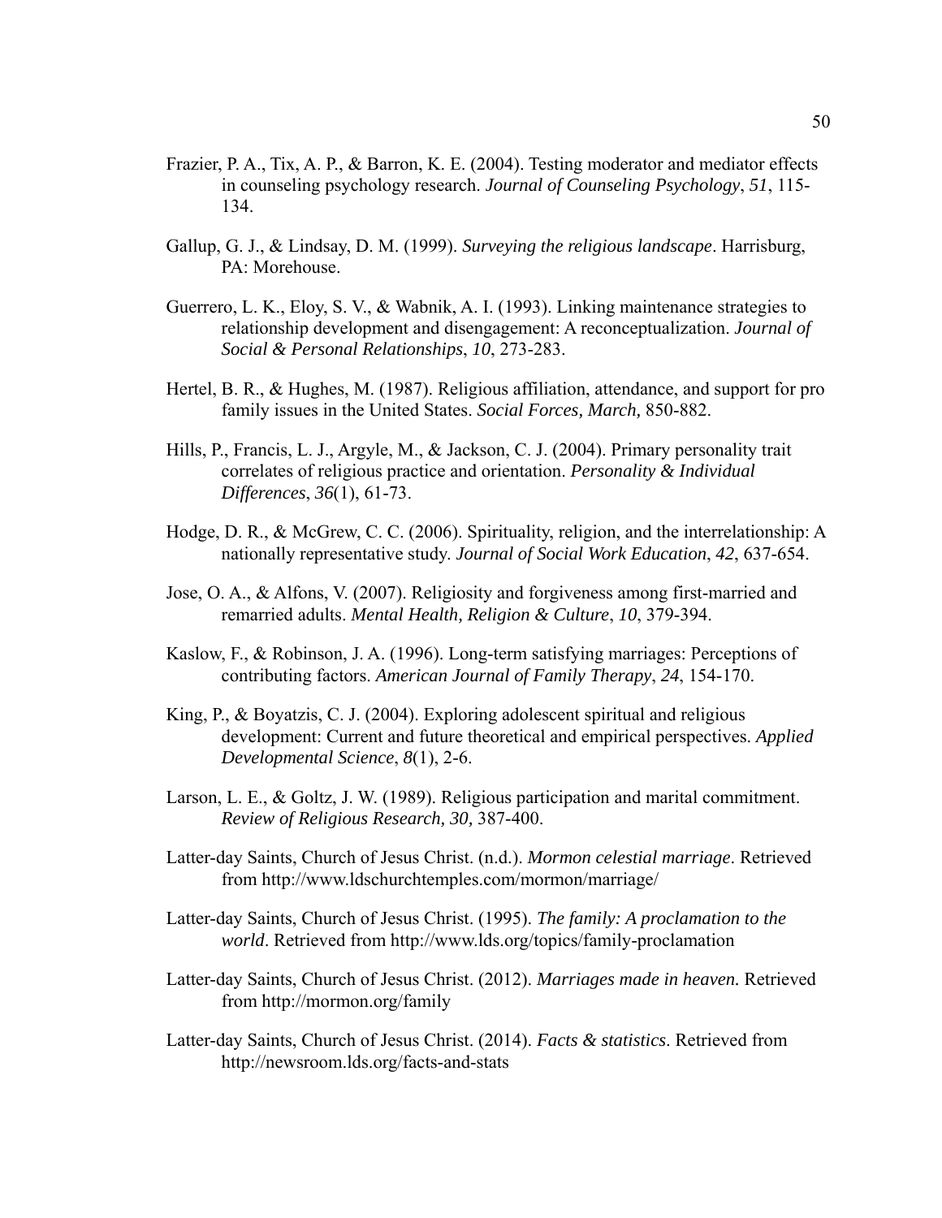Frazier, P. A., Tix, A. P., & Barron, K. E. (2004). Testing moderator and mediator effects in counseling psychology research. *Journal of Counseling Psychology*, *51*, 115-134.

Gallup, G. J., & Lindsay, D. M. (1999). *Surveying the religious landscape*. Harrisburg, PA: Morehouse.

Guerrero, L. K., Eloy, S. V., & Wabnik, A. I. (1993). Linking maintenance strategies to relationship development and disengagement: A reconceptualization. *Journal of Social & Personal Relationships*, *10*, 273-283.

Hertel, B. R., & Hughes, M. (1987). Religious affiliation, attendance, and support for pro family issues in the United States. *Social Forces, March,* 850-882.

Hills, P., Francis, L. J., Argyle, M., & Jackson, C. J. (2004). Primary personality trait correlates of religious practice and orientation. *Personality & Individual Differences*, *36*(1), 61-73.

Hodge, D. R., & McGrew, C. C. (2006). Spirituality, religion, and the interrelationship: A nationally representative study. *Journal of Social Work Education*, *42*, 637-654.

Jose, O. A., & Alfons, V. (2007). Religiosity and forgiveness among first-married and remarried adults. *Mental Health, Religion & Culture*, *10*, 379-394.

Kaslow, F., & Robinson, J. A. (1996). Long-term satisfying marriages: Perceptions of contributing factors. *American Journal of Family Therapy*, *24*, 154-170.

King, P., & Boyatzis, C. J. (2004). Exploring adolescent spiritual and religious development: Current and future theoretical and empirical perspectives. *Applied Developmental Science*, *8*(1), 2-6.

Larson, L. E., & Goltz, J. W. (1989). Religious participation and marital commitment. *Review of Religious Research, 30,* 387-400.

Latter-day Saints, Church of Jesus Christ. (n.d.). *Mormon celestial marriage*. Retrieved from http://www.ldschurchtemples.com/mormon/marriage/

Latter-day Saints, Church of Jesus Christ. (1995). *The family: A proclamation to the world*. Retrieved from http://www.lds.org/topics/family-proclamation

Latter-day Saints, Church of Jesus Christ. (2012). *Marriages made in heaven.* Retrieved from http://mormon.org/family

Latter-day Saints, Church of Jesus Christ. (2014). *Facts & statistics*. Retrieved from http://newsroom.lds.org/facts-and-stats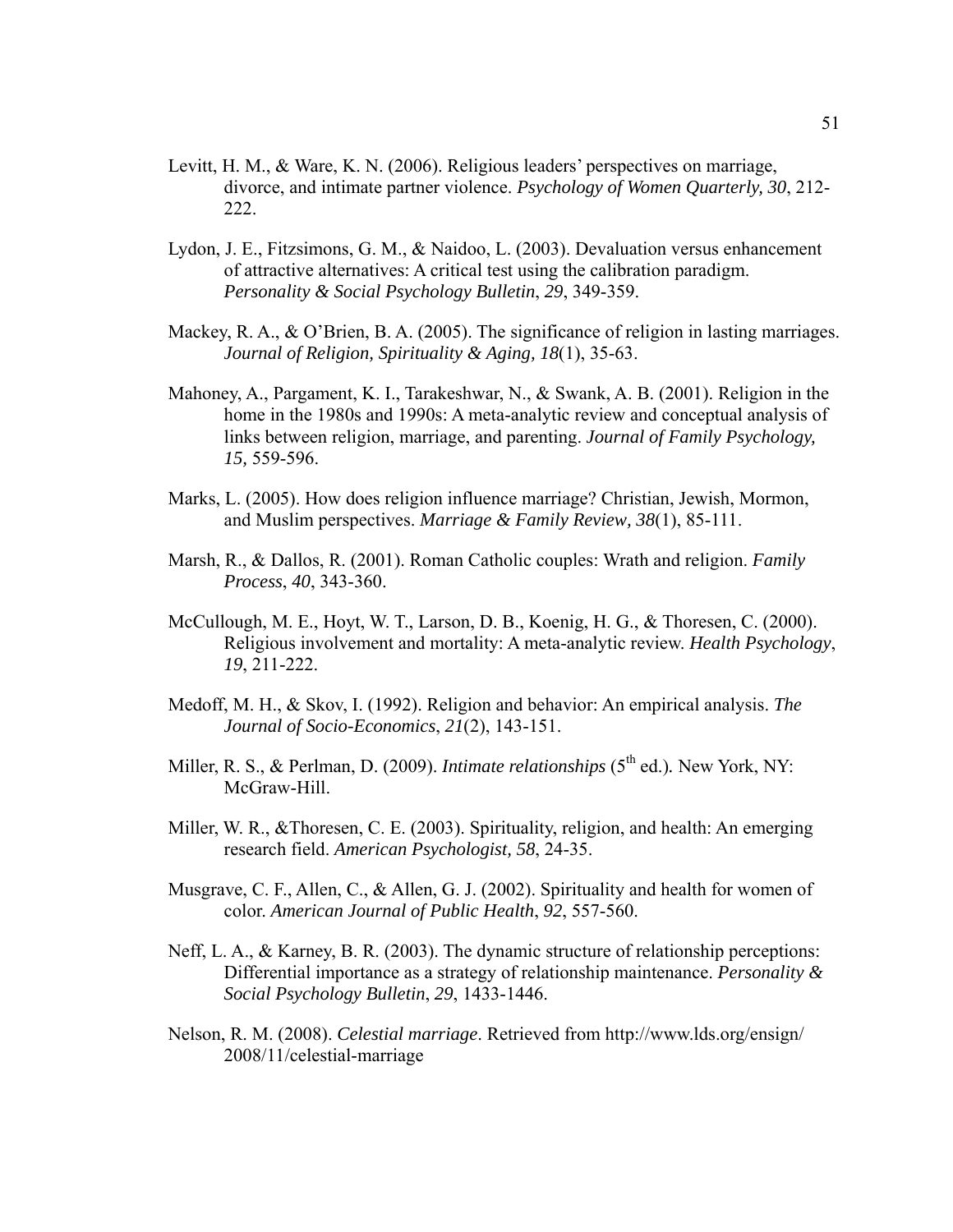Levitt, H. M., & Ware, K. N. (2006). Religious leaders' perspectives on marriage, divorce, and intimate partner violence. *Psychology of Women Quarterly, 30*, 212-222.

Lydon, J. E., Fitzsimons, G. M., & Naidoo, L. (2003). Devaluation versus enhancement of attractive alternatives: A critical test using the calibration paradigm. *Personality & Social Psychology Bulletin*, *29*, 349-359.

Mackey, R. A., & O'Brien, B. A. (2005). The significance of religion in lasting marriages. *Journal of Religion, Spirituality & Aging, 18*(1), 35-63.

Mahoney, A., Pargament, K. I., Tarakeshwar, N., & Swank, A. B. (2001). Religion in the home in the 1980s and 1990s: A meta-analytic review and conceptual analysis of links between religion, marriage, and parenting. *Journal of Family Psychology, 15,* 559-596.

Marks, L. (2005). How does religion influence marriage? Christian, Jewish, Mormon, and Muslim perspectives. *Marriage & Family Review, 38*(1), 85-111.

Marsh, R., & Dallos, R. (2001). Roman Catholic couples: Wrath and religion. *Family Process*, *40*, 343-360.

McCullough, M. E., Hoyt, W. T., Larson, D. B., Koenig, H. G., & Thoresen, C. (2000). Religious involvement and mortality: A meta-analytic review. *Health Psychology*, *19*, 211-222.

Medoff, M. H., & Skov, I. (1992). Religion and behavior: An empirical analysis. *The Journal of Socio-Economics*, *21*(2), 143-151.

Miller, R. S., & Perlman, D. (2009). *Intimate relationships* (5th ed.). New York, NY: McGraw-Hill.

Miller, W. R., &Thoresen, C. E. (2003). Spirituality, religion, and health: An emerging research field. *American Psychologist, 58*, 24-35.

Musgrave, C. F., Allen, C., & Allen, G. J. (2002). Spirituality and health for women of color. *American Journal of Public Health*, *92*, 557-560.

Neff, L. A., & Karney, B. R. (2003). The dynamic structure of relationship perceptions: Differential importance as a strategy of relationship maintenance. *Personality & Social Psychology Bulletin*, *29*, 1433-1446.

Nelson, R. M. (2008). *Celestial marriage*. Retrieved from http://www.lds.org/ensign/2008/11/celestial-marriage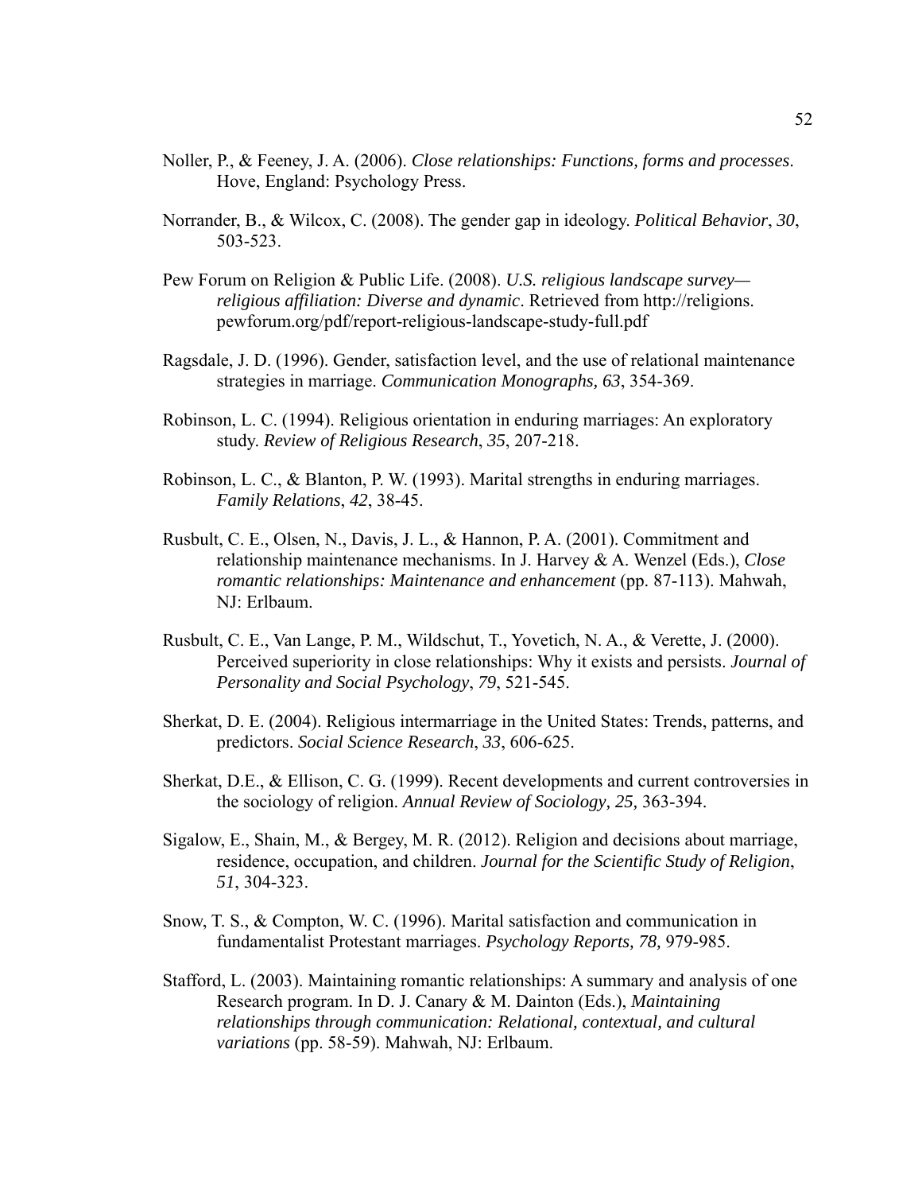Noller, P., & Feeney, J. A. (2006). *Close relationships: Functions, forms and processes*. Hove, England: Psychology Press.

Norrander, B., & Wilcox, C. (2008). The gender gap in ideology. *Political Behavior*, *30*, 503-523.

Pew Forum on Religion & Public Life. (2008). *U.S. religious landscape survey—religious affiliation: Diverse and dynamic*. Retrieved from http://religions.pewforum.org/pdf/report-religious-landscape-study-full.pdf

Ragsdale, J. D. (1996). Gender, satisfaction level, and the use of relational maintenance strategies in marriage. *Communication Monographs, 63*, 354-369.

Robinson, L. C. (1994). Religious orientation in enduring marriages: An exploratory study. *Review of Religious Research*, *35*, 207-218.

Robinson, L. C., & Blanton, P. W. (1993). Marital strengths in enduring marriages. *Family Relations*, *42*, 38-45.

Rusbult, C. E., Olsen, N., Davis, J. L., & Hannon, P. A. (2001). Commitment and relationship maintenance mechanisms. In J. Harvey & A. Wenzel (Eds.), *Close romantic relationships: Maintenance and enhancement* (pp. 87-113). Mahwah, NJ: Erlbaum.

Rusbult, C. E., Van Lange, P. M., Wildschut, T., Yovetich, N. A., & Verette, J. (2000). Perceived superiority in close relationships: Why it exists and persists. *Journal of Personality and Social Psychology*, *79*, 521-545.

Sherkat, D. E. (2004). Religious intermarriage in the United States: Trends, patterns, and predictors. *Social Science Research*, *33*, 606-625.

Sherkat, D.E., & Ellison, C. G. (1999). Recent developments and current controversies in the sociology of religion. *Annual Review of Sociology, 25,* 363-394.

Sigalow, E., Shain, M., & Bergey, M. R. (2012). Religion and decisions about marriage, residence, occupation, and children. *Journal for the Scientific Study of Religion*, *51*, 304-323.

Snow, T. S., & Compton, W. C. (1996). Marital satisfaction and communication in fundamentalist Protestant marriages. *Psychology Reports, 78,* 979-985.

Stafford, L. (2003). Maintaining romantic relationships: A summary and analysis of one Research program. In D. J. Canary & M. Dainton (Eds.), *Maintaining relationships through communication: Relational, contextual, and cultural variations* (pp. 58-59). Mahwah, NJ: Erlbaum.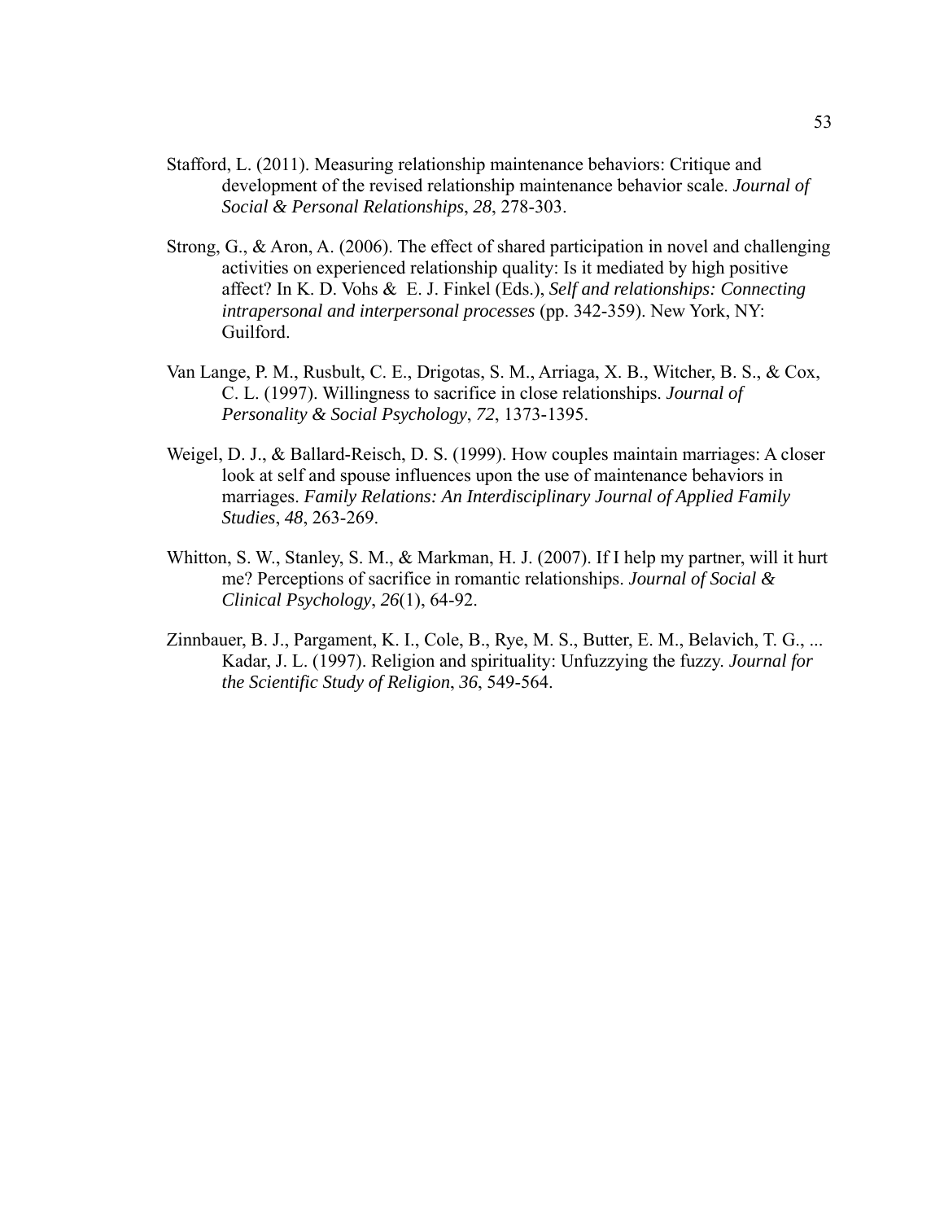Stafford, L. (2011). Measuring relationship maintenance behaviors: Critique and development of the revised relationship maintenance behavior scale. *Journal of Social & Personal Relationships*, *28*, 278-303.

Strong, G., & Aron, A. (2006). The effect of shared participation in novel and challenging activities on experienced relationship quality: Is it mediated by high positive affect? In K. D. Vohs & E. J. Finkel (Eds.), *Self and relationships: Connecting intrapersonal and interpersonal processes* (pp. 342-359). New York, NY: Guilford.

Van Lange, P. M., Rusbult, C. E., Drigotas, S. M., Arriaga, X. B., Witcher, B. S., & Cox, C. L. (1997). Willingness to sacrifice in close relationships. *Journal of Personality & Social Psychology*, *72*, 1373-1395.

Weigel, D. J., & Ballard-Reisch, D. S. (1999). How couples maintain marriages: A closer look at self and spouse influences upon the use of maintenance behaviors in marriages. *Family Relations: An Interdisciplinary Journal of Applied Family Studies*, *48*, 263-269.

Whitton, S. W., Stanley, S. M., & Markman, H. J. (2007). If I help my partner, will it hurt me? Perceptions of sacrifice in romantic relationships. *Journal of Social & Clinical Psychology*, *26*(1), 64-92.

Zinnbauer, B. J., Pargament, K. I., Cole, B., Rye, M. S., Butter, E. M., Belavich, T. G., ... Kadar, J. L. (1997). Religion and spirituality: Unfuzzying the fuzzy. *Journal for the Scientific Study of Religion*, *36*, 549-564.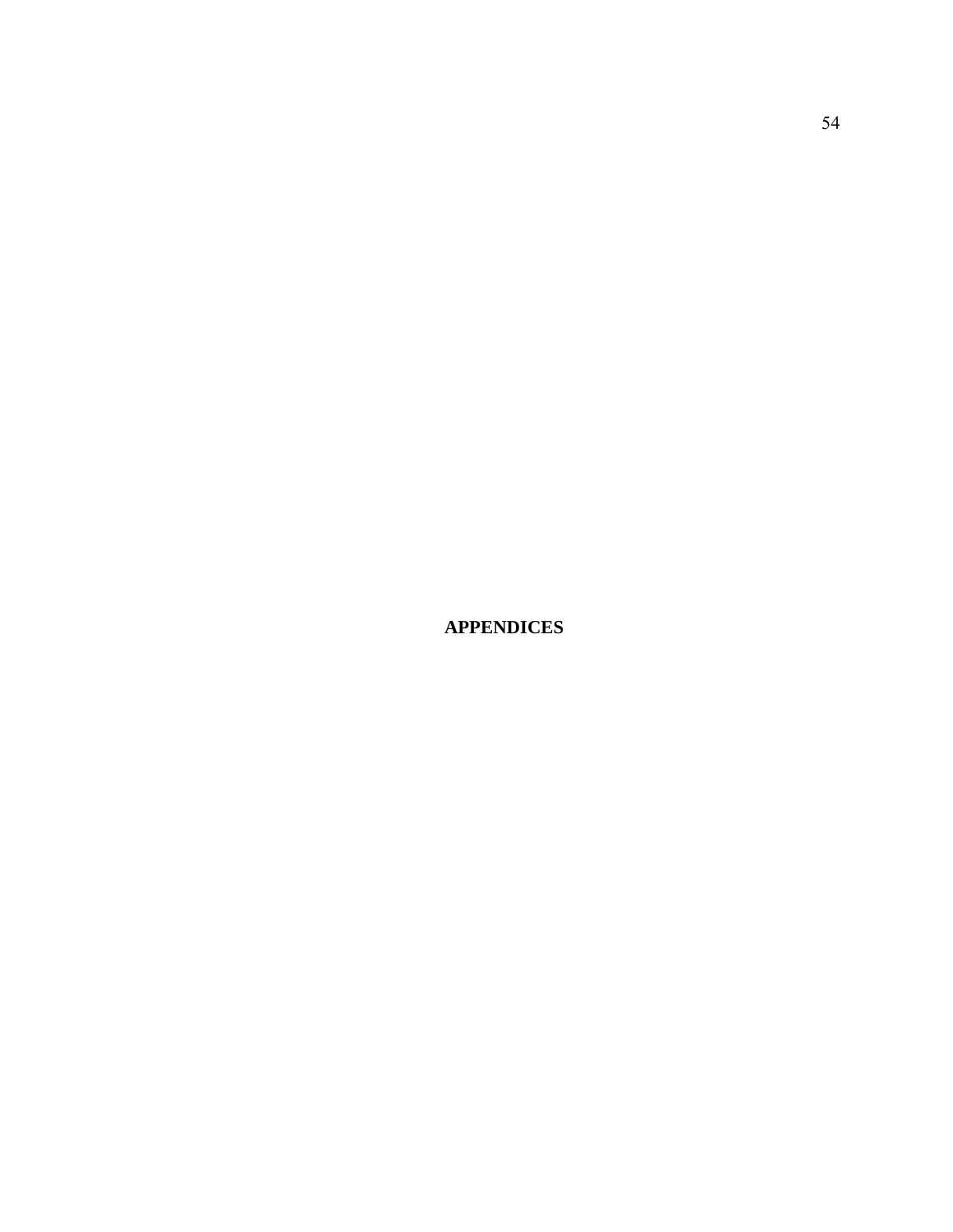# APPENDICES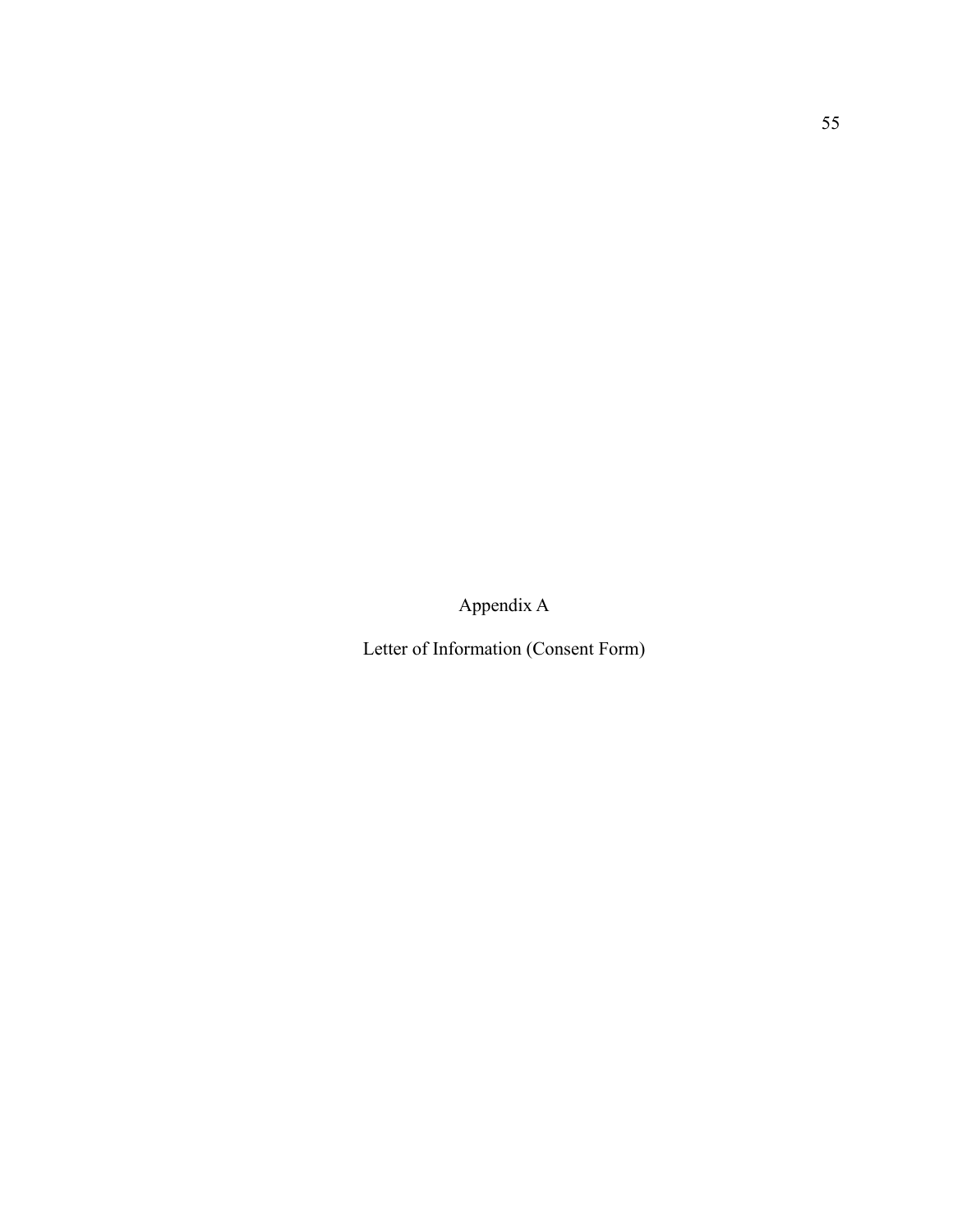# Appendix A

## Letter of Information (Consent Form)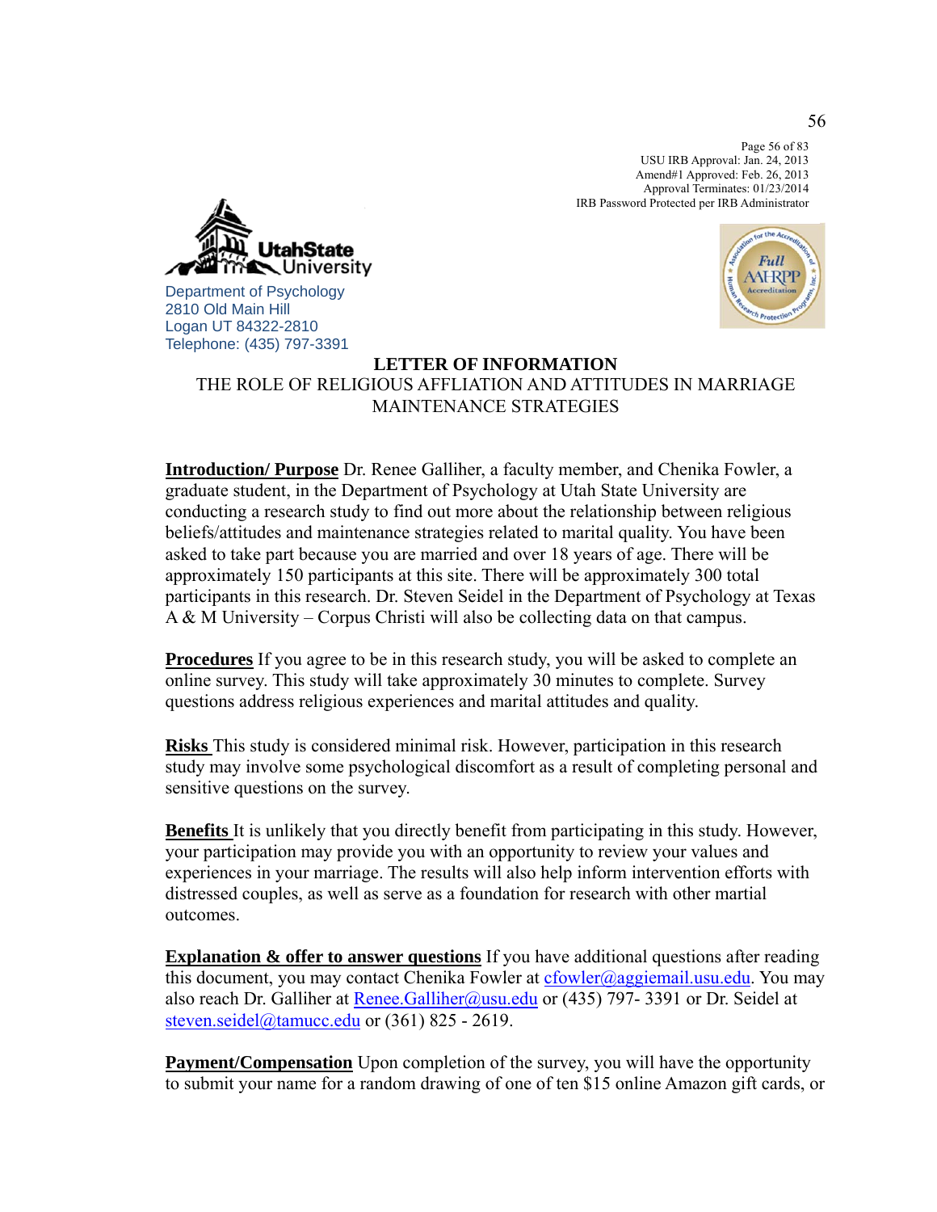Page 56 of 83
USU IRB Approval: Jan. 24, 2013
Amend#1 Approved: Feb. 26, 2013
Approval Terminates: 01/23/2014
IRB Password Protected per IRB Administrator

Department of Psychology
2810 Old Main Hill
Logan UT 84322-2810
Telephone: (435) 797-3391

**LETTER OF INFORMATION**

THE ROLE OF RELIGIOUS AFFLIATION AND ATTITUDES IN MARRIAGE MAINTENANCE STRATEGIES

**Introduction/ Purpose** Dr. Renee Galliher, a faculty member, and Chenika Fowler, a graduate student, in the Department of Psychology at Utah State University are conducting a research study to find out more about the relationship between religious beliefs/attitudes and maintenance strategies related to marital quality. You have been asked to take part because you are married and over 18 years of age. There will be approximately 150 participants at this site. There will be approximately 300 total participants in this research. Dr. Steven Seidel in the Department of Psychology at Texas A & M University – Corpus Christi will also be collecting data on that campus.

**Procedures** If you agree to be in this research study, you will be asked to complete an online survey. This study will take approximately 30 minutes to complete. Survey questions address religious experiences and marital attitudes and quality.

**Risks** This study is considered minimal risk. However, participation in this research study may involve some psychological discomfort as a result of completing personal and sensitive questions on the survey.

**Benefits** It is unlikely that you directly benefit from participating in this study. However, your participation may provide you with an opportunity to review your values and experiences in your marriage. The results will also help inform intervention efforts with distressed couples, as well as serve as a foundation for research with other martial outcomes.

**Explanation & offer to answer questions** If you have additional questions after reading this document, you may contact Chenika Fowler at cfowler@aggiemail.usu.edu. You may also reach Dr. Galliher at Renee.Galliher@usu.edu or (435) 797- 3391 or Dr. Seidel at steven.seidel@tamucc.edu or (361) 825 - 2619.

**Payment/Compensation** Upon completion of the survey, you will have the opportunity to submit your name for a random drawing of one of ten $15 online Amazon gift cards, or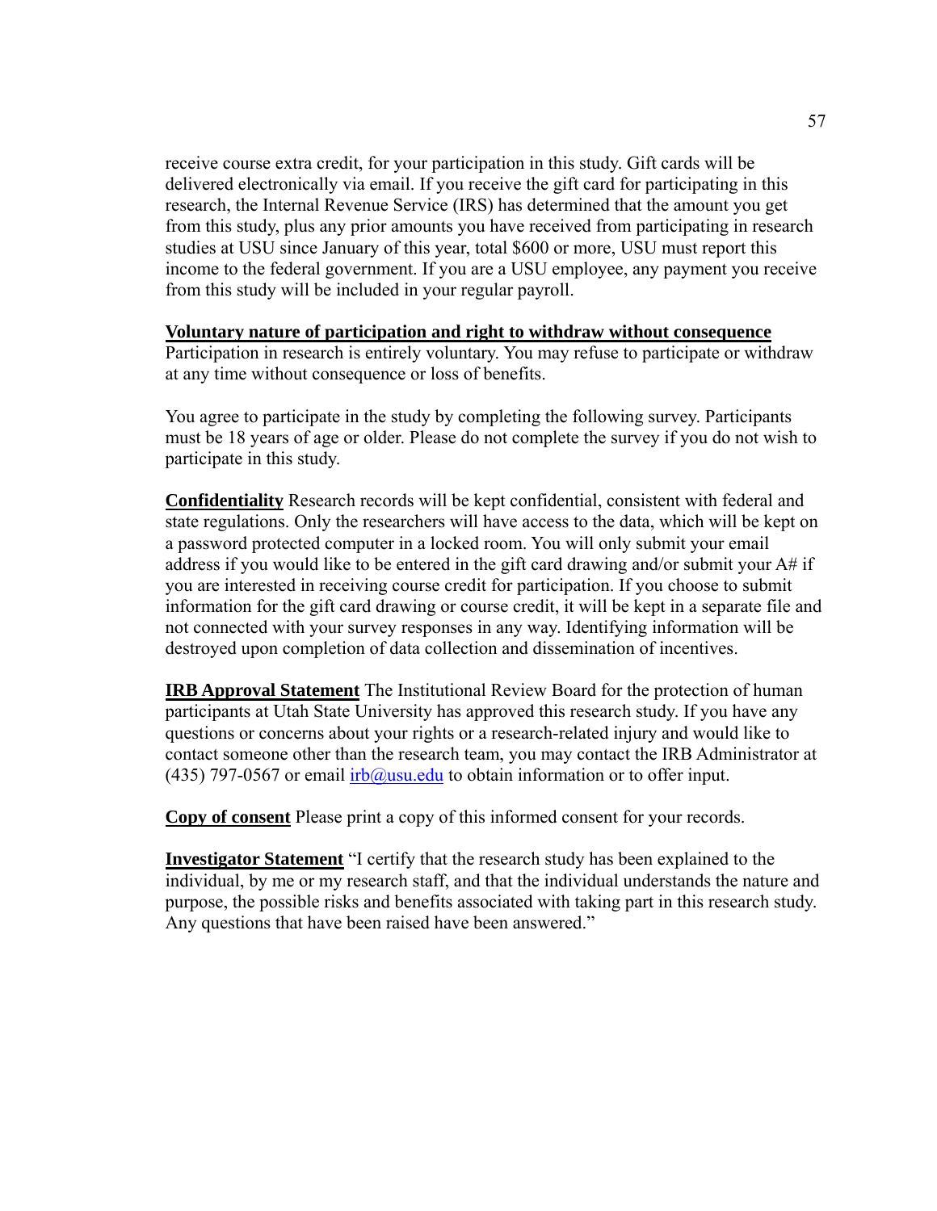receive course extra credit, for your participation in this study. Gift cards will be delivered electronically via email. If you receive the gift card for participating in this research, the Internal Revenue Service (IRS) has determined that the amount you get from this study, plus any prior amounts you have received from participating in research studies at USU since January of this year, total $600 or more, USU must report this income to the federal government. If you are a USU employee, any payment you receive from this study will be included in your regular payroll.

**Voluntary nature of participation and right to withdraw without consequence**
Participation in research is entirely voluntary. You may refuse to participate or withdraw at any time without consequence or loss of benefits.

You agree to participate in the study by completing the following survey. Participants must be 18 years of age or older. Please do not complete the survey if you do not wish to participate in this study.

**Confidentiality** Research records will be kept confidential, consistent with federal and state regulations. Only the researchers will have access to the data, which will be kept on a password protected computer in a locked room. You will only submit your email address if you would like to be entered in the gift card drawing and/or submit your A# if you are interested in receiving course credit for participation. If you choose to submit information for the gift card drawing or course credit, it will be kept in a separate file and not connected with your survey responses in any way. Identifying information will be destroyed upon completion of data collection and dissemination of incentives.

**IRB Approval Statement** The Institutional Review Board for the protection of human participants at Utah State University has approved this research study. If you have any questions or concerns about your rights or a research-related injury and would like to contact someone other than the research team, you may contact the IRB Administrator at (435) 797-0567 or email irb@usu.edu to obtain information or to offer input.

**Copy of consent** Please print a copy of this informed consent for your records.

**Investigator Statement** "I certify that the research study has been explained to the individual, by me or my research staff, and that the individual understands the nature and purpose, the possible risks and benefits associated with taking part in this research study. Any questions that have been raised have been answered."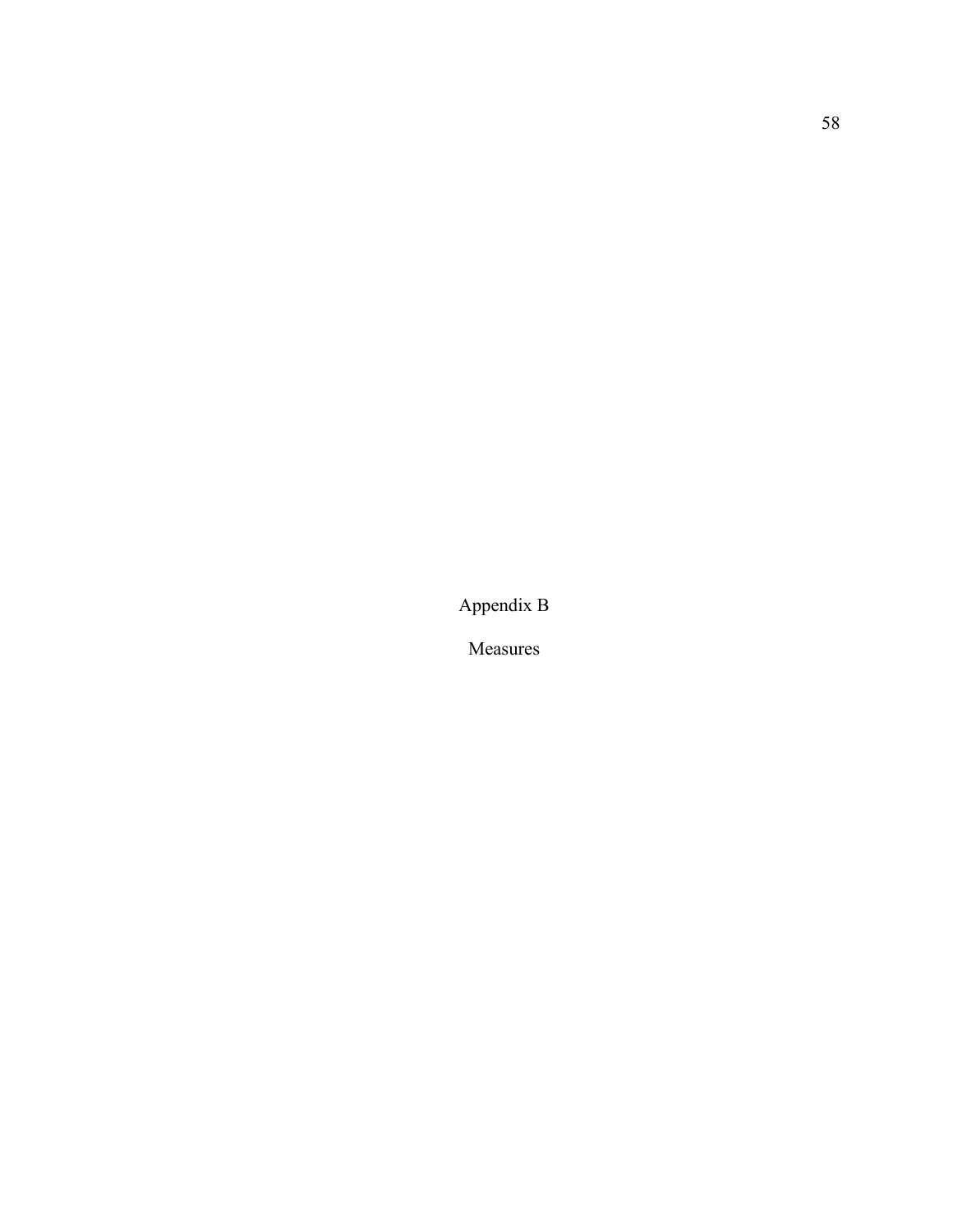# Appendix B

## Measures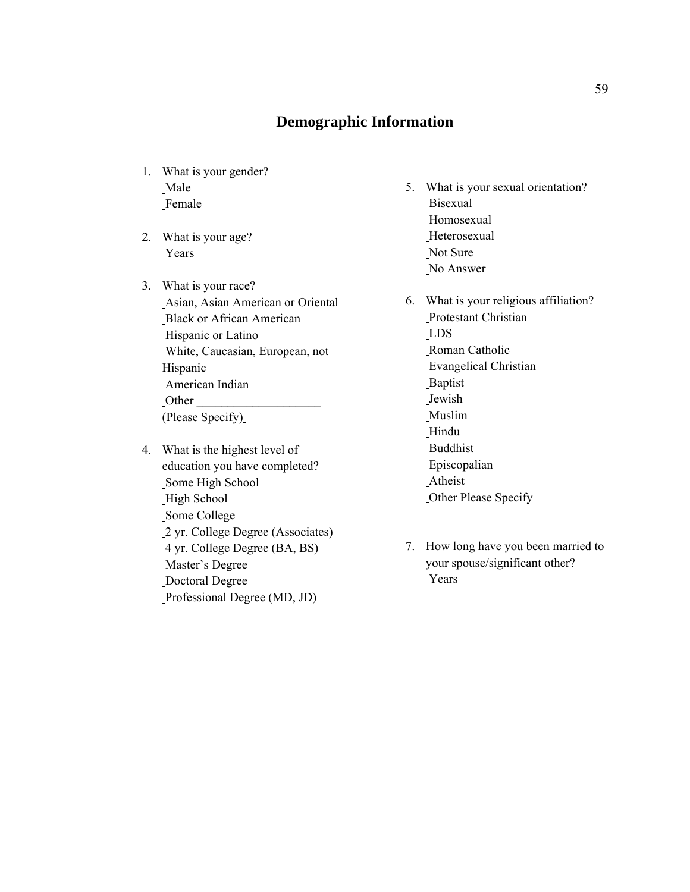## Demographic Information

1. What is your gender?
   - Male
   - Female

2. What is your age?
   - Years

3. What is your race?
   - Asian, Asian American or Oriental
   - Black or African American
   - Hispanic or Latino
   - White, Caucasian, European, not Hispanic
   - American Indian
   - Other ___________________ (Please Specify)

4. What is the highest level of education you have completed?
   - Some High School
   - High School
   - Some College
   - 2 yr. College Degree (Associates)
   - 4 yr. College Degree (BA, BS)
   - Master's Degree
   - Doctoral Degree
   - Professional Degree (MD, JD)

5. What is your sexual orientation?
   - Bisexual
   - Homosexual
   - Heterosexual
   - Not Sure
   - No Answer

6. What is your religious affiliation?
   - Protestant Christian
   - LDS
   - Roman Catholic
   - Evangelical Christian
   - Baptist
   - Jewish
   - Muslim
   - Hindu
   - Buddhist
   - Episcopalian
   - Atheist
   - Other Please Specify

7. How long have you been married to your spouse/significant other?
   - Years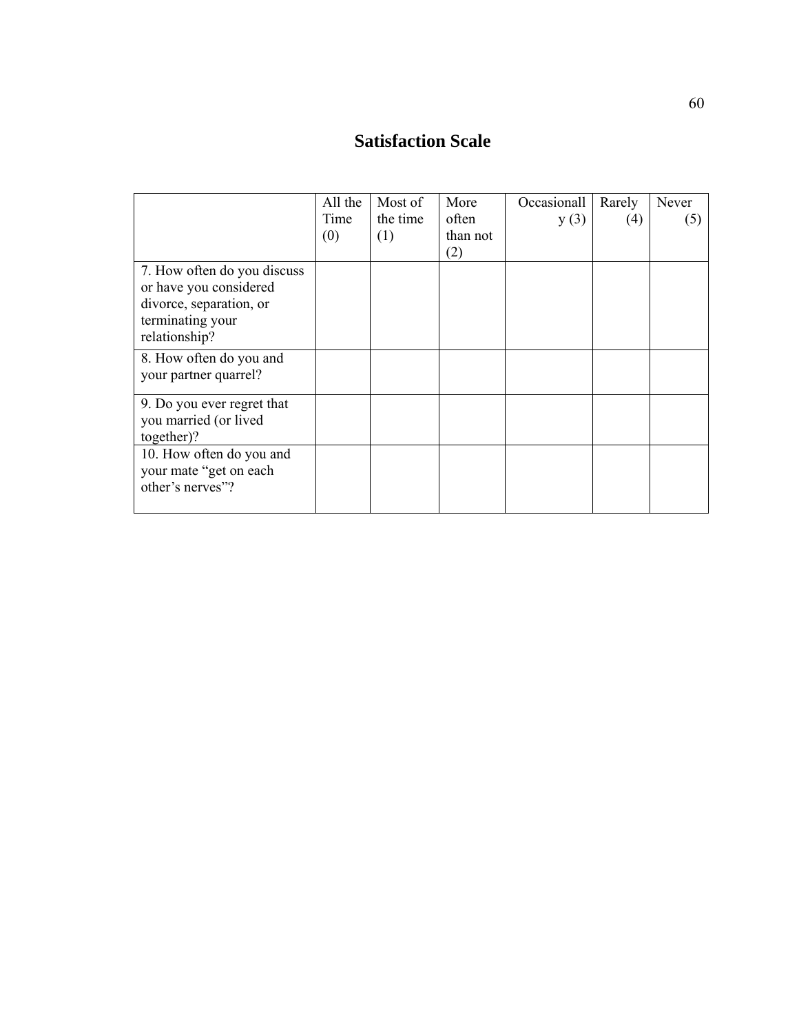# Satisfaction Scale

| | All the Time (0) | Most of the time (1) | More often than not (2) | Occasionally (3) | Rarely (4) | Never (5) |
|---|---|---|---|---|---|---|
| 7. How often do you discuss or have you considered divorce, separation, or terminating your relationship? | | | | | | |
| 8. How often do you and your partner quarrel? | | | | | | |
| 9. Do you ever regret that you married (or lived together)? | | | | | | |
| 10. How often do you and your mate "get on each other's nerves"? | | | | | | |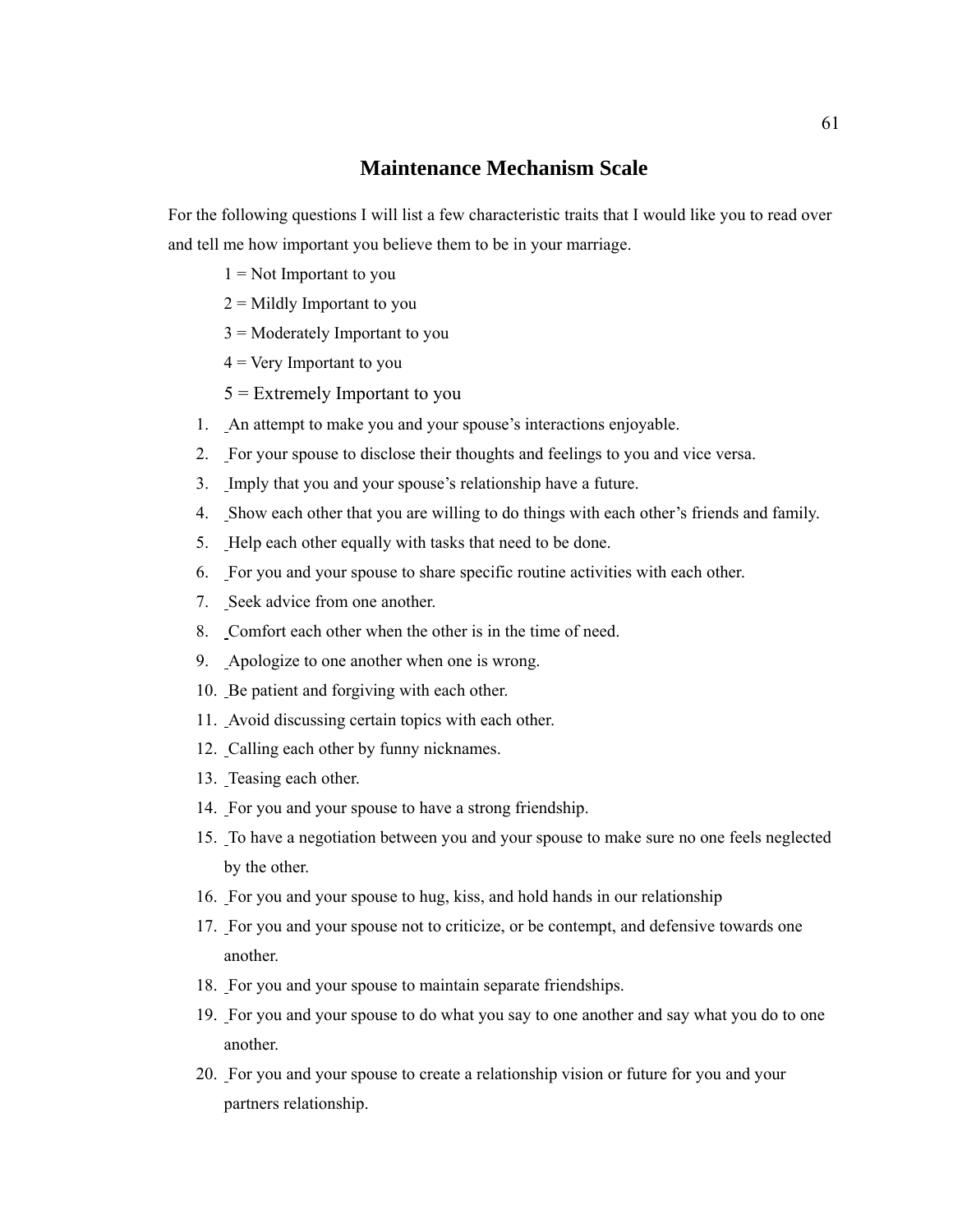## Maintenance Mechanism Scale

For the following questions I will list a few characteristic traits that I would like you to read over and tell me how important you believe them to be in your marriage.

1 = Not Important to you

2 = Mildly Important to you

3 = Moderately Important to you

4 = Very Important to you

5 = Extremely Important to you

1. An attempt to make you and your spouse's interactions enjoyable.
2. For your spouse to disclose their thoughts and feelings to you and vice versa.
3. Imply that you and your spouse's relationship have a future.
4. Show each other that you are willing to do things with each other's friends and family.
5. Help each other equally with tasks that need to be done.
6. For you and your spouse to share specific routine activities with each other.
7. Seek advice from one another.
8. Comfort each other when the other is in the time of need.
9. Apologize to one another when one is wrong.
10. Be patient and forgiving with each other.
11. Avoid discussing certain topics with each other.
12. Calling each other by funny nicknames.
13. Teasing each other.
14. For you and your spouse to have a strong friendship.
15. To have a negotiation between you and your spouse to make sure no one feels neglected by the other.
16. For you and your spouse to hug, kiss, and hold hands in our relationship
17. For you and your spouse not to criticize, or be contempt, and defensive towards one another.
18. For you and your spouse to maintain separate friendships.
19. For you and your spouse to do what you say to one another and say what you do to one another.
20. For you and your spouse to create a relationship vision or future for you and your partners relationship.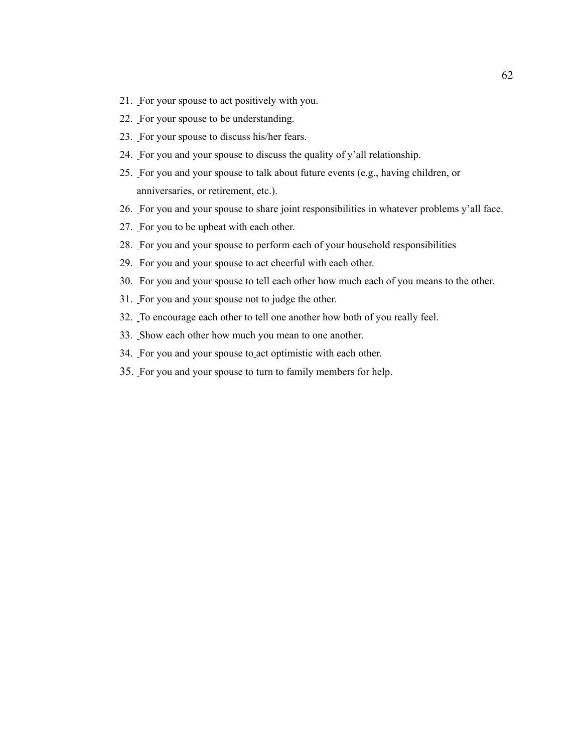21. For your spouse to act positively with you.
22. For your spouse to be understanding.
23. For your spouse to discuss his/her fears.
24. For you and your spouse to discuss the quality of y'all relationship.
25. For you and your spouse to talk about future events (e.g., having children, or anniversaries, or retirement, etc.).
26. For you and your spouse to share joint responsibilities in whatever problems y'all face.
27. For you to be upbeat with each other.
28. For you and your spouse to perform each of your household responsibilities
29. For you and your spouse to act cheerful with each other.
30. For you and your spouse to tell each other how much each of you means to the other.
31. For you and your spouse not to judge the other.
32. To encourage each other to tell one another how both of you really feel.
33. Show each other how much you mean to one another.
34. For you and your spouse to act optimistic with each other.
35. For you and your spouse to turn to family members for help.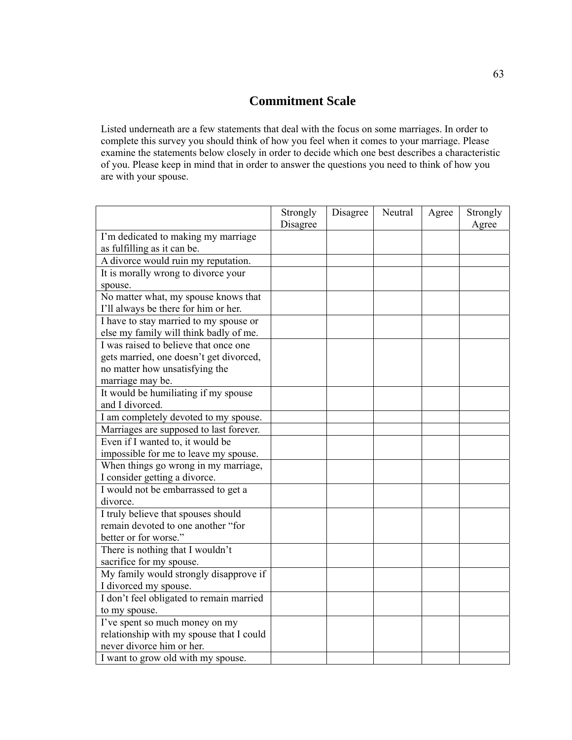# Commitment Scale

Listed underneath are a few statements that deal with the focus on some marriages. In order to complete this survey you should think of how you feel when it comes to your marriage. Please examine the statements below closely in order to decide which one best describes a characteristic of you. Please keep in mind that in order to answer the questions you need to think of how you are with your spouse.

| | Strongly Disagree | Disagree | Neutral | Agree | Strongly Agree |
|---|---|---|---|---|---|
| I'm dedicated to making my marriage as fulfilling as it can be. | | | | | |
| A divorce would ruin my reputation. | | | | | |
| It is morally wrong to divorce your spouse. | | | | | |
| No matter what, my spouse knows that I'll always be there for him or her. | | | | | |
| I have to stay married to my spouse or else my family will think badly of me. | | | | | |
| I was raised to believe that once one gets married, one doesn't get divorced, no matter how unsatisfying the marriage may be. | | | | | |
| It would be humiliating if my spouse and I divorced. | | | | | |
| I am completely devoted to my spouse. | | | | | |
| Marriages are supposed to last forever. | | | | | |
| Even if I wanted to, it would be impossible for me to leave my spouse. | | | | | |
| When things go wrong in my marriage, I consider getting a divorce. | | | | | |
| I would not be embarrassed to get a divorce. | | | | | |
| I truly believe that spouses should remain devoted to one another "for better or for worse." | | | | | |
| There is nothing that I wouldn't sacrifice for my spouse. | | | | | |
| My family would strongly disapprove if I divorced my spouse. | | | | | |
| I don't feel obligated to remain married to my spouse. | | | | | |
| I've spent so much money on my relationship with my spouse that I could never divorce him or her. | | | | | |
| I want to grow old with my spouse. | | | | | |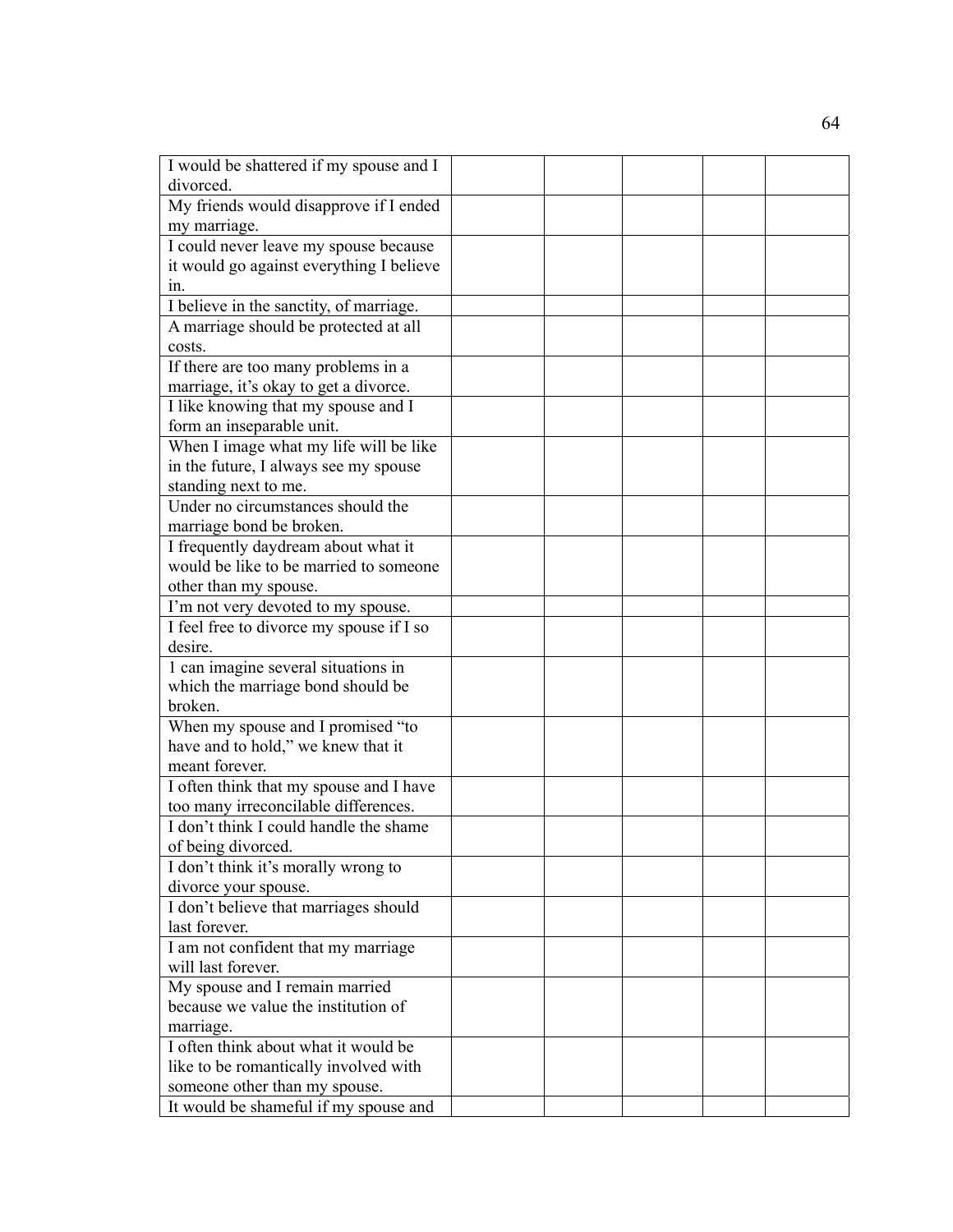| | | | | | |
|---|---|---|---|---|---|
| I would be shattered if my spouse and I divorced. | | | | | |
| My friends would disapprove if I ended my marriage. | | | | | |
| I could never leave my spouse because it would go against everything I believe in. | | | | | |
| I believe in the sanctity, of marriage. | | | | | |
| A marriage should be protected at all costs. | | | | | |
| If there are too many problems in a marriage, it's okay to get a divorce. | | | | | |
| I like knowing that my spouse and I form an inseparable unit. | | | | | |
| When I image what my life will be like in the future, I always see my spouse standing next to me. | | | | | |
| Under no circumstances should the marriage bond be broken. | | | | | |
| I frequently daydream about what it would be like to be married to someone other than my spouse. | | | | | |
| I'm not very devoted to my spouse. | | | | | |
| I feel free to divorce my spouse if I so desire. | | | | | |
| 1 can imagine several situations in which the marriage bond should be broken. | | | | | |
| When my spouse and I promised "to have and to hold," we knew that it meant forever. | | | | | |
| I often think that my spouse and I have too many irreconcilable differences. | | | | | |
| I don't think I could handle the shame of being divorced. | | | | | |
| I don't think it's morally wrong to divorce your spouse. | | | | | |
| I don't believe that marriages should last forever. | | | | | |
| I am not confident that my marriage will last forever. | | | | | |
| My spouse and I remain married because we value the institution of marriage. | | | | | |
| I often think about what it would be like to be romantically involved with someone other than my spouse. | | | | | |
| It would be shameful if my spouse and | | | | | |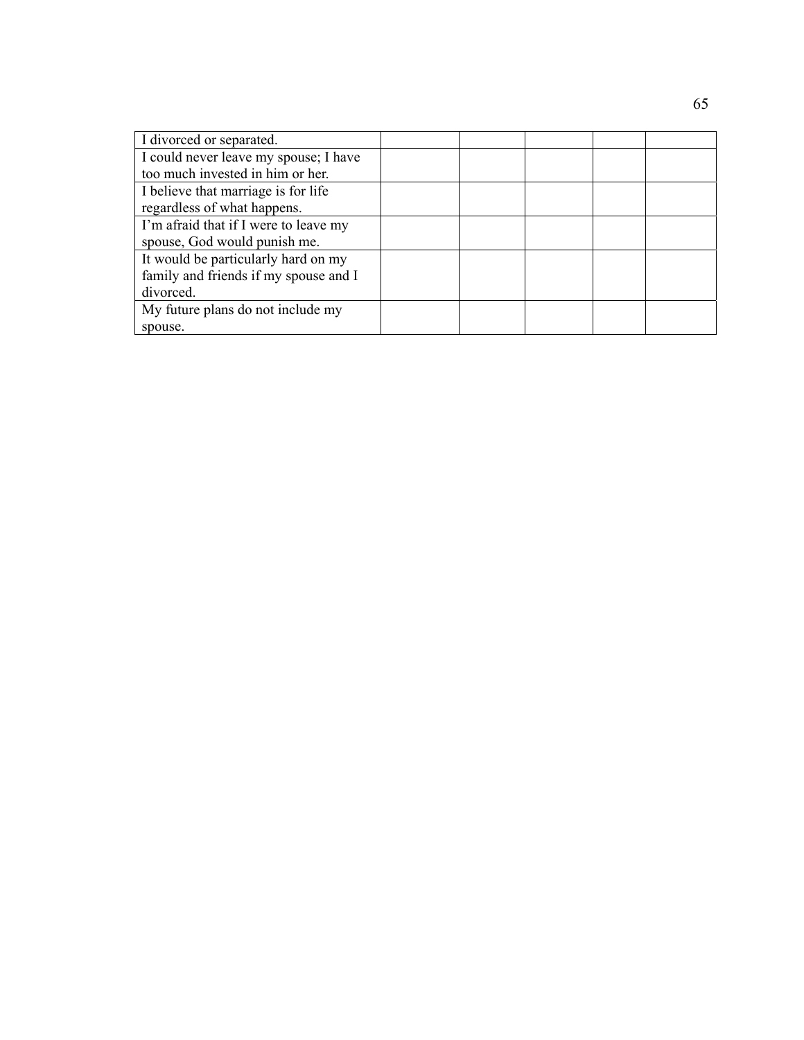| | | | | | |
|---|---|---|---|---|---|
| I divorced or separated. | | | | | |
| I could never leave my spouse; I have too much invested in him or her. | | | | | |
| I believe that marriage is for life regardless of what happens. | | | | | |
| I'm afraid that if I were to leave my spouse, God would punish me. | | | | | |
| It would be particularly hard on my family and friends if my spouse and I divorced. | | | | | |
| My future plans do not include my spouse. | | | | | |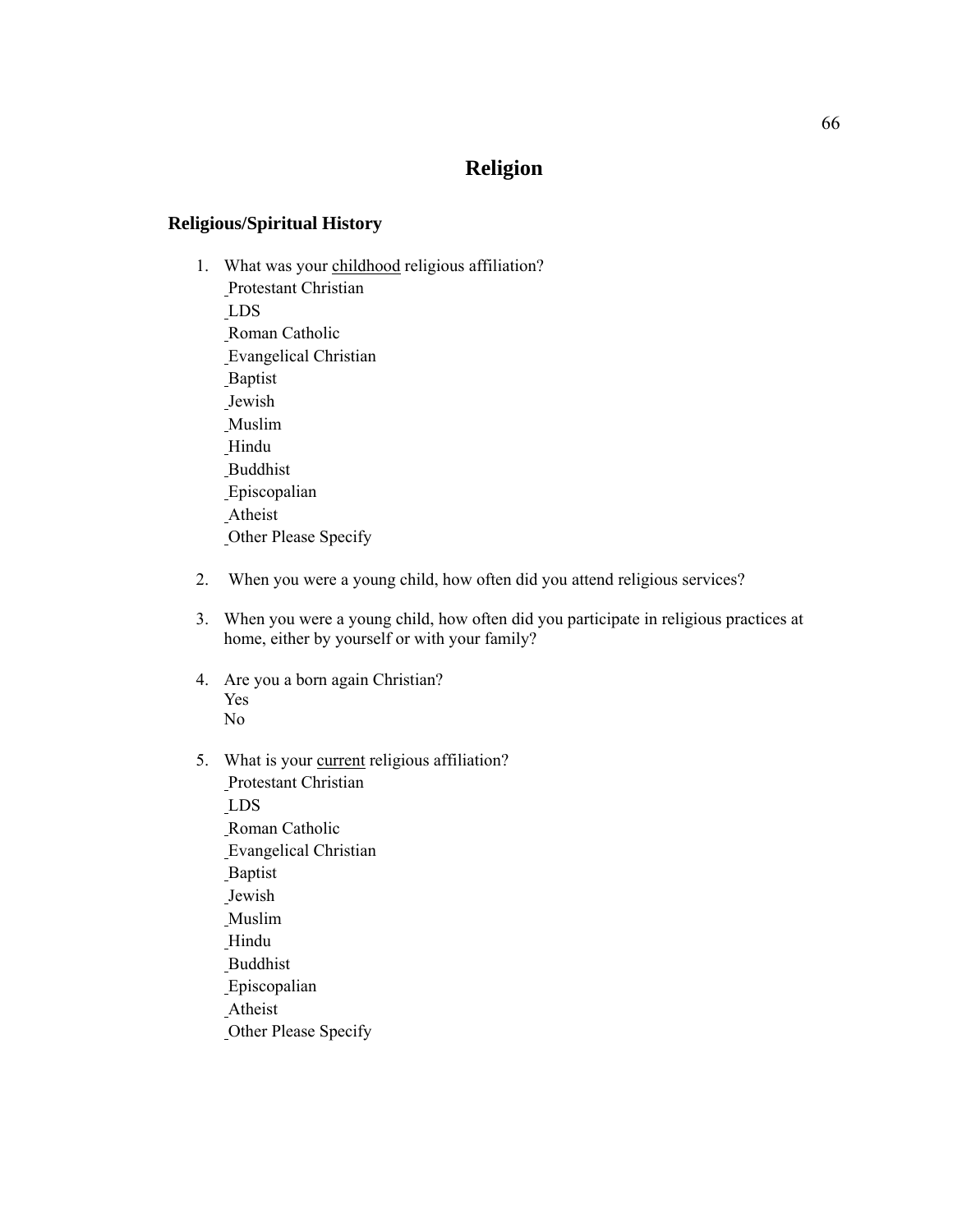# Religion

## Religious/Spiritual History

1. What was your <u>childhood</u> religious affiliation?
   _Protestant Christian
   _LDS
   _Roman Catholic
   _Evangelical Christian
   _Baptist
   _Jewish
   _Muslim
   _Hindu
   _Buddhist
   _Episcopalian
   _Atheist
   _Other Please Specify

2. When you were a young child, how often did you attend religious services?

3. When you were a young child, how often did you participate in religious practices at home, either by yourself or with your family?

4. Are you a born again Christian?
   Yes
   No

5. What is your <u>current</u> religious affiliation?
   _Protestant Christian
   _LDS
   _Roman Catholic
   _Evangelical Christian
   _Baptist
   _Jewish
   _Muslim
   _Hindu
   _Buddhist
   _Episcopalian
   _Atheist
   _Other Please Specify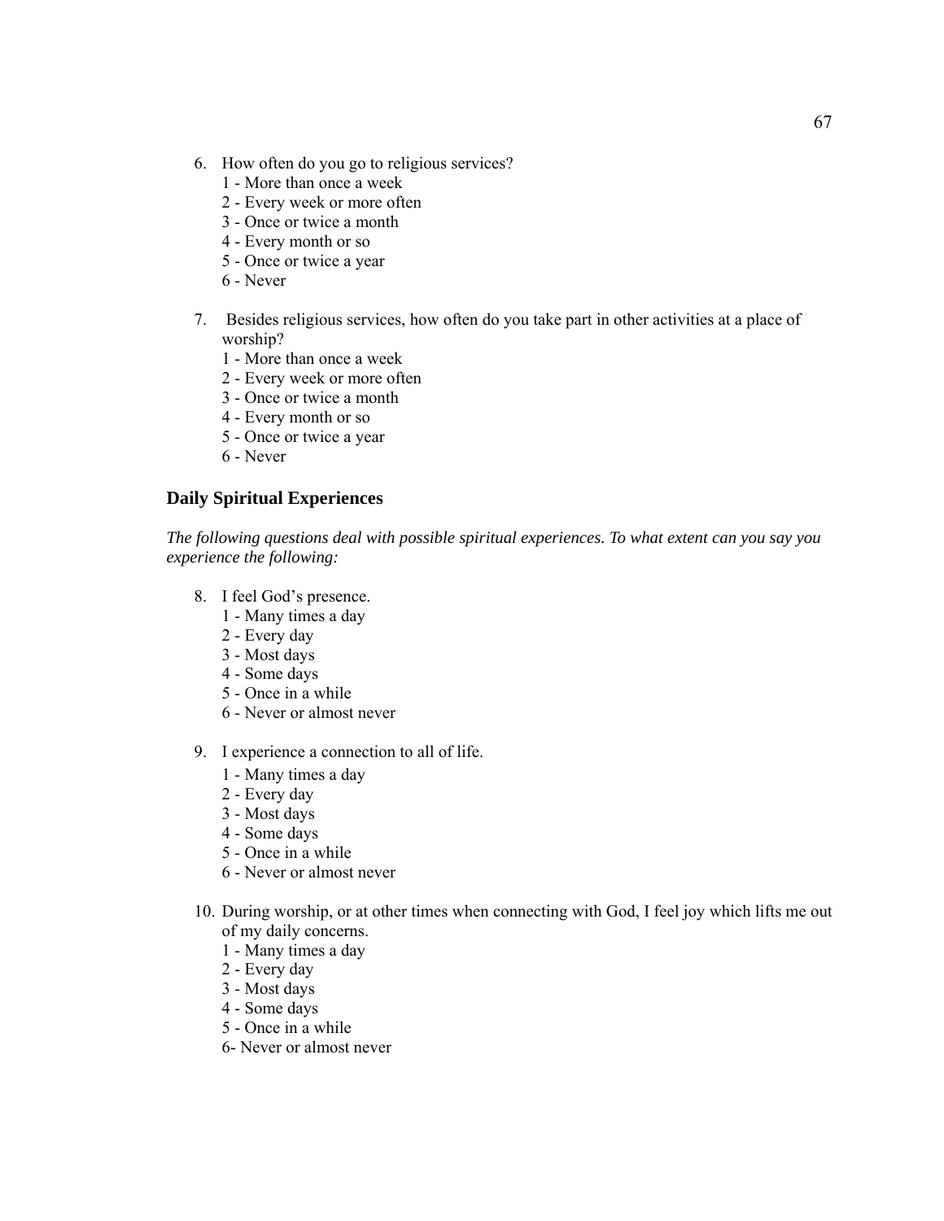6. How often do you go to religious services?
   1 - More than once a week
   2 - Every week or more often
   3 - Once or twice a month
   4 - Every month or so
   5 - Once or twice a year
   6 - Never

7. Besides religious services, how often do you take part in other activities at a place of worship?
   1 - More than once a week
   2 - Every week or more often
   3 - Once or twice a month
   4 - Every month or so
   5 - Once or twice a year
   6 - Never

### Daily Spiritual Experiences

*The following questions deal with possible spiritual experiences. To what extent can you say you experience the following:*

8. I feel God's presence.
   1 - Many times a day
   2 - Every day
   3 - Most days
   4 - Some days
   5 - Once in a while
   6 - Never or almost never

9. I experience a connection to all of life.
   1 - Many times a day
   2 - Every day
   3 - Most days
   4 - Some days
   5 - Once in a while
   6 - Never or almost never

10. During worship, or at other times when connecting with God, I feel joy which lifts me out of my daily concerns.
    1 - Many times a day
    2 - Every day
    3 - Most days
    4 - Some days
    5 - Once in a while
    6- Never or almost never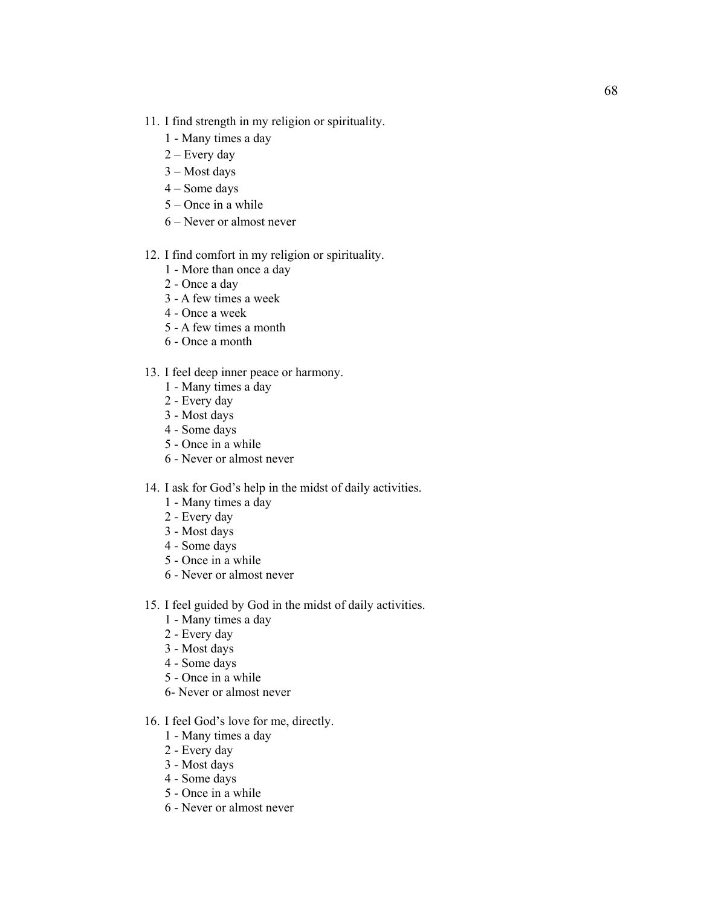11. I find strength in my religion or spirituality.
    1 - Many times a day
    2 – Every day
    3 – Most days
    4 – Some days
    5 – Once in a while
    6 – Never or almost never

12. I find comfort in my religion or spirituality.
    1 - More than once a day
    2 - Once a day
    3 - A few times a week
    4 - Once a week
    5 - A few times a month
    6 - Once a month

13. I feel deep inner peace or harmony.
    1 - Many times a day
    2 - Every day
    3 - Most days
    4 - Some days
    5 - Once in a while
    6 - Never or almost never

14. I ask for God's help in the midst of daily activities.
    1 - Many times a day
    2 - Every day
    3 - Most days
    4 - Some days
    5 - Once in a while
    6 - Never or almost never

15. I feel guided by God in the midst of daily activities.
    1 - Many times a day
    2 - Every day
    3 - Most days
    4 - Some days
    5 - Once in a while
    6- Never or almost never

16. I feel God's love for me, directly.
    1 - Many times a day
    2 - Every day
    3 - Most days
    4 - Some days
    5 - Once in a while
    6 - Never or almost never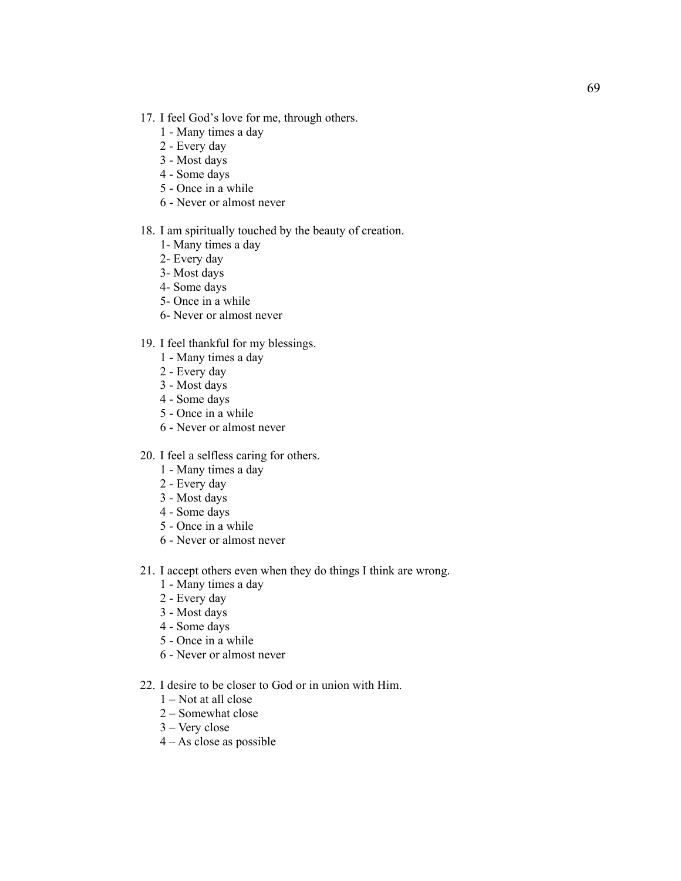17. I feel God's love for me, through others.
    1 - Many times a day
    2 - Every day
    3 - Most days
    4 - Some days
    5 - Once in a while
    6 - Never or almost never

18. I am spiritually touched by the beauty of creation.
    1- Many times a day
    2- Every day
    3- Most days
    4- Some days
    5- Once in a while
    6- Never or almost never

19. I feel thankful for my blessings.
    1 - Many times a day
    2 - Every day
    3 - Most days
    4 - Some days
    5 - Once in a while
    6 - Never or almost never

20. I feel a selfless caring for others.
    1 - Many times a day
    2 - Every day
    3 - Most days
    4 - Some days
    5 - Once in a while
    6 - Never or almost never

21. I accept others even when they do things I think are wrong.
    1 - Many times a day
    2 - Every day
    3 - Most days
    4 - Some days
    5 - Once in a while
    6 - Never or almost never

22. I desire to be closer to God or in union with Him.
    1 – Not at all close
    2 – Somewhat close
    3 – Very close
    4 – As close as possible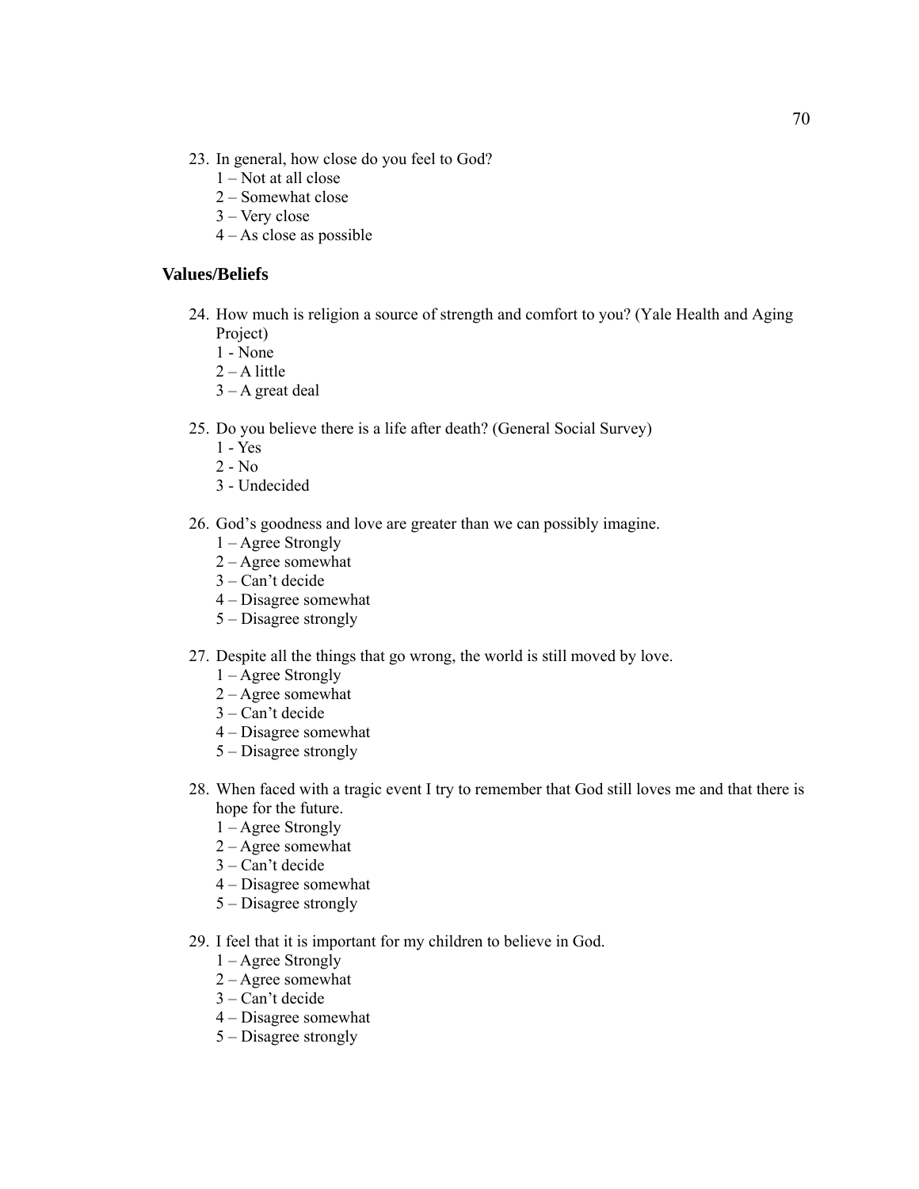23. In general, how close do you feel to God?
    1 – Not at all close
    2 – Somewhat close
    3 – Very close
    4 – As close as possible

### Values/Beliefs

24. How much is religion a source of strength and comfort to you? (Yale Health and Aging Project)
    1 - None
    2 – A little
    3 – A great deal

25. Do you believe there is a life after death? (General Social Survey)
    1 - Yes
    2 - No
    3 - Undecided

26. God's goodness and love are greater than we can possibly imagine.
    1 – Agree Strongly
    2 – Agree somewhat
    3 – Can't decide
    4 – Disagree somewhat
    5 – Disagree strongly

27. Despite all the things that go wrong, the world is still moved by love.
    1 – Agree Strongly
    2 – Agree somewhat
    3 – Can't decide
    4 – Disagree somewhat
    5 – Disagree strongly

28. When faced with a tragic event I try to remember that God still loves me and that there is hope for the future.
    1 – Agree Strongly
    2 – Agree somewhat
    3 – Can't decide
    4 – Disagree somewhat
    5 – Disagree strongly

29. I feel that it is important for my children to believe in God.
    1 – Agree Strongly
    2 – Agree somewhat
    3 – Can't decide
    4 – Disagree somewhat
    5 – Disagree strongly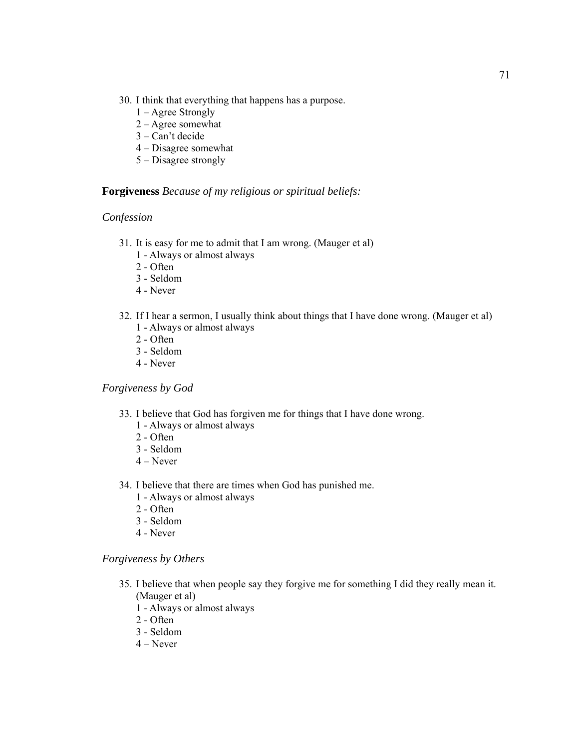30. I think that everything that happens has a purpose.
    1 – Agree Strongly
    2 – Agree somewhat
    3 – Can't decide
    4 – Disagree somewhat
    5 – Disagree strongly

**Forgiveness** *Because of my religious or spiritual beliefs:*

*Confession*

31. It is easy for me to admit that I am wrong. (Mauger et al)
    1 - Always or almost always
    2 - Often
    3 - Seldom
    4 - Never

32. If I hear a sermon, I usually think about things that I have done wrong. (Mauger et al)
    1 - Always or almost always
    2 - Often
    3 - Seldom
    4 - Never

*Forgiveness by God*

33. I believe that God has forgiven me for things that I have done wrong.
    1 - Always or almost always
    2 - Often
    3 - Seldom
    4 – Never

34. I believe that there are times when God has punished me.
    1 - Always or almost always
    2 - Often
    3 - Seldom
    4 - Never

*Forgiveness by Others*

35. I believe that when people say they forgive me for something I did they really mean it. (Mauger et al)
    1 - Always or almost always
    2 - Often
    3 - Seldom
    4 – Never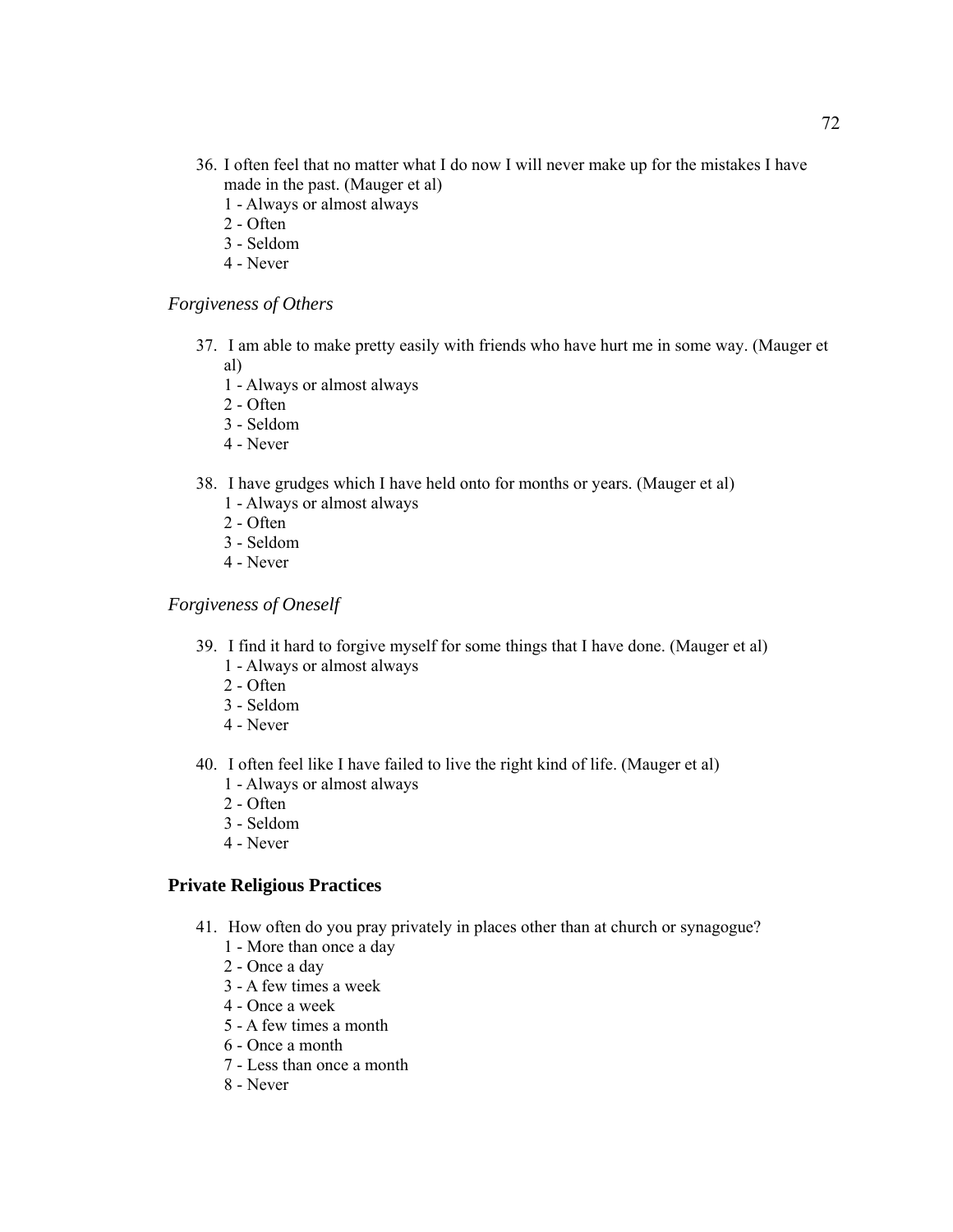36. I often feel that no matter what I do now I will never make up for the mistakes I have made in the past. (Mauger et al)
    1 - Always or almost always
    2 - Often
    3 - Seldom
    4 - Never

*Forgiveness of Others*

37. I am able to make pretty easily with friends who have hurt me in some way. (Mauger et al)
    1 - Always or almost always
    2 - Often
    3 - Seldom
    4 - Never

38. I have grudges which I have held onto for months or years. (Mauger et al)
    1 - Always or almost always
    2 - Often
    3 - Seldom
    4 - Never

*Forgiveness of Oneself*

39. I find it hard to forgive myself for some things that I have done. (Mauger et al)
    1 - Always or almost always
    2 - Often
    3 - Seldom
    4 - Never

40. I often feel like I have failed to live the right kind of life. (Mauger et al)
    1 - Always or almost always
    2 - Often
    3 - Seldom
    4 - Never

## Private Religious Practices

41. How often do you pray privately in places other than at church or synagogue?
    1 - More than once a day
    2 - Once a day
    3 - A few times a week
    4 - Once a week
    5 - A few times a month
    6 - Once a month
    7 - Less than once a month
    8 - Never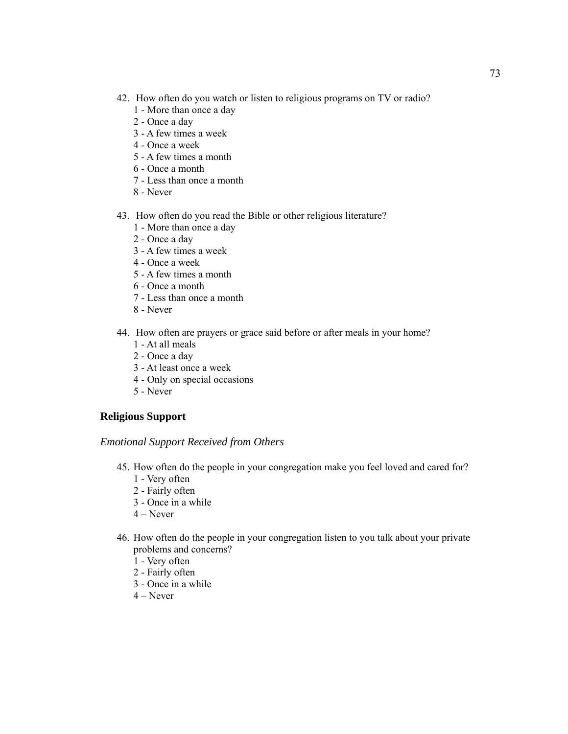42. How often do you watch or listen to religious programs on TV or radio?
    1 - More than once a day
    2 - Once a day
    3 - A few times a week
    4 - Once a week
    5 - A few times a month
    6 - Once a month
    7 - Less than once a month
    8 - Never

43. How often do you read the Bible or other religious literature?
    1 - More than once a day
    2 - Once a day
    3 - A few times a week
    4 - Once a week
    5 - A few times a month
    6 - Once a month
    7 - Less than once a month
    8 - Never

44. How often are prayers or grace said before or after meals in your home?
    1 - At all meals
    2 - Once a day
    3 - At least once a week
    4 - Only on special occasions
    5 - Never

## Religious Support

*Emotional Support Received from Others*

45. How often do the people in your congregation make you feel loved and cared for?
    1 - Very often
    2 - Fairly often
    3 - Once in a while
    4 – Never

46. How often do the people in your congregation listen to you talk about your private problems and concerns?
    1 - Very often
    2 - Fairly often
    3 - Once in a while
    4 – Never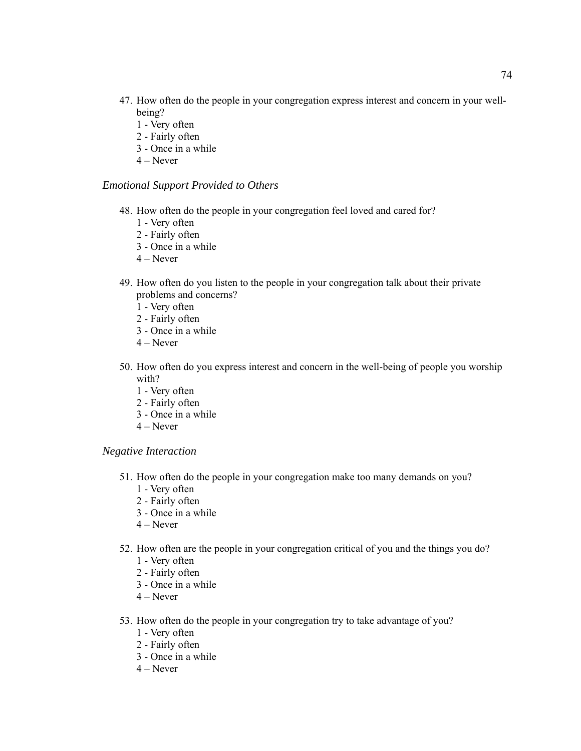47. How often do the people in your congregation express interest and concern in your well-being?
    1 - Very often
    2 - Fairly often
    3 - Once in a while
    4 – Never

*Emotional Support Provided to Others*

48. How often do the people in your congregation feel loved and cared for?
    1 - Very often
    2 - Fairly often
    3 - Once in a while
    4 – Never

49. How often do you listen to the people in your congregation talk about their private problems and concerns?
    1 - Very often
    2 - Fairly often
    3 - Once in a while
    4 – Never

50. How often do you express interest and concern in the well-being of people you worship with?
    1 - Very often
    2 - Fairly often
    3 - Once in a while
    4 – Never

*Negative Interaction*

51. How often do the people in your congregation make too many demands on you?
    1 - Very often
    2 - Fairly often
    3 - Once in a while
    4 – Never

52. How often are the people in your congregation critical of you and the things you do?
    1 - Very often
    2 - Fairly often
    3 - Once in a while
    4 – Never

53. How often do the people in your congregation try to take advantage of you?
    1 - Very often
    2 - Fairly often
    3 - Once in a while
    4 – Never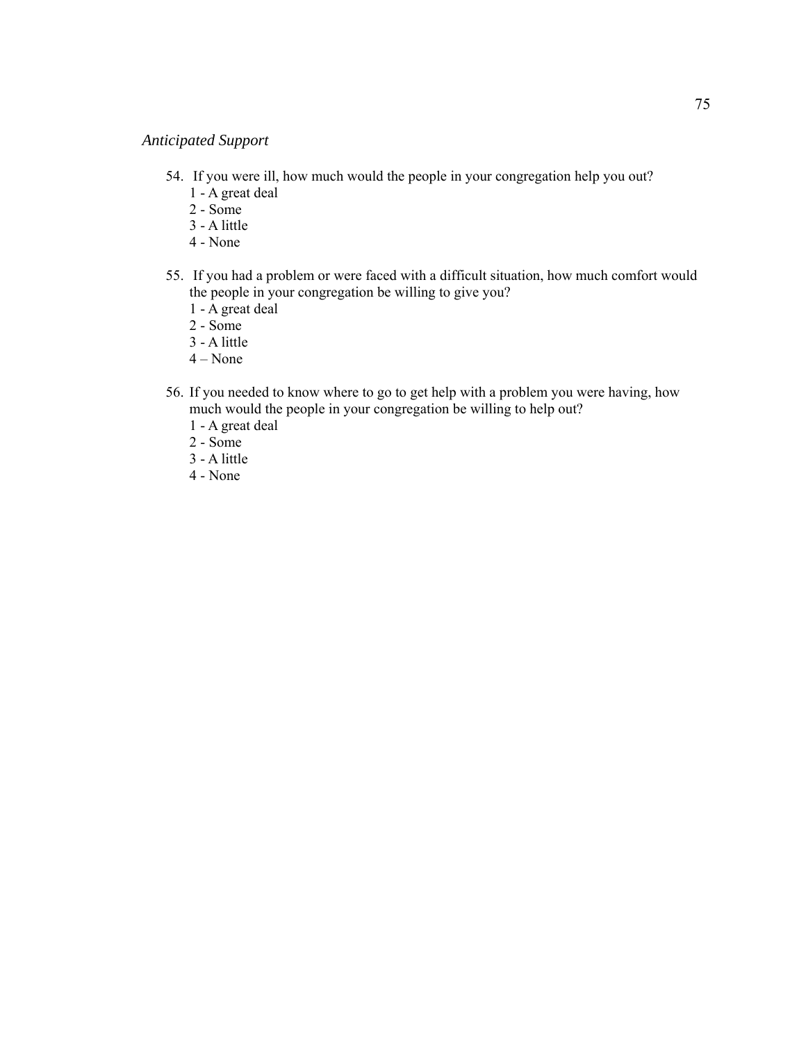*Anticipated Support*

54. If you were ill, how much would the people in your congregation help you out?
    1 - A great deal
    2 - Some
    3 - A little
    4 - None

55. If you had a problem or were faced with a difficult situation, how much comfort would the people in your congregation be willing to give you?
    1 - A great deal
    2 - Some
    3 - A little
    4 – None

56. If you needed to know where to go to get help with a problem you were having, how much would the people in your congregation be willing to help out?
    1 - A great deal
    2 - Some
    3 - A little
    4 - None